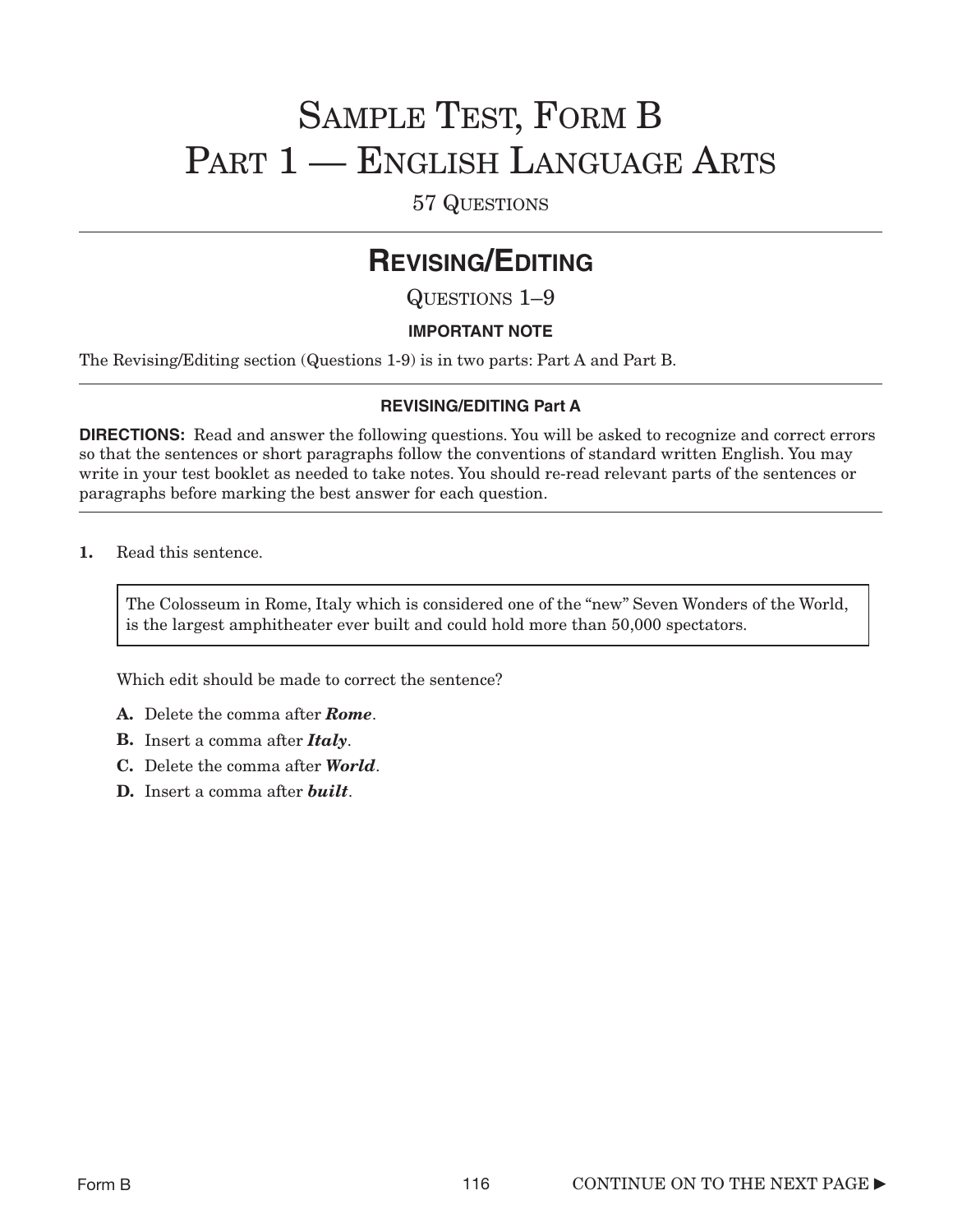# Sample Test, Form B
# Part 1 — English Language Arts

57 Questions

## Revising/Editing

Questions 1–9

**IMPORTANT NOTE**

The Revising/Editing section (Questions 1-9) is in two parts: Part A and Part B.

### REVISING/EDITING Part A

**DIRECTIONS:** Read and answer the following questions. You will be asked to recognize and correct errors so that the sentences or short paragraphs follow the conventions of standard written English. You may write in your test booklet as needed to take notes. You should re-read relevant parts of the sentences or paragraphs before marking the best answer for each question.

**1.** Read this sentence.

> The Colosseum in Rome, Italy which is considered one of the "new" Seven Wonders of the World, is the largest amphitheater ever built and could hold more than 50,000 spectators.

Which edit should be made to correct the sentence?

- **A.** Delete the comma after ***Rome***.
- **B.** Insert a comma after ***Italy***.
- **C.** Delete the comma after ***World***.
- **D.** Insert a comma after ***built***.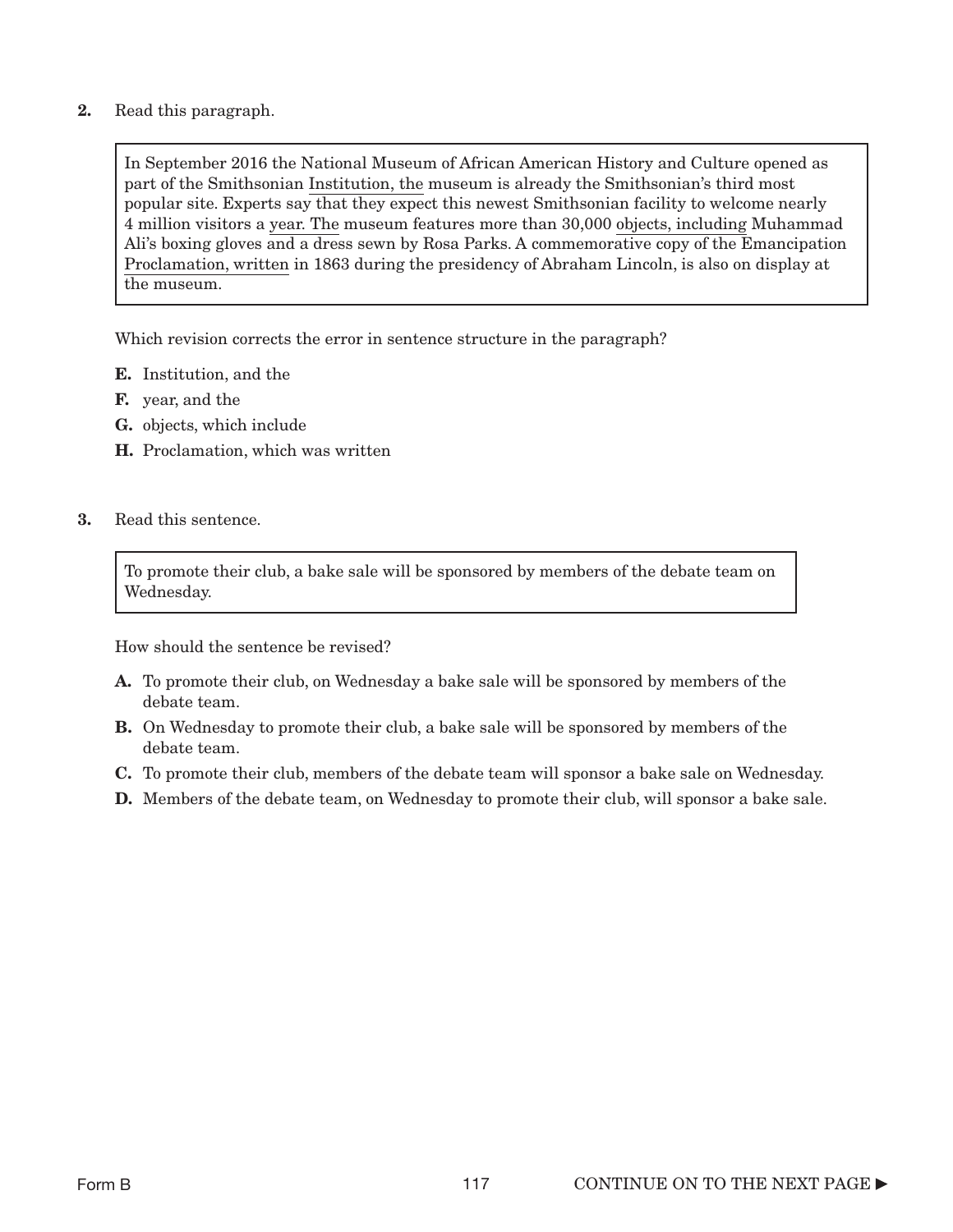**2.** Read this paragraph.

> In September 2016 the National Museum of African American History and Culture opened as part of the Smithsonian <u>Institution, the</u> museum is already the Smithsonian's third most popular site. Experts say that they expect this newest Smithsonian facility to welcome nearly 4 million visitors a <u>year. The</u> museum features more than 30,000 <u>objects, including</u> Muhammad Ali's boxing gloves and a dress sewn by Rosa Parks. A commemorative copy of the Emancipation <u>Proclamation, written</u> in 1863 during the presidency of Abraham Lincoln, is also on display at the museum.

Which revision corrects the error in sentence structure in the paragraph?

**E.** Institution, and the

**F.** year, and the

**G.** objects, which include

**H.** Proclamation, which was written

**3.** Read this sentence.

> To promote their club, a bake sale will be sponsored by members of the debate team on Wednesday.

How should the sentence be revised?

**A.** To promote their club, on Wednesday a bake sale will be sponsored by members of the debate team.

**B.** On Wednesday to promote their club, a bake sale will be sponsored by members of the debate team.

**C.** To promote their club, members of the debate team will sponsor a bake sale on Wednesday.

**D.** Members of the debate team, on Wednesday to promote their club, will sponsor a bake sale.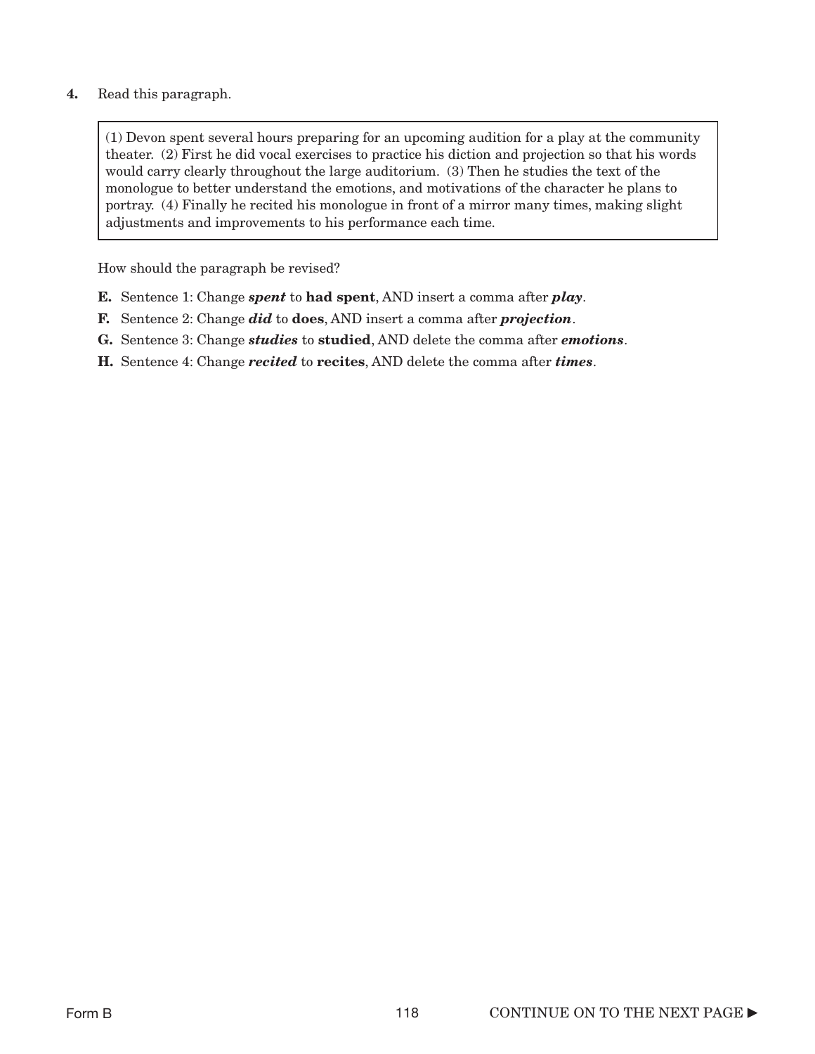**4.** Read this paragraph.

> (1) Devon spent several hours preparing for an upcoming audition for a play at the community theater. (2) First he did vocal exercises to practice his diction and projection so that his words would carry clearly throughout the large auditorium. (3) Then he studies the text of the monologue to better understand the emotions, and motivations of the character he plans to portray. (4) Finally he recited his monologue in front of a mirror many times, making slight adjustments and improvements to his performance each time.

How should the paragraph be revised?

- **E.** Sentence 1: Change ***spent*** to **had spent**, AND insert a comma after ***play***.
- **F.** Sentence 2: Change ***did*** to **does**, AND insert a comma after ***projection***.
- **G.** Sentence 3: Change ***studies*** to **studied**, AND delete the comma after ***emotions***.
- **H.** Sentence 4: Change ***recited*** to **recites**, AND delete the comma after ***times***.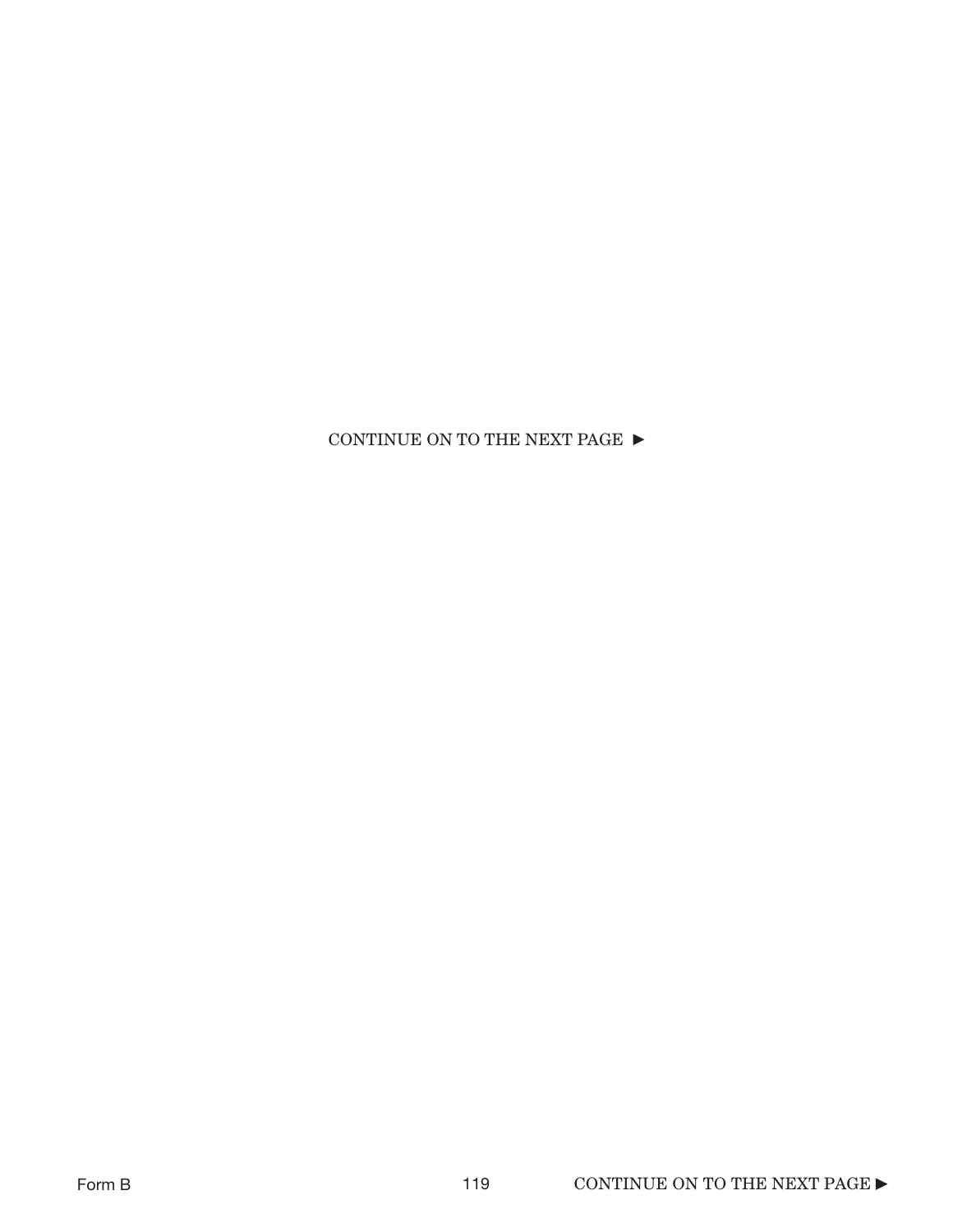CONTINUE ON TO THE NEXT PAGE ►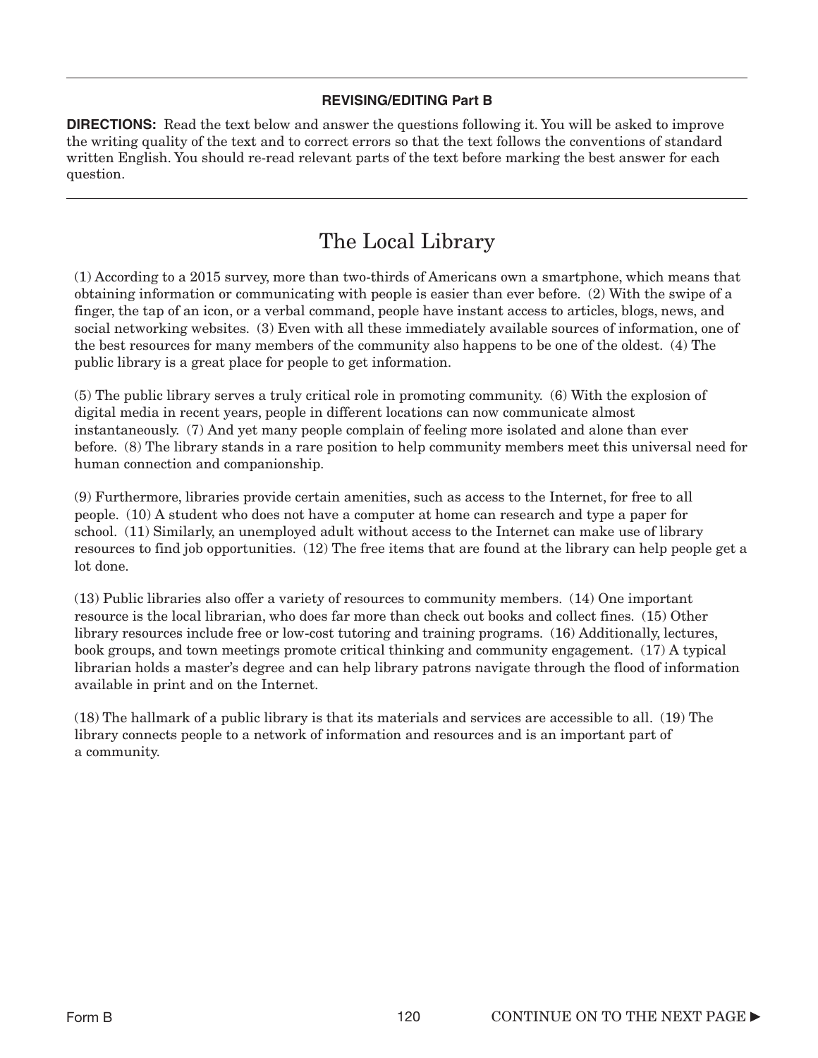**REVISING/EDITING Part B**

**DIRECTIONS:** Read the text below and answer the questions following it. You will be asked to improve the writing quality of the text and to correct errors so that the text follows the conventions of standard written English. You should re-read relevant parts of the text before marking the best answer for each question.

# The Local Library

(1) According to a 2015 survey, more than two-thirds of Americans own a smartphone, which means that obtaining information or communicating with people is easier than ever before. (2) With the swipe of a finger, the tap of an icon, or a verbal command, people have instant access to articles, blogs, news, and social networking websites. (3) Even with all these immediately available sources of information, one of the best resources for many members of the community also happens to be one of the oldest. (4) The public library is a great place for people to get information.

(5) The public library serves a truly critical role in promoting community. (6) With the explosion of digital media in recent years, people in different locations can now communicate almost instantaneously. (7) And yet many people complain of feeling more isolated and alone than ever before. (8) The library stands in a rare position to help community members meet this universal need for human connection and companionship.

(9) Furthermore, libraries provide certain amenities, such as access to the Internet, for free to all people. (10) A student who does not have a computer at home can research and type a paper for school. (11) Similarly, an unemployed adult without access to the Internet can make use of library resources to find job opportunities. (12) The free items that are found at the library can help people get a lot done.

(13) Public libraries also offer a variety of resources to community members. (14) One important resource is the local librarian, who does far more than check out books and collect fines. (15) Other library resources include free or low-cost tutoring and training programs. (16) Additionally, lectures, book groups, and town meetings promote critical thinking and community engagement. (17) A typical librarian holds a master's degree and can help library patrons navigate through the flood of information available in print and on the Internet.

(18) The hallmark of a public library is that its materials and services are accessible to all. (19) The library connects people to a network of information and resources and is an important part of a community.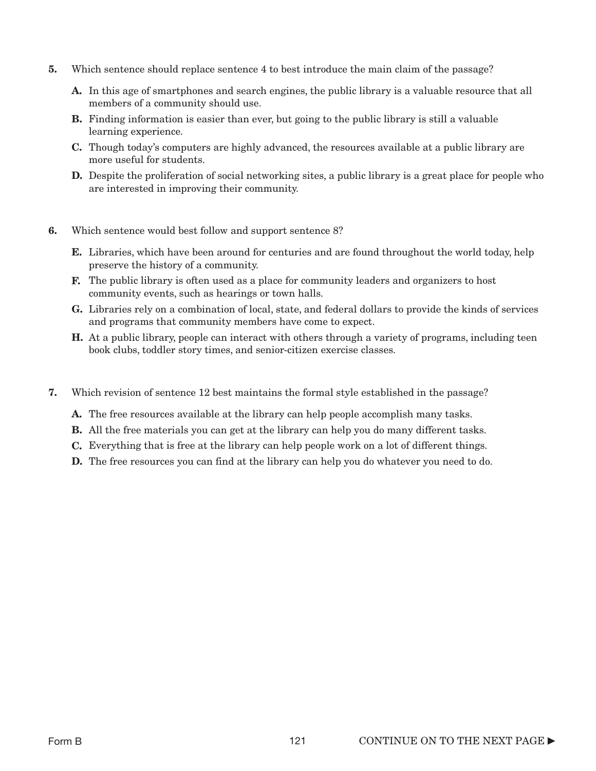**5.** Which sentence should replace sentence 4 to best introduce the main claim of the passage?

**A.** In this age of smartphones and search engines, the public library is a valuable resource that all members of a community should use.

**B.** Finding information is easier than ever, but going to the public library is still a valuable learning experience.

**C.** Though today's computers are highly advanced, the resources available at a public library are more useful for students.

**D.** Despite the proliferation of social networking sites, a public library is a great place for people who are interested in improving their community.

**6.** Which sentence would best follow and support sentence 8?

**E.** Libraries, which have been around for centuries and are found throughout the world today, help preserve the history of a community.

**F.** The public library is often used as a place for community leaders and organizers to host community events, such as hearings or town halls.

**G.** Libraries rely on a combination of local, state, and federal dollars to provide the kinds of services and programs that community members have come to expect.

**H.** At a public library, people can interact with others through a variety of programs, including teen book clubs, toddler story times, and senior-citizen exercise classes.

**7.** Which revision of sentence 12 best maintains the formal style established in the passage?

**A.** The free resources available at the library can help people accomplish many tasks.

**B.** All the free materials you can get at the library can help you do many different tasks.

**C.** Everything that is free at the library can help people work on a lot of different things.

**D.** The free resources you can find at the library can help you do whatever you need to do.

CONTINUE ON TO THE NEXT PAGE ►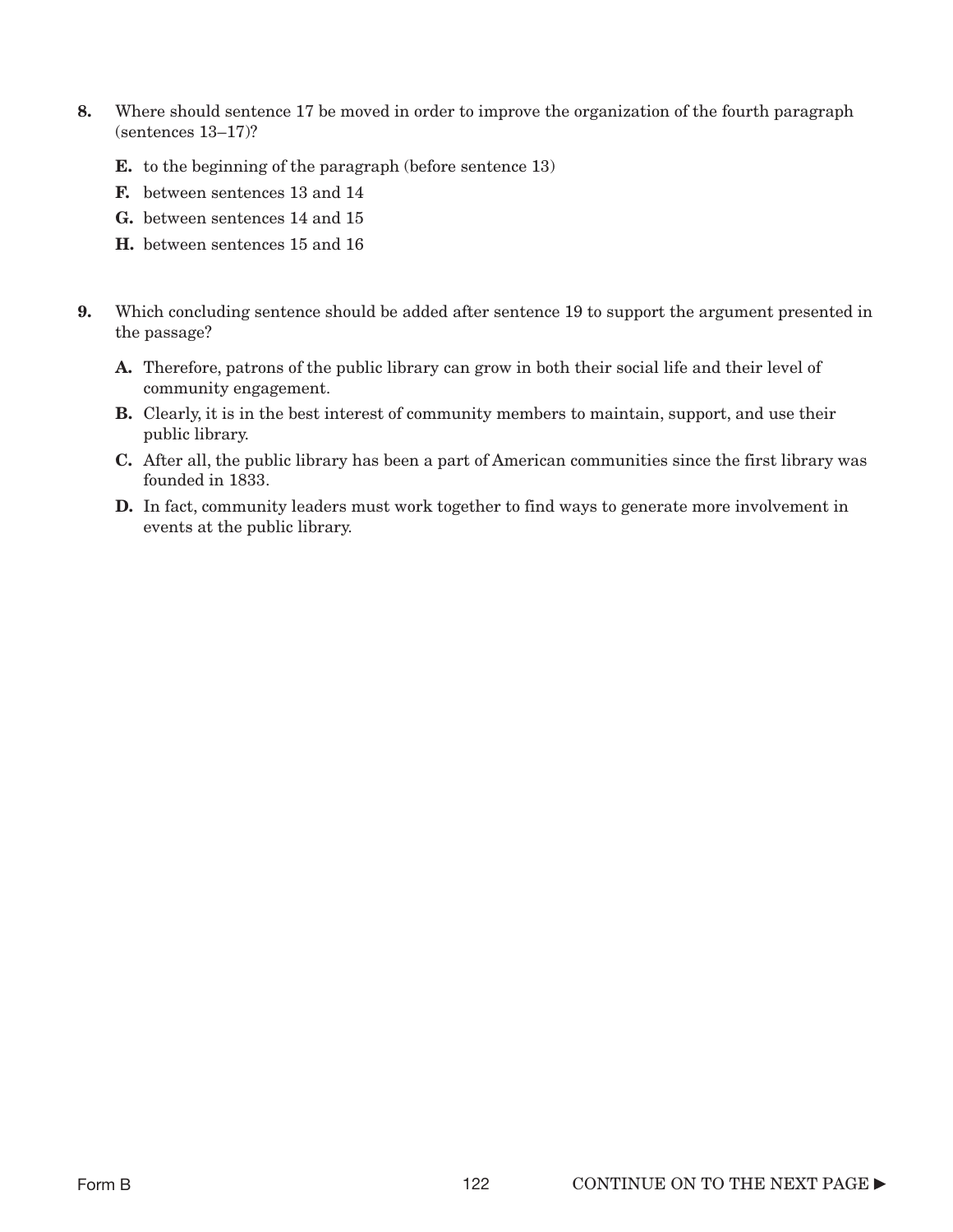**8.** Where should sentence 17 be moved in order to improve the organization of the fourth paragraph (sentences 13–17)?

- **E.** to the beginning of the paragraph (before sentence 13)
- **F.** between sentences 13 and 14
- **G.** between sentences 14 and 15
- **H.** between sentences 15 and 16

**9.** Which concluding sentence should be added after sentence 19 to support the argument presented in the passage?

- **A.** Therefore, patrons of the public library can grow in both their social life and their level of community engagement.
- **B.** Clearly, it is in the best interest of community members to maintain, support, and use their public library.
- **C.** After all, the public library has been a part of American communities since the first library was founded in 1833.
- **D.** In fact, community leaders must work together to find ways to generate more involvement in events at the public library.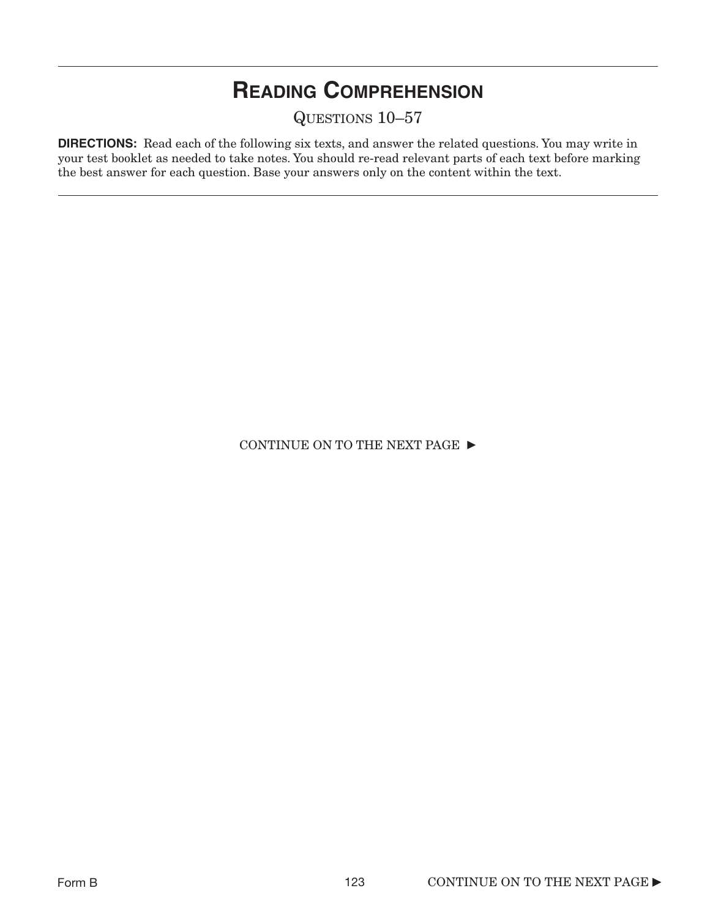# READING COMPREHENSION

QUESTIONS 10–57

**DIRECTIONS:** Read each of the following six texts, and answer the related questions. You may write in your test booklet as needed to take notes. You should re-read relevant parts of each text before marking the best answer for each question. Base your answers only on the content within the text.

CONTINUE ON TO THE NEXT PAGE ►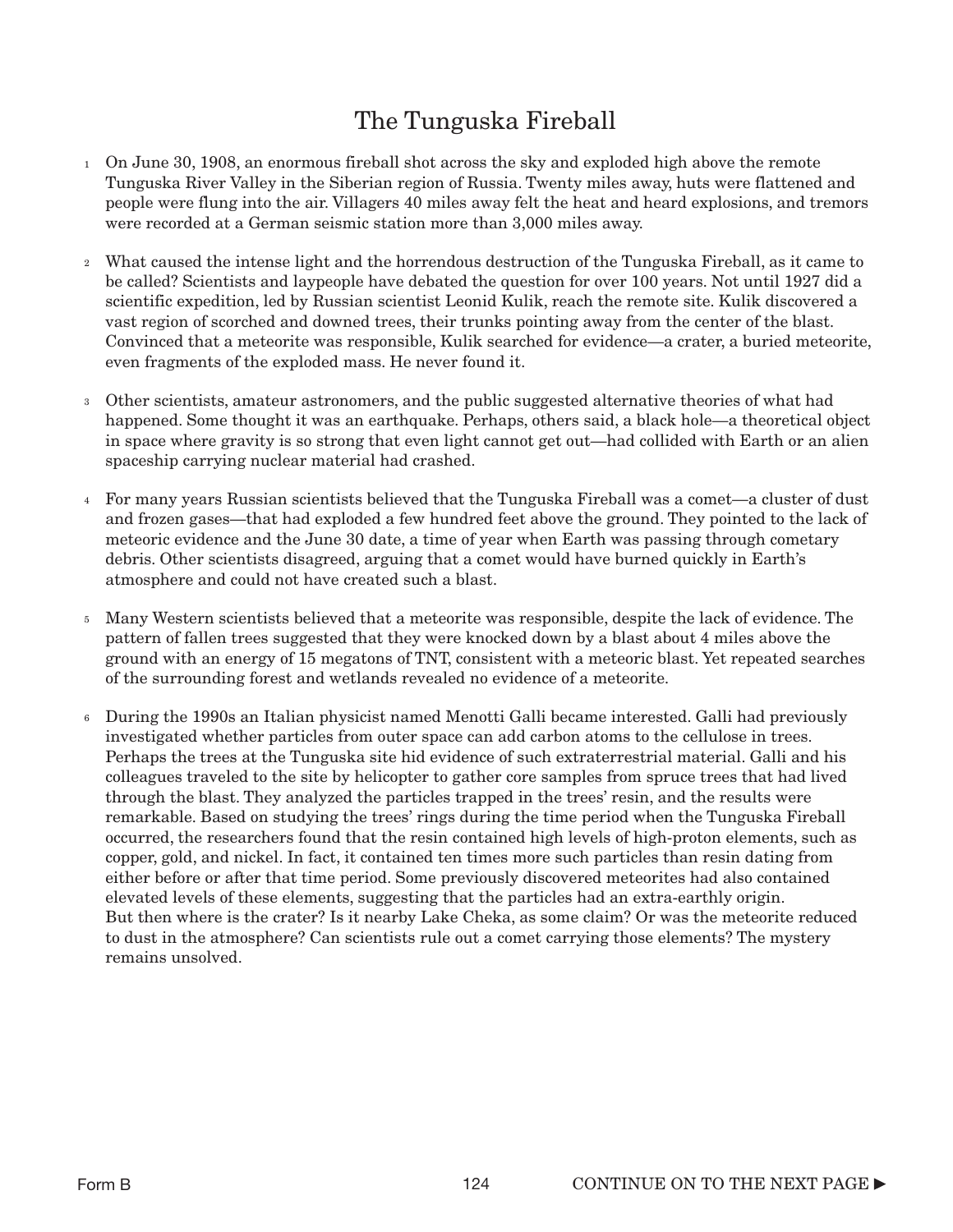# The Tunguska Fireball

1 On June 30, 1908, an enormous fireball shot across the sky and exploded high above the remote Tunguska River Valley in the Siberian region of Russia. Twenty miles away, huts were flattened and people were flung into the air. Villagers 40 miles away felt the heat and heard explosions, and tremors were recorded at a German seismic station more than 3,000 miles away.

2 What caused the intense light and the horrendous destruction of the Tunguska Fireball, as it came to be called? Scientists and laypeople have debated the question for over 100 years. Not until 1927 did a scientific expedition, led by Russian scientist Leonid Kulik, reach the remote site. Kulik discovered a vast region of scorched and downed trees, their trunks pointing away from the center of the blast. Convinced that a meteorite was responsible, Kulik searched for evidence—a crater, a buried meteorite, even fragments of the exploded mass. He never found it.

3 Other scientists, amateur astronomers, and the public suggested alternative theories of what had happened. Some thought it was an earthquake. Perhaps, others said, a black hole—a theoretical object in space where gravity is so strong that even light cannot get out—had collided with Earth or an alien spaceship carrying nuclear material had crashed.

4 For many years Russian scientists believed that the Tunguska Fireball was a comet—a cluster of dust and frozen gases—that had exploded a few hundred feet above the ground. They pointed to the lack of meteoric evidence and the June 30 date, a time of year when Earth was passing through cometary debris. Other scientists disagreed, arguing that a comet would have burned quickly in Earth's atmosphere and could not have created such a blast.

5 Many Western scientists believed that a meteorite was responsible, despite the lack of evidence. The pattern of fallen trees suggested that they were knocked down by a blast about 4 miles above the ground with an energy of 15 megatons of TNT, consistent with a meteoric blast. Yet repeated searches of the surrounding forest and wetlands revealed no evidence of a meteorite.

6 During the 1990s an Italian physicist named Menotti Galli became interested. Galli had previously investigated whether particles from outer space can add carbon atoms to the cellulose in trees. Perhaps the trees at the Tunguska site hid evidence of such extraterrestrial material. Galli and his colleagues traveled to the site by helicopter to gather core samples from spruce trees that had lived through the blast. They analyzed the particles trapped in the trees' resin, and the results were remarkable. Based on studying the trees' rings during the time period when the Tunguska Fireball occurred, the researchers found that the resin contained high levels of high-proton elements, such as copper, gold, and nickel. In fact, it contained ten times more such particles than resin dating from either before or after that time period. Some previously discovered meteorites had also contained elevated levels of these elements, suggesting that the particles had an extra-earthly origin.
But then where is the crater? Is it nearby Lake Cheka, as some claim? Or was the meteorite reduced to dust in the atmosphere? Can scientists rule out a comet carrying those elements? The mystery remains unsolved.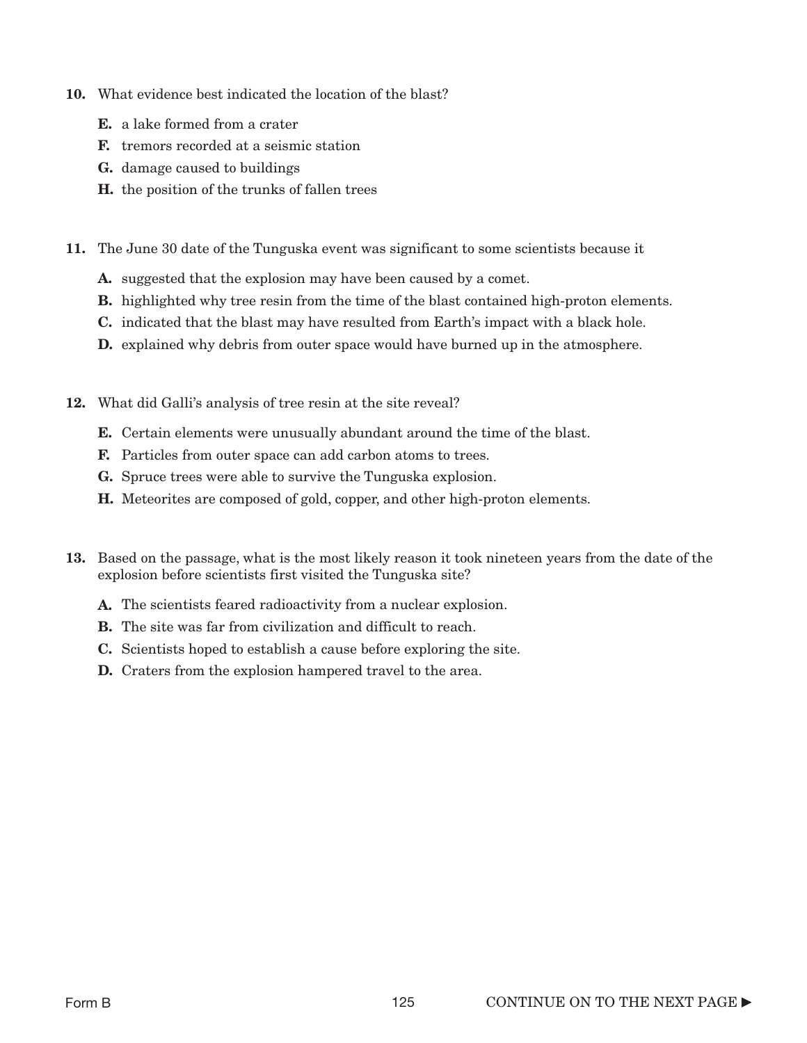**10.** What evidence best indicated the location of the blast?

- **E.** a lake formed from a crater
- **F.** tremors recorded at a seismic station
- **G.** damage caused to buildings
- **H.** the position of the trunks of fallen trees

**11.** The June 30 date of the Tunguska event was significant to some scientists because it

- **A.** suggested that the explosion may have been caused by a comet.
- **B.** highlighted why tree resin from the time of the blast contained high-proton elements.
- **C.** indicated that the blast may have resulted from Earth's impact with a black hole.
- **D.** explained why debris from outer space would have burned up in the atmosphere.

**12.** What did Galli's analysis of tree resin at the site reveal?

- **E.** Certain elements were unusually abundant around the time of the blast.
- **F.** Particles from outer space can add carbon atoms to trees.
- **G.** Spruce trees were able to survive the Tunguska explosion.
- **H.** Meteorites are composed of gold, copper, and other high-proton elements.

**13.** Based on the passage, what is the most likely reason it took nineteen years from the date of the explosion before scientists first visited the Tunguska site?

- **A.** The scientists feared radioactivity from a nuclear explosion.
- **B.** The site was far from civilization and difficult to reach.
- **C.** Scientists hoped to establish a cause before exploring the site.
- **D.** Craters from the explosion hampered travel to the area.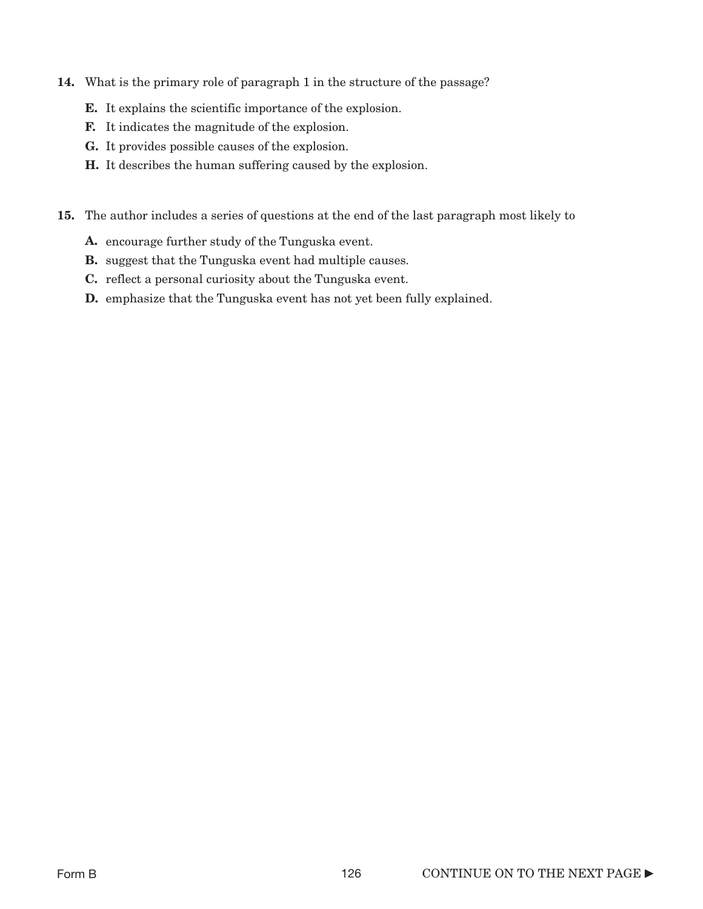**14.** What is the primary role of paragraph 1 in the structure of the passage?

**E.** It explains the scientific importance of the explosion.

**F.** It indicates the magnitude of the explosion.

**G.** It provides possible causes of the explosion.

**H.** It describes the human suffering caused by the explosion.

**15.** The author includes a series of questions at the end of the last paragraph most likely to

**A.** encourage further study of the Tunguska event.

**B.** suggest that the Tunguska event had multiple causes.

**C.** reflect a personal curiosity about the Tunguska event.

**D.** emphasize that the Tunguska event has not yet been fully explained.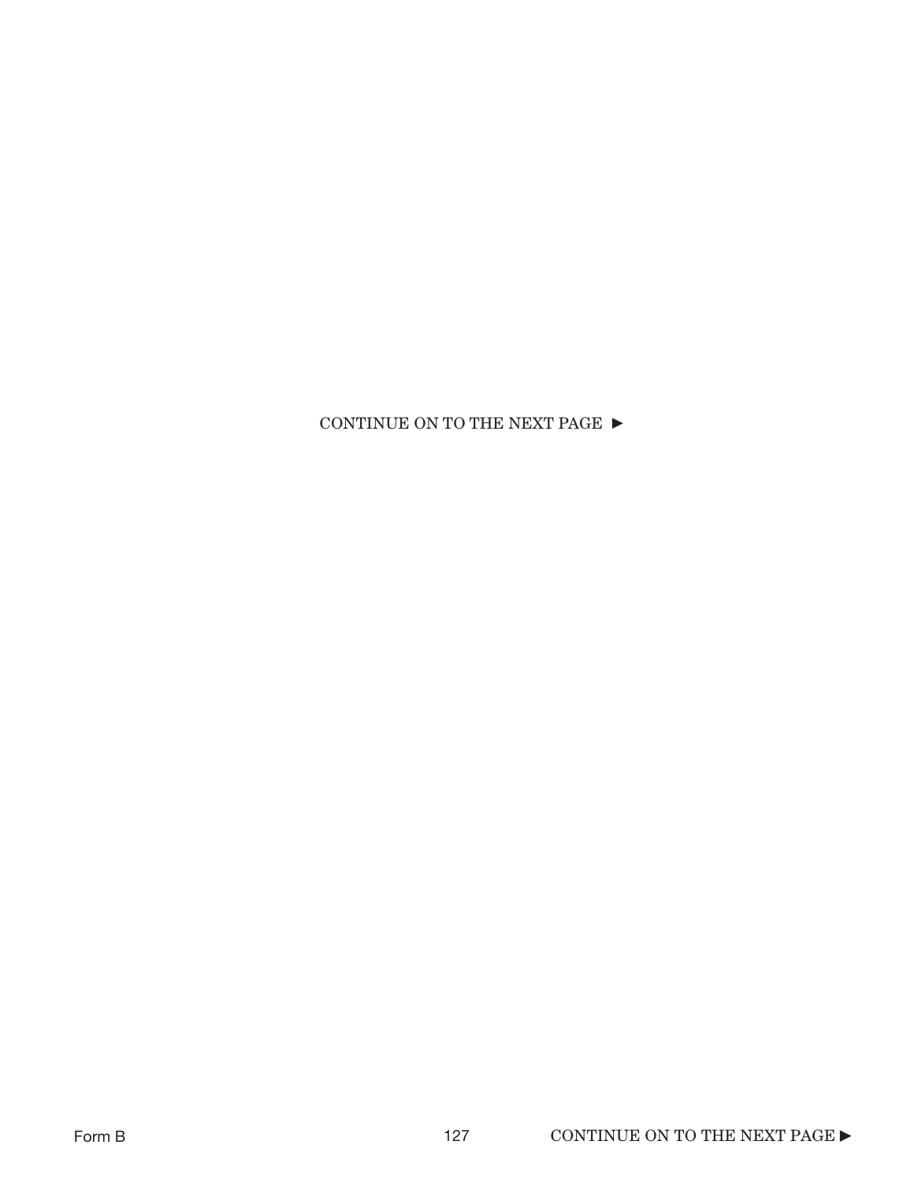CONTINUE ON TO THE NEXT PAGE ►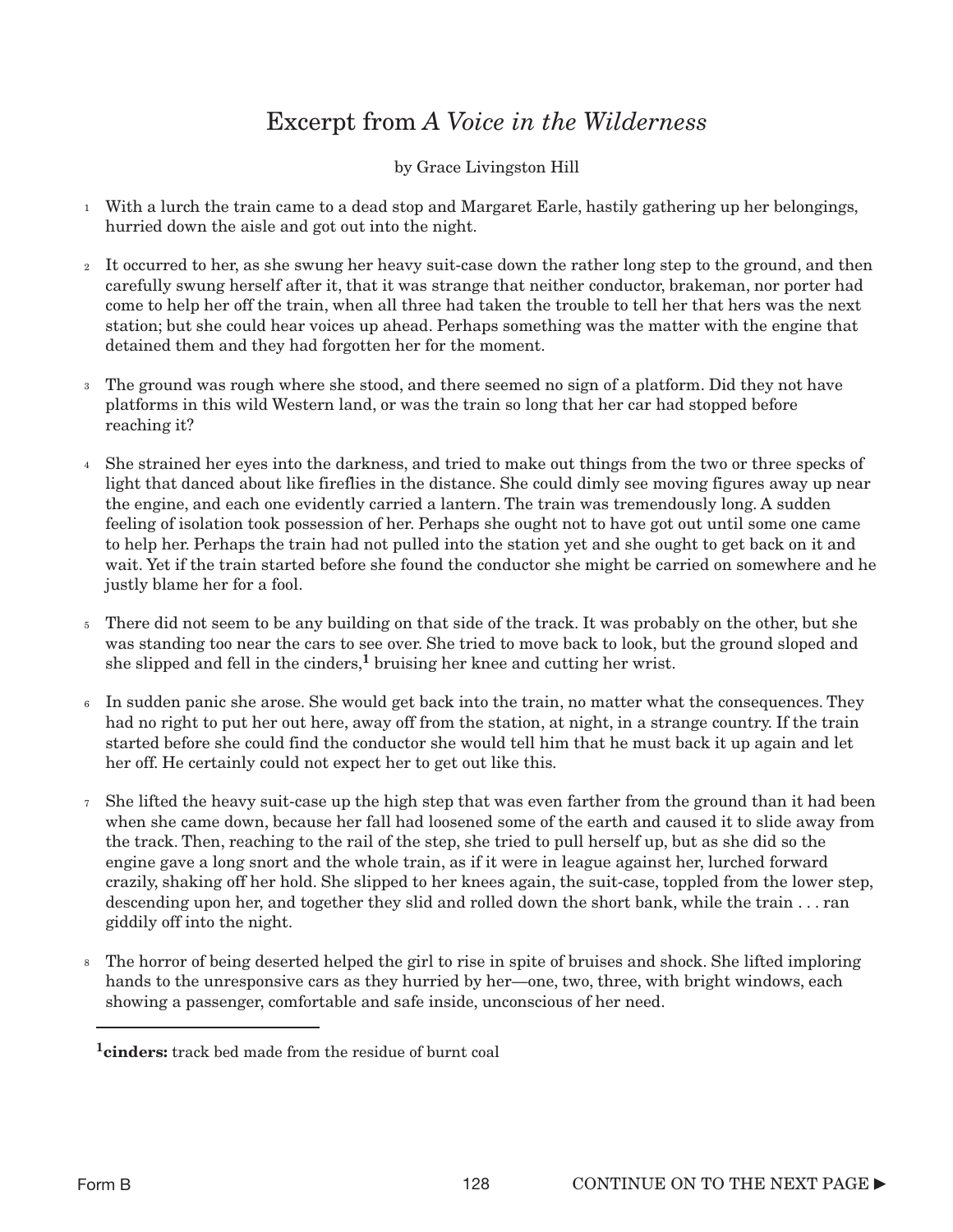# Excerpt from *A Voice in the Wilderness*

by Grace Livingston Hill

1 With a lurch the train came to a dead stop and Margaret Earle, hastily gathering up her belongings, hurried down the aisle and got out into the night.

2 It occurred to her, as she swung her heavy suit-case down the rather long step to the ground, and then carefully swung herself after it, that it was strange that neither conductor, brakeman, nor porter had come to help her off the train, when all three had taken the trouble to tell her that hers was the next station; but she could hear voices up ahead. Perhaps something was the matter with the engine that detained them and they had forgotten her for the moment.

3 The ground was rough where she stood, and there seemed no sign of a platform. Did they not have platforms in this wild Western land, or was the train so long that her car had stopped before reaching it?

4 She strained her eyes into the darkness, and tried to make out things from the two or three specks of light that danced about like fireflies in the distance. She could dimly see moving figures away up near the engine, and each one evidently carried a lantern. The train was tremendously long. A sudden feeling of isolation took possession of her. Perhaps she ought not to have got out until some one came to help her. Perhaps the train had not pulled into the station yet and she ought to get back on it and wait. Yet if the train started before she found the conductor she might be carried on somewhere and he justly blame her for a fool.

5 There did not seem to be any building on that side of the track. It was probably on the other, but she was standing too near the cars to see over. She tried to move back to look, but the ground sloped and she slipped and fell in the cinders,[1] bruising her knee and cutting her wrist.

6 In sudden panic she arose. She would get back into the train, no matter what the consequences. They had no right to put her out here, away off from the station, at night, in a strange country. If the train started before she could find the conductor she would tell him that he must back it up again and let her off. He certainly could not expect her to get out like this.

7 She lifted the heavy suit-case up the high step that was even farther from the ground than it had been when she came down, because her fall had loosened some of the earth and caused it to slide away from the track. Then, reaching to the rail of the step, she tried to pull herself up, but as she did so the engine gave a long snort and the whole train, as if it were in league against her, lurched forward crazily, shaking off her hold. She slipped to her knees again, the suit-case, toppled from the lower step, descending upon her, and together they slid and rolled down the short bank, while the train . . . ran giddily off into the night.

8 The horror of being deserted helped the girl to rise in spite of bruises and shock. She lifted imploring hands to the unresponsive cars as they hurried by her—one, two, three, with bright windows, each showing a passenger, comfortable and safe inside, unconscious of her need.

---

[1]**cinders:** track bed made from the residue of burnt coal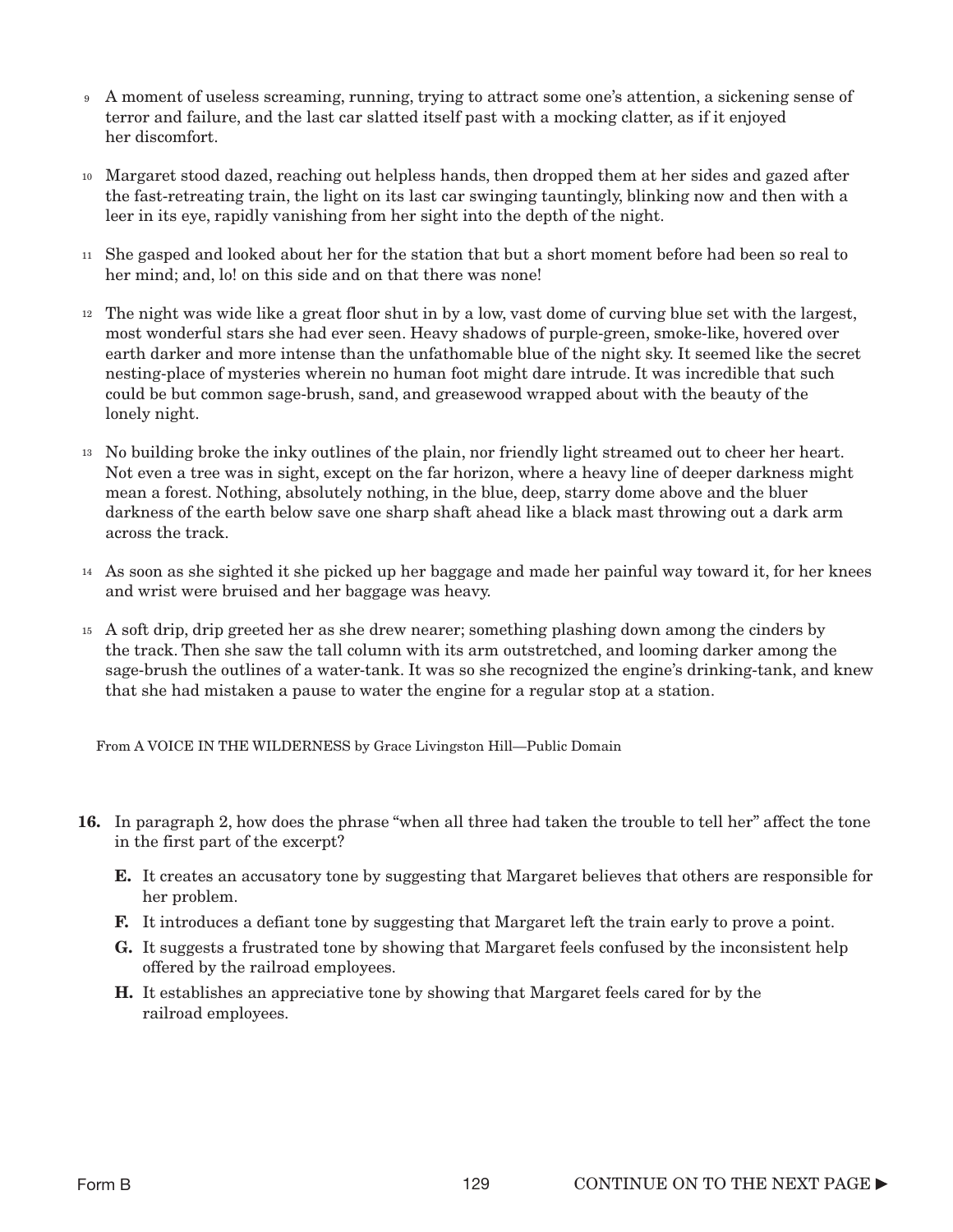9 A moment of useless screaming, running, trying to attract some one's attention, a sickening sense of terror and failure, and the last car slatted itself past with a mocking clatter, as if it enjoyed her discomfort.

10 Margaret stood dazed, reaching out helpless hands, then dropped them at her sides and gazed after the fast-retreating train, the light on its last car swinging tauntingly, blinking now and then with a leer in its eye, rapidly vanishing from her sight into the depth of the night.

11 She gasped and looked about her for the station that but a short moment before had been so real to her mind; and, lo! on this side and on that there was none!

12 The night was wide like a great floor shut in by a low, vast dome of curving blue set with the largest, most wonderful stars she had ever seen. Heavy shadows of purple-green, smoke-like, hovered over earth darker and more intense than the unfathomable blue of the night sky. It seemed like the secret nesting-place of mysteries wherein no human foot might dare intrude. It was incredible that such could be but common sage-brush, sand, and greasewood wrapped about with the beauty of the lonely night.

13 No building broke the inky outlines of the plain, nor friendly light streamed out to cheer her heart. Not even a tree was in sight, except on the far horizon, where a heavy line of deeper darkness might mean a forest. Nothing, absolutely nothing, in the blue, deep, starry dome above and the bluer darkness of the earth below save one sharp shaft ahead like a black mast throwing out a dark arm across the track.

14 As soon as she sighted it she picked up her baggage and made her painful way toward it, for her knees and wrist were bruised and her baggage was heavy.

15 A soft drip, drip greeted her as she drew nearer; something plashing down among the cinders by the track. Then she saw the tall column with its arm outstretched, and looming darker among the sage-brush the outlines of a water-tank. It was so she recognized the engine's drinking-tank, and knew that she had mistaken a pause to water the engine for a regular stop at a station.

From A VOICE IN THE WILDERNESS by Grace Livingston Hill—Public Domain

**16.** In paragraph 2, how does the phrase "when all three had taken the trouble to tell her" affect the tone in the first part of the excerpt?

**E.** It creates an accusatory tone by suggesting that Margaret believes that others are responsible for her problem.

**F.** It introduces a defiant tone by suggesting that Margaret left the train early to prove a point.

**G.** It suggests a frustrated tone by showing that Margaret feels confused by the inconsistent help offered by the railroad employees.

**H.** It establishes an appreciative tone by showing that Margaret feels cared for by the railroad employees.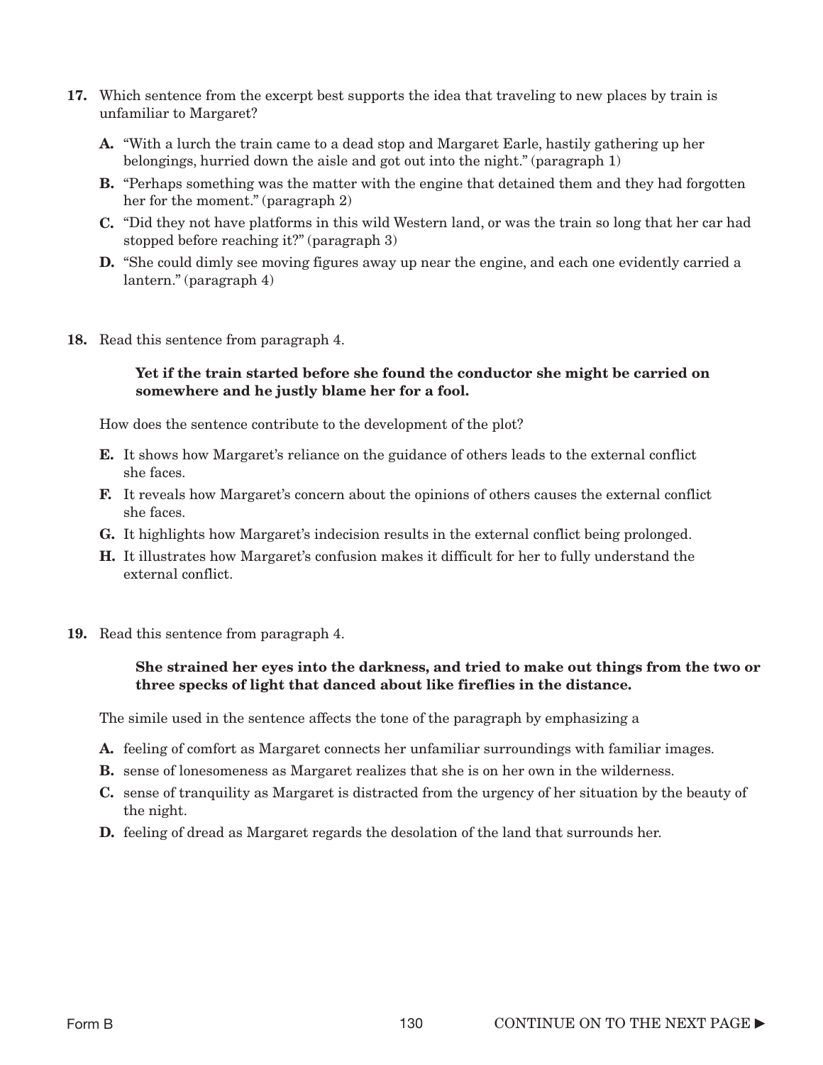**17.** Which sentence from the excerpt best supports the idea that traveling to new places by train is unfamiliar to Margaret?

- **A.** "With a lurch the train came to a dead stop and Margaret Earle, hastily gathering up her belongings, hurried down the aisle and got out into the night." (paragraph 1)
- **B.** "Perhaps something was the matter with the engine that detained them and they had forgotten her for the moment." (paragraph 2)
- **C.** "Did they not have platforms in this wild Western land, or was the train so long that her car had stopped before reaching it?" (paragraph 3)
- **D.** "She could dimly see moving figures away up near the engine, and each one evidently carried a lantern." (paragraph 4)

**18.** Read this sentence from paragraph 4.

> **Yet if the train started before she found the conductor she might be carried on somewhere and he justly blame her for a fool.**

How does the sentence contribute to the development of the plot?

- **E.** It shows how Margaret's reliance on the guidance of others leads to the external conflict she faces.
- **F.** It reveals how Margaret's concern about the opinions of others causes the external conflict she faces.
- **G.** It highlights how Margaret's indecision results in the external conflict being prolonged.
- **H.** It illustrates how Margaret's confusion makes it difficult for her to fully understand the external conflict.

**19.** Read this sentence from paragraph 4.

> **She strained her eyes into the darkness, and tried to make out things from the two or three specks of light that danced about like fireflies in the distance.**

The simile used in the sentence affects the tone of the paragraph by emphasizing a

- **A.** feeling of comfort as Margaret connects her unfamiliar surroundings with familiar images.
- **B.** sense of lonesomeness as Margaret realizes that she is on her own in the wilderness.
- **C.** sense of tranquility as Margaret is distracted from the urgency of her situation by the beauty of the night.
- **D.** feeling of dread as Margaret regards the desolation of the land that surrounds her.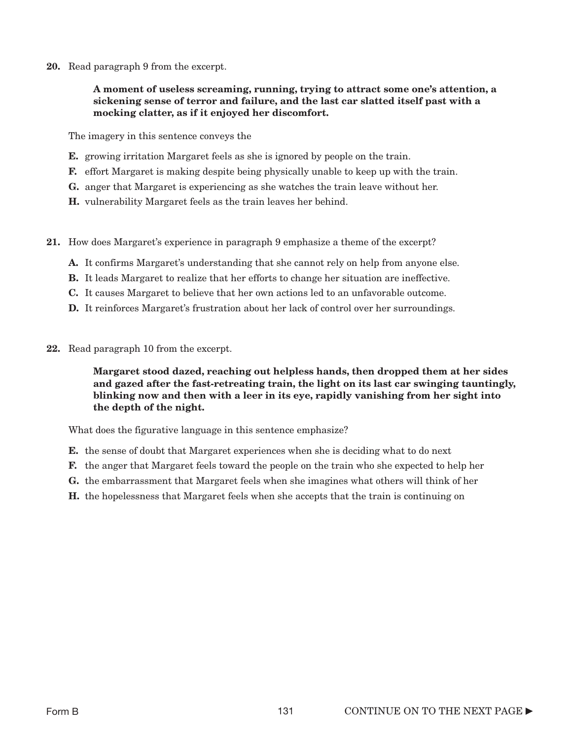**20.** Read paragraph 9 from the excerpt.

> **A moment of useless screaming, running, trying to attract some one's attention, a sickening sense of terror and failure, and the last car slatted itself past with a mocking clatter, as if it enjoyed her discomfort.**

The imagery in this sentence conveys the

- **E.** growing irritation Margaret feels as she is ignored by people on the train.
- **F.** effort Margaret is making despite being physically unable to keep up with the train.
- **G.** anger that Margaret is experiencing as she watches the train leave without her.
- **H.** vulnerability Margaret feels as the train leaves her behind.

**21.** How does Margaret's experience in paragraph 9 emphasize a theme of the excerpt?

- **A.** It confirms Margaret's understanding that she cannot rely on help from anyone else.
- **B.** It leads Margaret to realize that her efforts to change her situation are ineffective.
- **C.** It causes Margaret to believe that her own actions led to an unfavorable outcome.
- **D.** It reinforces Margaret's frustration about her lack of control over her surroundings.

**22.** Read paragraph 10 from the excerpt.

> **Margaret stood dazed, reaching out helpless hands, then dropped them at her sides and gazed after the fast-retreating train, the light on its last car swinging tauntingly, blinking now and then with a leer in its eye, rapidly vanishing from her sight into the depth of the night.**

What does the figurative language in this sentence emphasize?

- **E.** the sense of doubt that Margaret experiences when she is deciding what to do next
- **F.** the anger that Margaret feels toward the people on the train who she expected to help her
- **G.** the embarrassment that Margaret feels when she imagines what others will think of her
- **H.** the hopelessness that Margaret feels when she accepts that the train is continuing on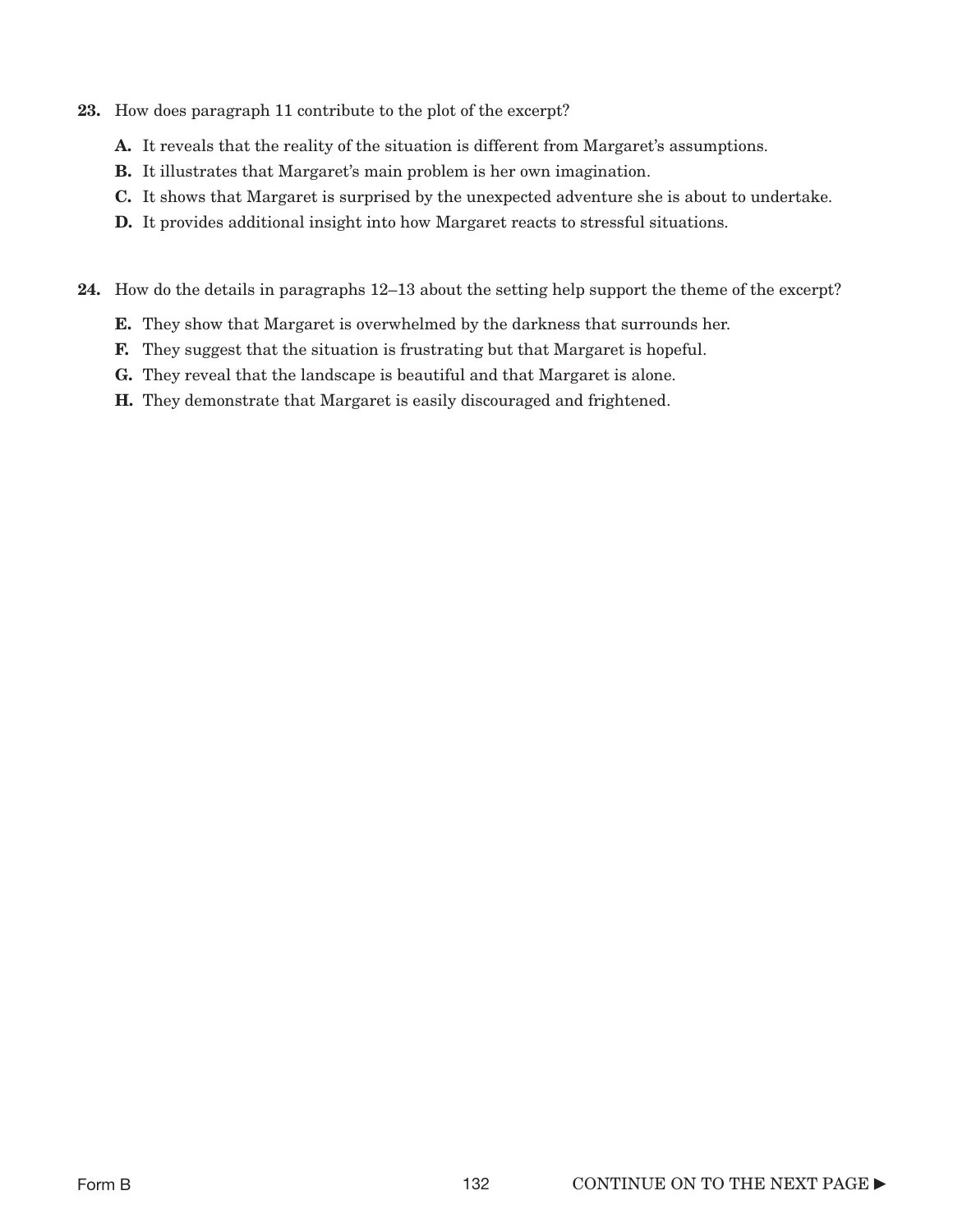**23.** How does paragraph 11 contribute to the plot of the excerpt?

**A.** It reveals that the reality of the situation is different from Margaret's assumptions.

**B.** It illustrates that Margaret's main problem is her own imagination.

**C.** It shows that Margaret is surprised by the unexpected adventure she is about to undertake.

**D.** It provides additional insight into how Margaret reacts to stressful situations.

**24.** How do the details in paragraphs 12–13 about the setting help support the theme of the excerpt?

**E.** They show that Margaret is overwhelmed by the darkness that surrounds her.

**F.** They suggest that the situation is frustrating but that Margaret is hopeful.

**G.** They reveal that the landscape is beautiful and that Margaret is alone.

**H.** They demonstrate that Margaret is easily discouraged and frightened.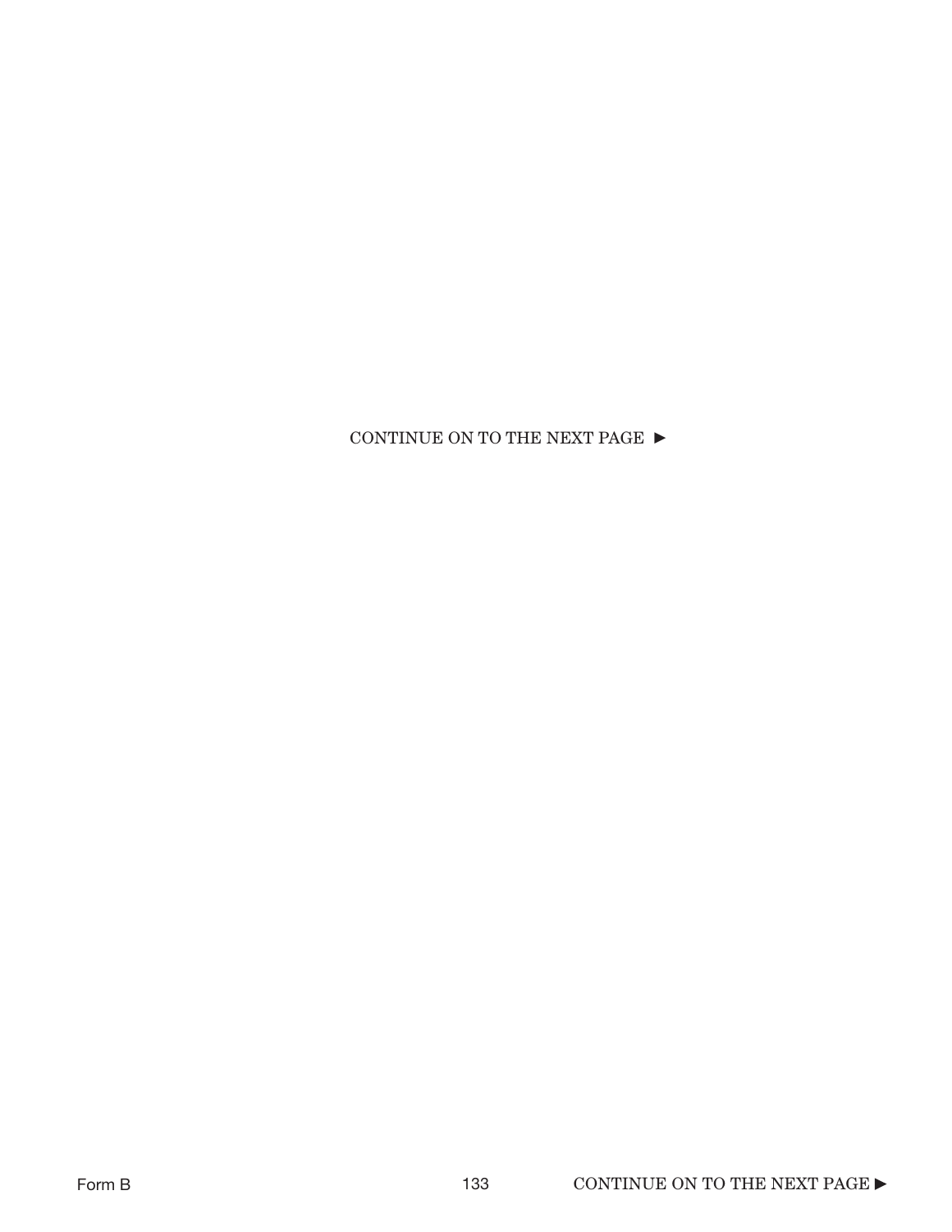CONTINUE ON TO THE NEXT PAGE ►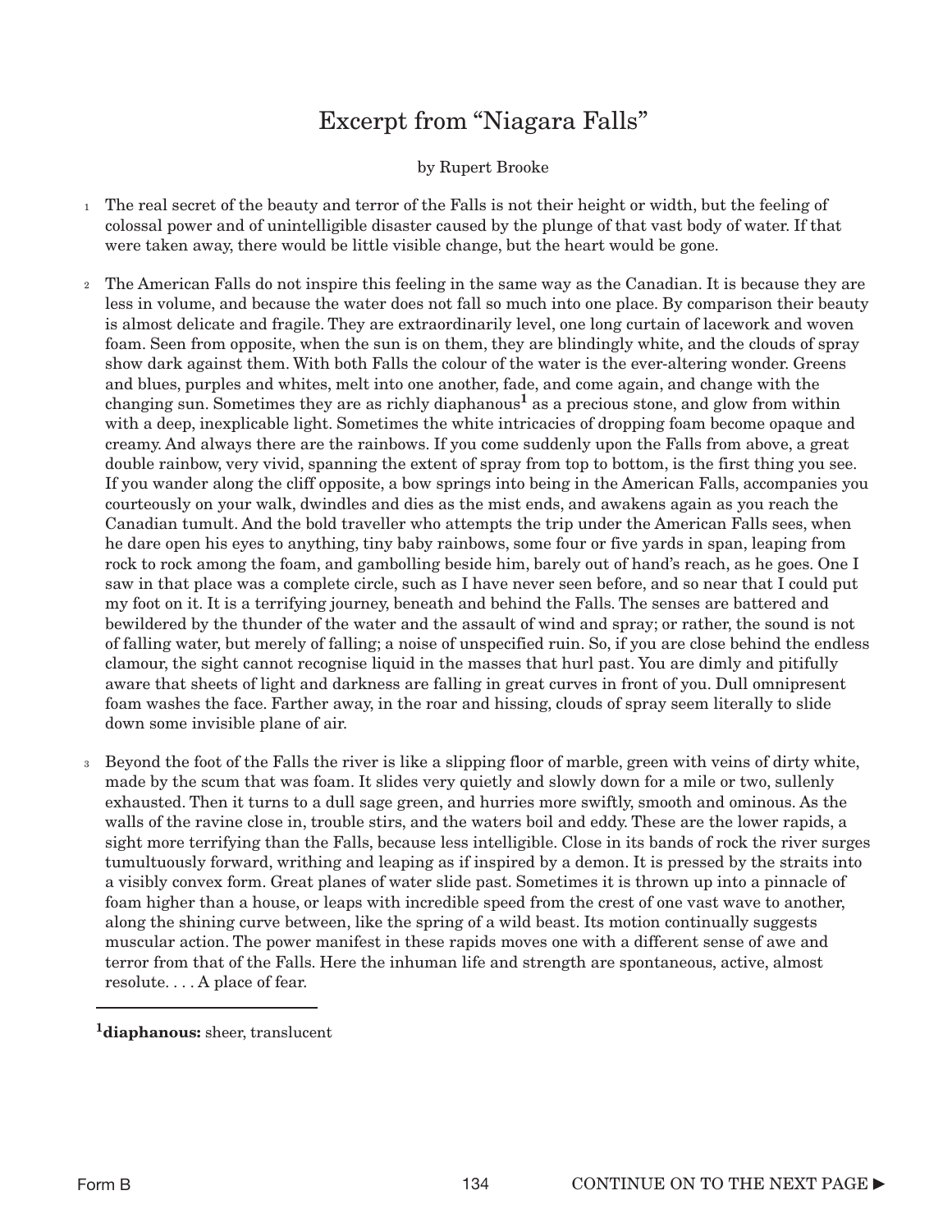# Excerpt from "Niagara Falls"

by Rupert Brooke

1 The real secret of the beauty and terror of the Falls is not their height or width, but the feeling of colossal power and of unintelligible disaster caused by the plunge of that vast body of water. If that were taken away, there would be little visible change, but the heart would be gone.

2 The American Falls do not inspire this feeling in the same way as the Canadian. It is because they are less in volume, and because the water does not fall so much into one place. By comparison their beauty is almost delicate and fragile. They are extraordinarily level, one long curtain of lacework and woven foam. Seen from opposite, when the sun is on them, they are blindingly white, and the clouds of spray show dark against them. With both Falls the colour of the water is the ever-altering wonder. Greens and blues, purples and whites, melt into one another, fade, and come again, and change with the changing sun. Sometimes they are as richly diaphanous[1] as a precious stone, and glow from within with a deep, inexplicable light. Sometimes the white intricacies of dropping foam become opaque and creamy. And always there are the rainbows. If you come suddenly upon the Falls from above, a great double rainbow, very vivid, spanning the extent of spray from top to bottom, is the first thing you see. If you wander along the cliff opposite, a bow springs into being in the American Falls, accompanies you courteously on your walk, dwindles and dies as the mist ends, and awakens again as you reach the Canadian tumult. And the bold traveller who attempts the trip under the American Falls sees, when he dare open his eyes to anything, tiny baby rainbows, some four or five yards in span, leaping from rock to rock among the foam, and gambolling beside him, barely out of hand's reach, as he goes. One I saw in that place was a complete circle, such as I have never seen before, and so near that I could put my foot on it. It is a terrifying journey, beneath and behind the Falls. The senses are battered and bewildered by the thunder of the water and the assault of wind and spray; or rather, the sound is not of falling water, but merely of falling; a noise of unspecified ruin. So, if you are close behind the endless clamour, the sight cannot recognise liquid in the masses that hurl past. You are dimly and pitifully aware that sheets of light and darkness are falling in great curves in front of you. Dull omnipresent foam washes the face. Farther away, in the roar and hissing, clouds of spray seem literally to slide down some invisible plane of air.

3 Beyond the foot of the Falls the river is like a slipping floor of marble, green with veins of dirty white, made by the scum that was foam. It slides very quietly and slowly down for a mile or two, sullenly exhausted. Then it turns to a dull sage green, and hurries more swiftly, smooth and ominous. As the walls of the ravine close in, trouble stirs, and the waters boil and eddy. These are the lower rapids, a sight more terrifying than the Falls, because less intelligible. Close in its bands of rock the river surges tumultuously forward, writhing and leaping as if inspired by a demon. It is pressed by the straits into a visibly convex form. Great planes of water slide past. Sometimes it is thrown up into a pinnacle of foam higher than a house, or leaps with incredible speed from the crest of one vast wave to another, along the shining curve between, like the spring of a wild beast. Its motion continually suggests muscular action. The power manifest in these rapids moves one with a different sense of awe and terror from that of the Falls. Here the inhuman life and strength are spontaneous, active, almost resolute. . . . A place of fear.

---

[1] **diaphanous:** sheer, translucent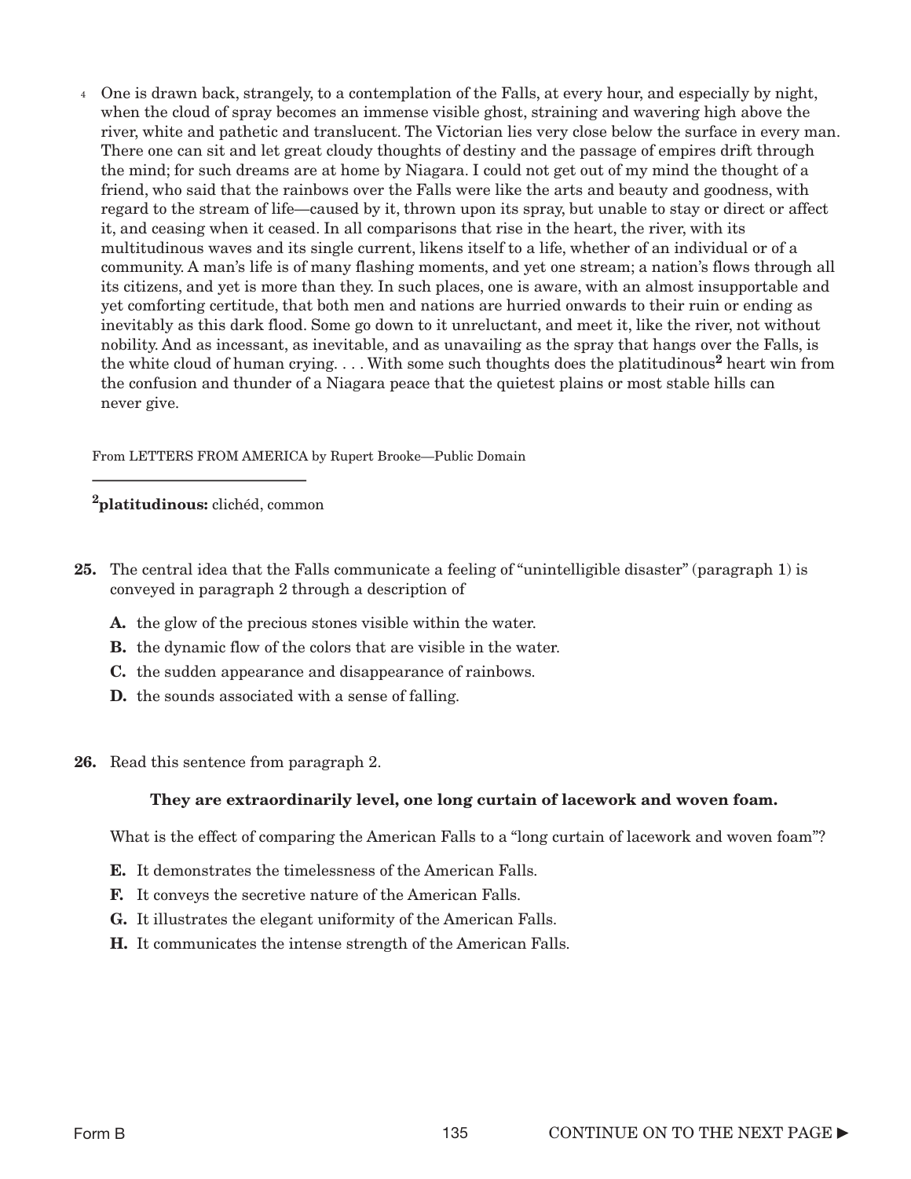4 One is drawn back, strangely, to a contemplation of the Falls, at every hour, and especially by night, when the cloud of spray becomes an immense visible ghost, straining and wavering high above the river, white and pathetic and translucent. The Victorian lies very close below the surface in every man. There one can sit and let great cloudy thoughts of destiny and the passage of empires drift through the mind; for such dreams are at home by Niagara. I could not get out of my mind the thought of a friend, who said that the rainbows over the Falls were like the arts and beauty and goodness, with regard to the stream of life—caused by it, thrown upon its spray, but unable to stay or direct or affect it, and ceasing when it ceased. In all comparisons that rise in the heart, the river, with its multitudinous waves and its single current, likens itself to a life, whether of an individual or of a community. A man's life is of many flashing moments, and yet one stream; a nation's flows through all its citizens, and yet is more than they. In such places, one is aware, with an almost insupportable and yet comforting certitude, that both men and nations are hurried onwards to their ruin or ending as inevitably as this dark flood. Some go down to it unreluctant, and meet it, like the river, not without nobility. And as incessant, as inevitable, and as unavailing as the spray that hangs over the Falls, is the white cloud of human crying. . . . With some such thoughts does the platitudinous[2] heart win from the confusion and thunder of a Niagara peace that the quietest plains or most stable hills can never give.

From LETTERS FROM AMERICA by Rupert Brooke—Public Domain

---

[2]**platitudinous:** clichéd, common

**25.** The central idea that the Falls communicate a feeling of "unintelligible disaster" (paragraph 1) is conveyed in paragraph 2 through a description of

- **A.** the glow of the precious stones visible within the water.
- **B.** the dynamic flow of the colors that are visible in the water.
- **C.** the sudden appearance and disappearance of rainbows.
- **D.** the sounds associated with a sense of falling.

**26.** Read this sentence from paragraph 2.

**They are extraordinarily level, one long curtain of lacework and woven foam.**

What is the effect of comparing the American Falls to a "long curtain of lacework and woven foam"?

- **E.** It demonstrates the timelessness of the American Falls.
- **F.** It conveys the secretive nature of the American Falls.
- **G.** It illustrates the elegant uniformity of the American Falls.
- **H.** It communicates the intense strength of the American Falls.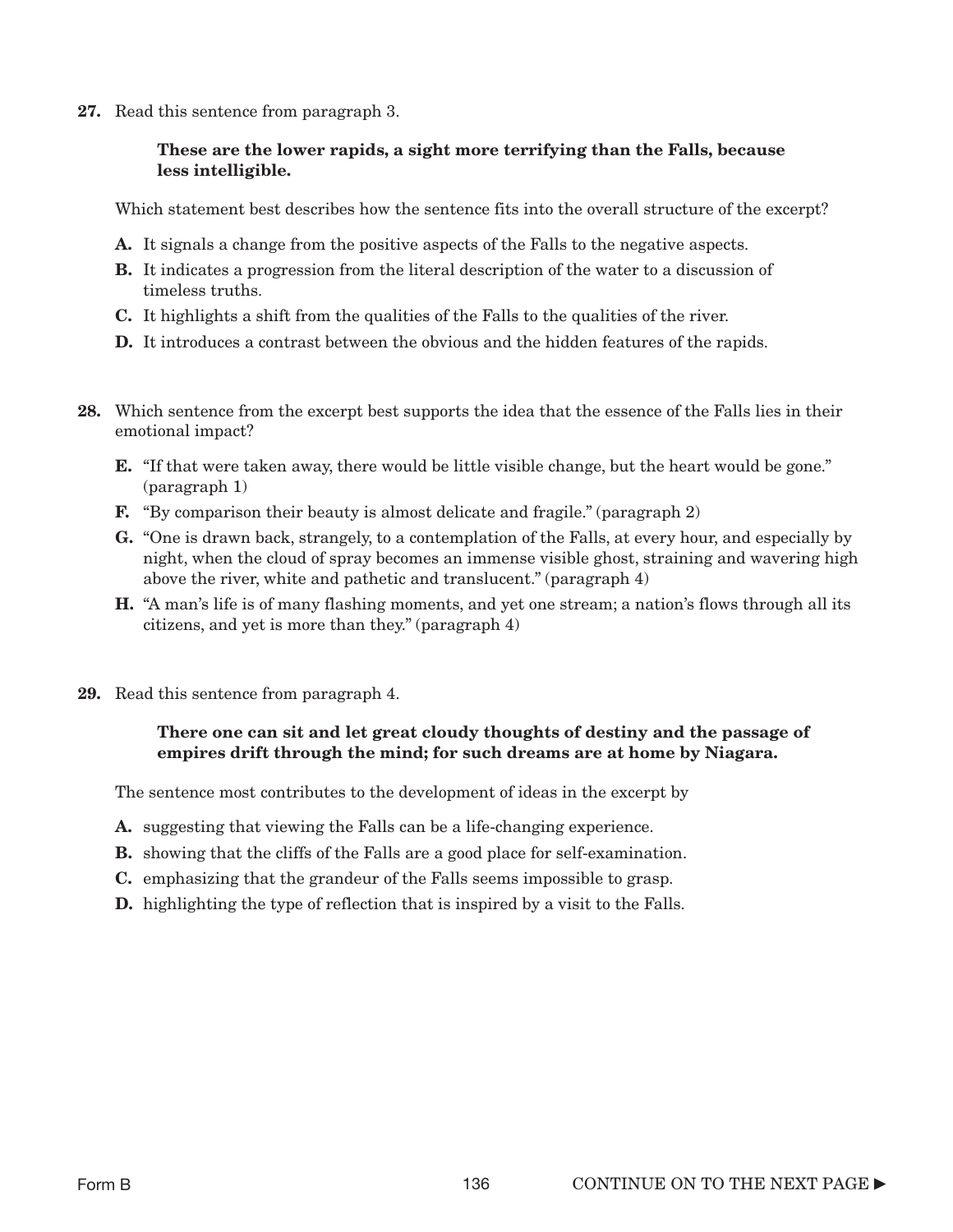**27.** Read this sentence from paragraph 3.

> **These are the lower rapids, a sight more terrifying than the Falls, because less intelligible.**

Which statement best describes how the sentence fits into the overall structure of the excerpt?

- **A.** It signals a change from the positive aspects of the Falls to the negative aspects.
- **B.** It indicates a progression from the literal description of the water to a discussion of timeless truths.
- **C.** It highlights a shift from the qualities of the Falls to the qualities of the river.
- **D.** It introduces a contrast between the obvious and the hidden features of the rapids.

**28.** Which sentence from the excerpt best supports the idea that the essence of the Falls lies in their emotional impact?

- **E.** "If that were taken away, there would be little visible change, but the heart would be gone." (paragraph 1)
- **F.** "By comparison their beauty is almost delicate and fragile." (paragraph 2)
- **G.** "One is drawn back, strangely, to a contemplation of the Falls, at every hour, and especially by night, when the cloud of spray becomes an immense visible ghost, straining and wavering high above the river, white and pathetic and translucent." (paragraph 4)
- **H.** "A man's life is of many flashing moments, and yet one stream; a nation's flows through all its citizens, and yet is more than they." (paragraph 4)

**29.** Read this sentence from paragraph 4.

> **There one can sit and let great cloudy thoughts of destiny and the passage of empires drift through the mind; for such dreams are at home by Niagara.**

The sentence most contributes to the development of ideas in the excerpt by

- **A.** suggesting that viewing the Falls can be a life-changing experience.
- **B.** showing that the cliffs of the Falls are a good place for self-examination.
- **C.** emphasizing that the grandeur of the Falls seems impossible to grasp.
- **D.** highlighting the type of reflection that is inspired by a visit to the Falls.

Form B

CONTINUE ON TO THE NEXT PAGE ►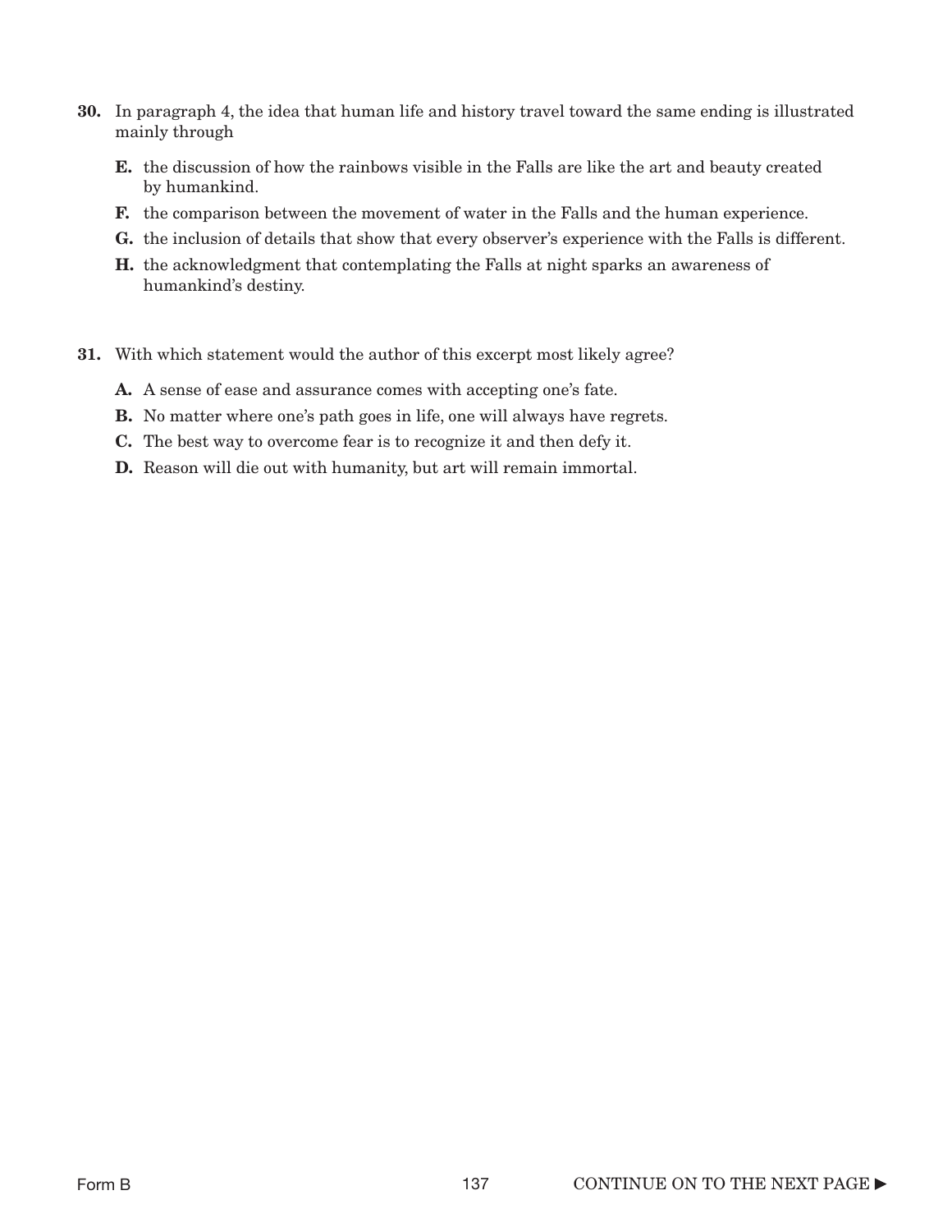**30.** In paragraph 4, the idea that human life and history travel toward the same ending is illustrated mainly through

- **E.** the discussion of how the rainbows visible in the Falls are like the art and beauty created by humankind.
- **F.** the comparison between the movement of water in the Falls and the human experience.
- **G.** the inclusion of details that show that every observer's experience with the Falls is different.
- **H.** the acknowledgment that contemplating the Falls at night sparks an awareness of humankind's destiny.

**31.** With which statement would the author of this excerpt most likely agree?

- **A.** A sense of ease and assurance comes with accepting one's fate.
- **B.** No matter where one's path goes in life, one will always have regrets.
- **C.** The best way to overcome fear is to recognize it and then defy it.
- **D.** Reason will die out with humanity, but art will remain immortal.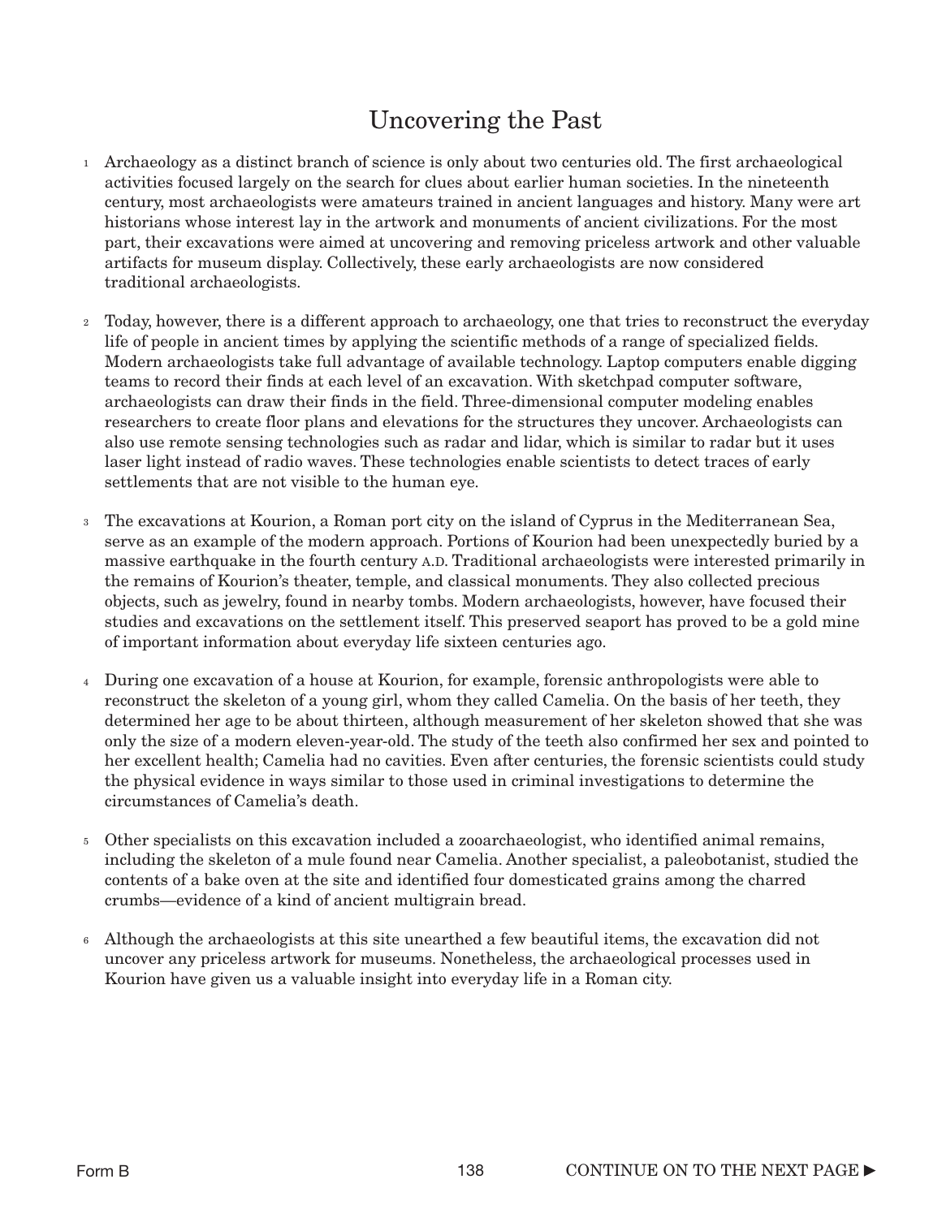# Uncovering the Past

1 Archaeology as a distinct branch of science is only about two centuries old. The first archaeological activities focused largely on the search for clues about earlier human societies. In the nineteenth century, most archaeologists were amateurs trained in ancient languages and history. Many were art historians whose interest lay in the artwork and monuments of ancient civilizations. For the most part, their excavations were aimed at uncovering and removing priceless artwork and other valuable artifacts for museum display. Collectively, these early archaeologists are now considered traditional archaeologists.

2 Today, however, there is a different approach to archaeology, one that tries to reconstruct the everyday life of people in ancient times by applying the scientific methods of a range of specialized fields. Modern archaeologists take full advantage of available technology. Laptop computers enable digging teams to record their finds at each level of an excavation. With sketchpad computer software, archaeologists can draw their finds in the field. Three-dimensional computer modeling enables researchers to create floor plans and elevations for the structures they uncover. Archaeologists can also use remote sensing technologies such as radar and lidar, which is similar to radar but it uses laser light instead of radio waves. These technologies enable scientists to detect traces of early settlements that are not visible to the human eye.

3 The excavations at Kourion, a Roman port city on the island of Cyprus in the Mediterranean Sea, serve as an example of the modern approach. Portions of Kourion had been unexpectedly buried by a massive earthquake in the fourth century A.D. Traditional archaeologists were interested primarily in the remains of Kourion's theater, temple, and classical monuments. They also collected precious objects, such as jewelry, found in nearby tombs. Modern archaeologists, however, have focused their studies and excavations on the settlement itself. This preserved seaport has proved to be a gold mine of important information about everyday life sixteen centuries ago.

4 During one excavation of a house at Kourion, for example, forensic anthropologists were able to reconstruct the skeleton of a young girl, whom they called Camelia. On the basis of her teeth, they determined her age to be about thirteen, although measurement of her skeleton showed that she was only the size of a modern eleven-year-old. The study of the teeth also confirmed her sex and pointed to her excellent health; Camelia had no cavities. Even after centuries, the forensic scientists could study the physical evidence in ways similar to those used in criminal investigations to determine the circumstances of Camelia's death.

5 Other specialists on this excavation included a zooarchaeologist, who identified animal remains, including the skeleton of a mule found near Camelia. Another specialist, a paleobotanist, studied the contents of a bake oven at the site and identified four domesticated grains among the charred crumbs—evidence of a kind of ancient multigrain bread.

6 Although the archaeologists at this site unearthed a few beautiful items, the excavation did not uncover any priceless artwork for museums. Nonetheless, the archaeological processes used in Kourion have given us a valuable insight into everyday life in a Roman city.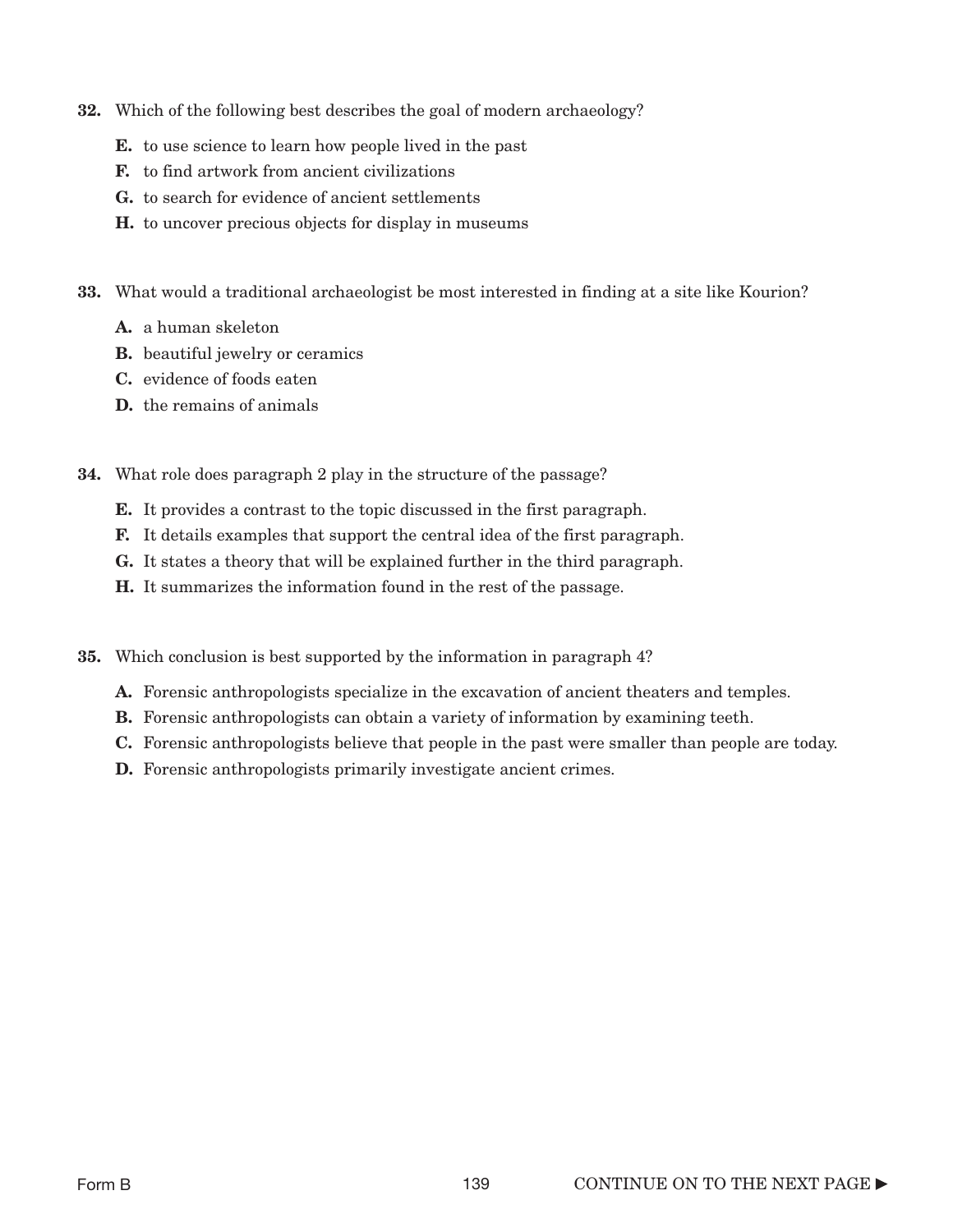**32.** Which of the following best describes the goal of modern archaeology?

- **E.** to use science to learn how people lived in the past
- **F.** to find artwork from ancient civilizations
- **G.** to search for evidence of ancient settlements
- **H.** to uncover precious objects for display in museums

**33.** What would a traditional archaeologist be most interested in finding at a site like Kourion?

- **A.** a human skeleton
- **B.** beautiful jewelry or ceramics
- **C.** evidence of foods eaten
- **D.** the remains of animals

**34.** What role does paragraph 2 play in the structure of the passage?

- **E.** It provides a contrast to the topic discussed in the first paragraph.
- **F.** It details examples that support the central idea of the first paragraph.
- **G.** It states a theory that will be explained further in the third paragraph.
- **H.** It summarizes the information found in the rest of the passage.

**35.** Which conclusion is best supported by the information in paragraph 4?

- **A.** Forensic anthropologists specialize in the excavation of ancient theaters and temples.
- **B.** Forensic anthropologists can obtain a variety of information by examining teeth.
- **C.** Forensic anthropologists believe that people in the past were smaller than people are today.
- **D.** Forensic anthropologists primarily investigate ancient crimes.

CONTINUE ON TO THE NEXT PAGE ►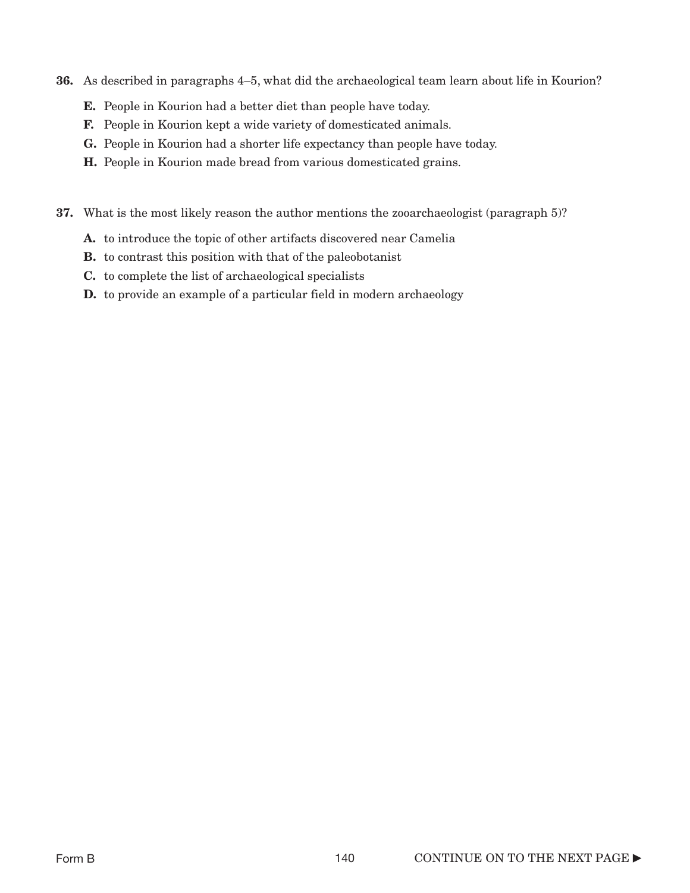**36.** As described in paragraphs 4–5, what did the archaeological team learn about life in Kourion?

- **E.** People in Kourion had a better diet than people have today.
- **F.** People in Kourion kept a wide variety of domesticated animals.
- **G.** People in Kourion had a shorter life expectancy than people have today.
- **H.** People in Kourion made bread from various domesticated grains.

**37.** What is the most likely reason the author mentions the zooarchaeologist (paragraph 5)?

- **A.** to introduce the topic of other artifacts discovered near Camelia
- **B.** to contrast this position with that of the paleobotanist
- **C.** to complete the list of archaeological specialists
- **D.** to provide an example of a particular field in modern archaeology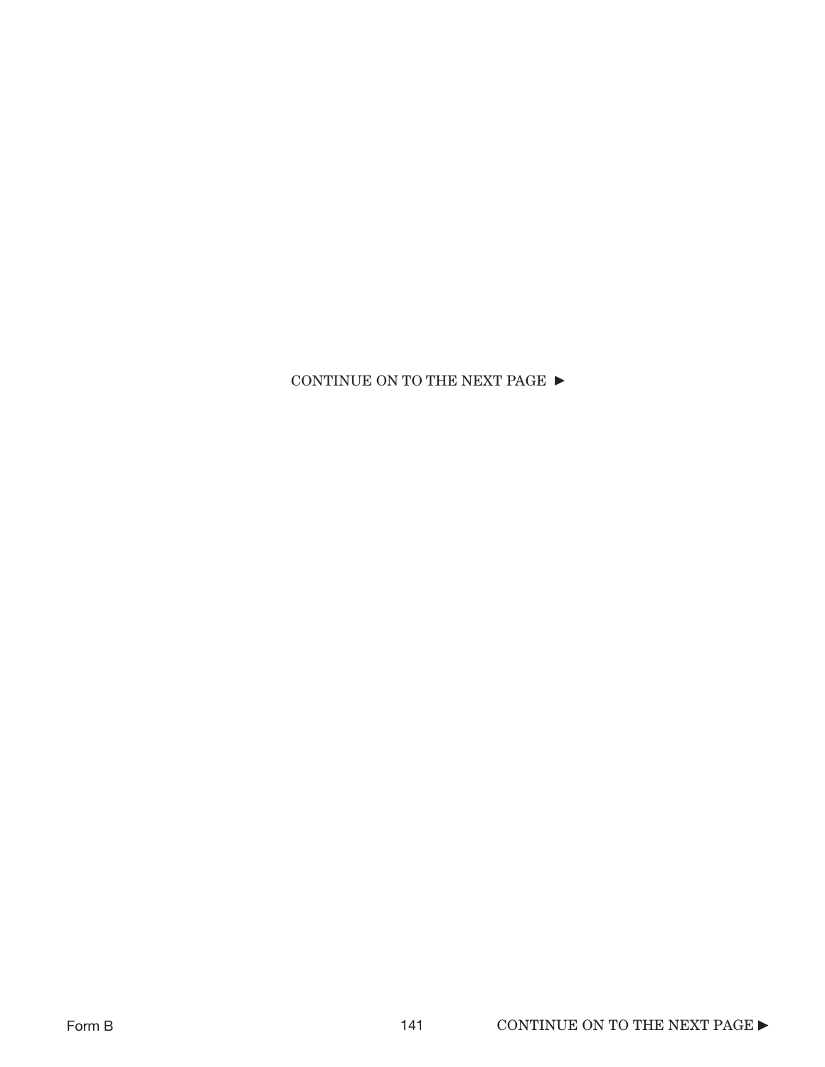CONTINUE ON TO THE NEXT PAGE ►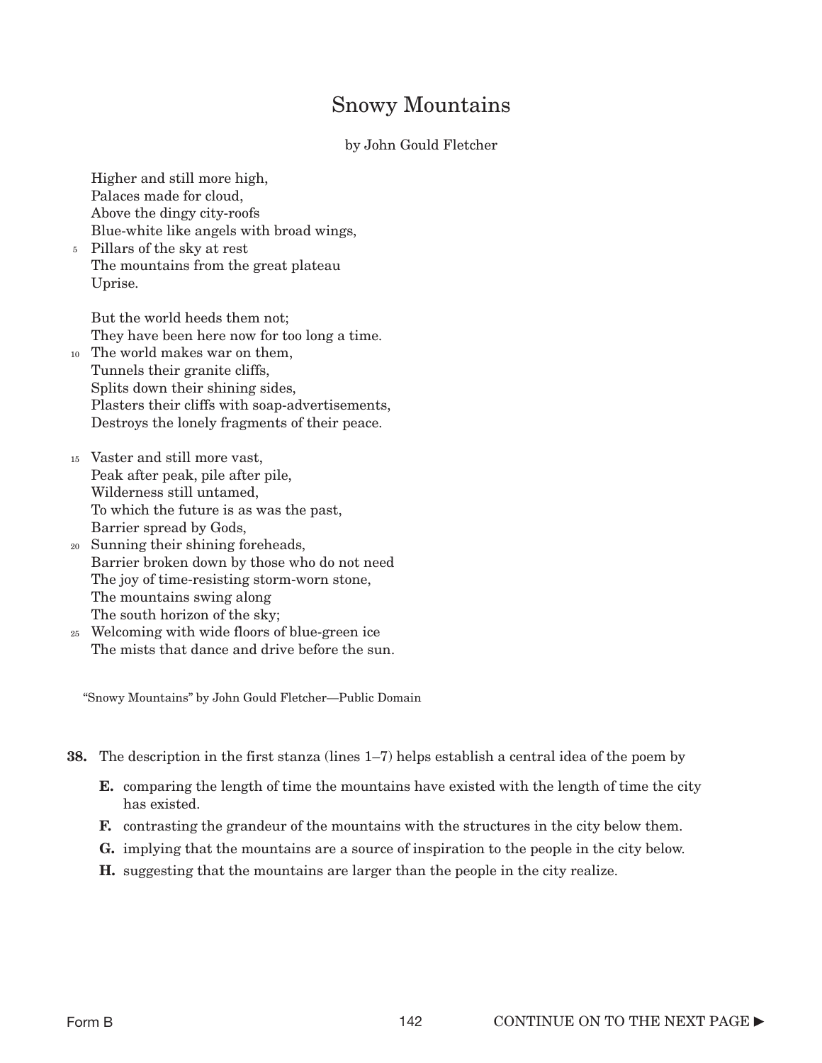# Snowy Mountains

by John Gould Fletcher

Higher and still more high,  
Palaces made for cloud,  
Above the dingy city-roofs  
Blue-white like angels with broad wings,  
5 Pillars of the sky at rest  
The mountains from the great plateau  
Uprise.

But the world heeds them not;  
They have been here now for too long a time.  
10 The world makes war on them,  
Tunnels their granite cliffs,  
Splits down their shining sides,  
Plasters their cliffs with soap-advertisements,  
Destroys the lonely fragments of their peace.

15 Vaster and still more vast,  
Peak after peak, pile after pile,  
Wilderness still untamed,  
To which the future is as was the past,  
Barrier spread by Gods,  
20 Sunning their shining foreheads,  
Barrier broken down by those who do not need  
The joy of time-resisting storm-worn stone,  
The mountains swing along  
The south horizon of the sky;  
25 Welcoming with wide floors of blue-green ice  
The mists that dance and drive before the sun.

"Snowy Mountains" by John Gould Fletcher—Public Domain

**38.** The description in the first stanza (lines 1–7) helps establish a central idea of the poem by

**E.** comparing the length of time the mountains have existed with the length of time the city has existed.

**F.** contrasting the grandeur of the mountains with the structures in the city below them.

**G.** implying that the mountains are a source of inspiration to the people in the city below.

**H.** suggesting that the mountains are larger than the people in the city realize.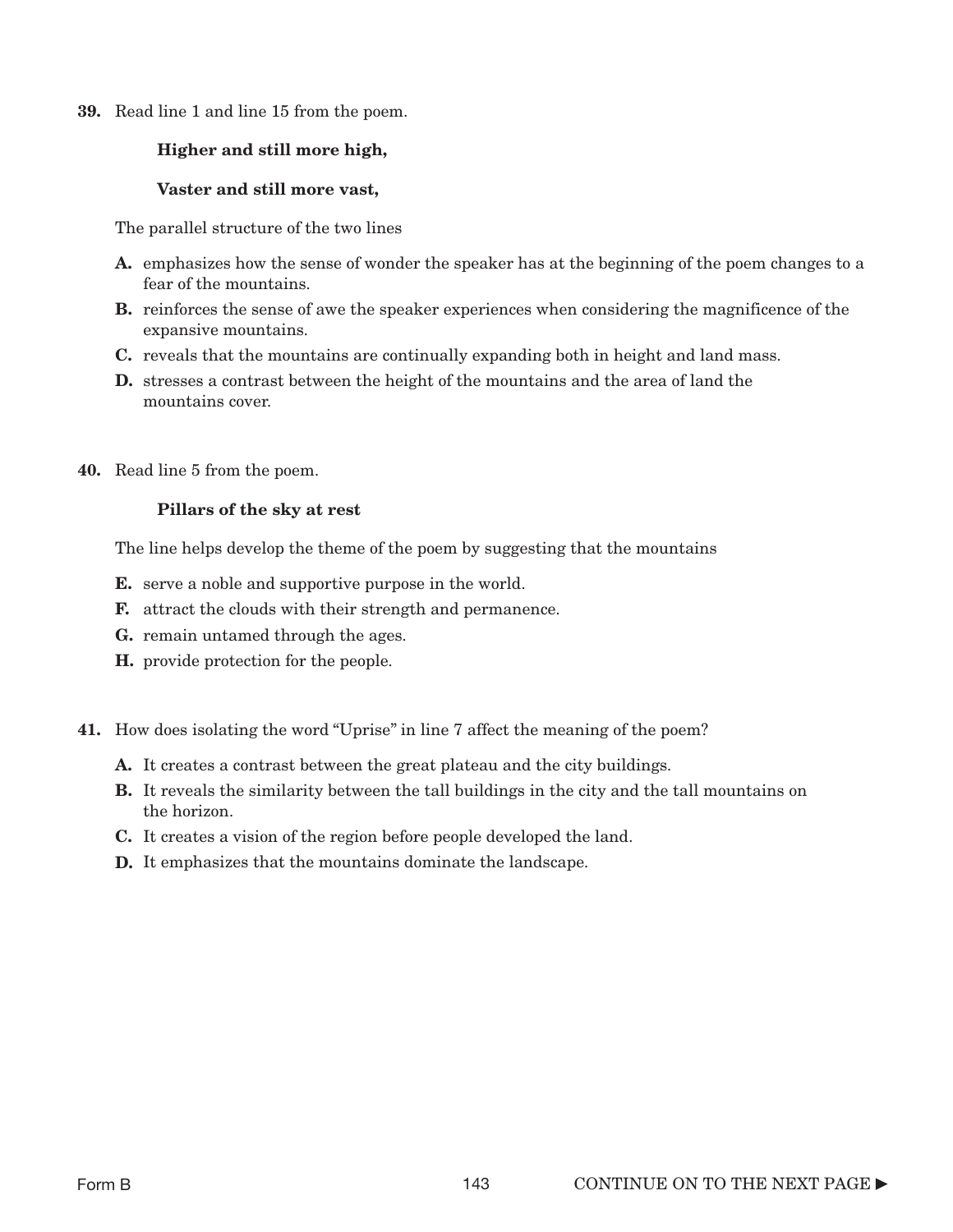**39.** Read line 1 and line 15 from the poem.

> **Higher and still more high,**
>
> **Vaster and still more vast,**

The parallel structure of the two lines

- **A.** emphasizes how the sense of wonder the speaker has at the beginning of the poem changes to a fear of the mountains.
- **B.** reinforces the sense of awe the speaker experiences when considering the magnificence of the expansive mountains.
- **C.** reveals that the mountains are continually expanding both in height and land mass.
- **D.** stresses a contrast between the height of the mountains and the area of land the mountains cover.

**40.** Read line 5 from the poem.

> **Pillars of the sky at rest**

The line helps develop the theme of the poem by suggesting that the mountains

- **E.** serve a noble and supportive purpose in the world.
- **F.** attract the clouds with their strength and permanence.
- **G.** remain untamed through the ages.
- **H.** provide protection for the people.

**41.** How does isolating the word "Uprise" in line 7 affect the meaning of the poem?

- **A.** It creates a contrast between the great plateau and the city buildings.
- **B.** It reveals the similarity between the tall buildings in the city and the tall mountains on the horizon.
- **C.** It creates a vision of the region before people developed the land.
- **D.** It emphasizes that the mountains dominate the landscape.

CONTINUE ON TO THE NEXT PAGE ►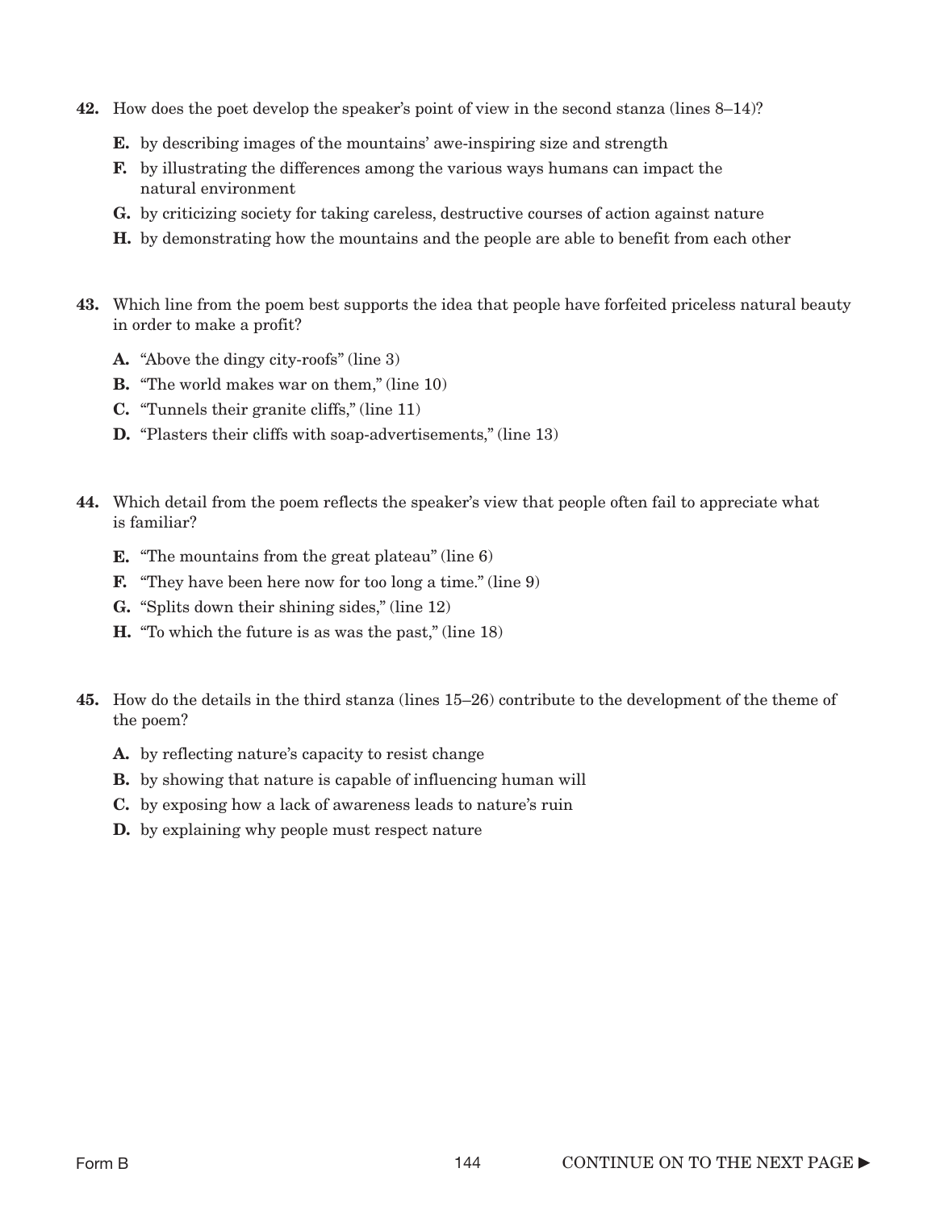**42.** How does the poet develop the speaker's point of view in the second stanza (lines 8–14)?

- **E.** by describing images of the mountains' awe-inspiring size and strength
- **F.** by illustrating the differences among the various ways humans can impact the natural environment
- **G.** by criticizing society for taking careless, destructive courses of action against nature
- **H.** by demonstrating how the mountains and the people are able to benefit from each other

**43.** Which line from the poem best supports the idea that people have forfeited priceless natural beauty in order to make a profit?

- **A.** "Above the dingy city-roofs" (line 3)
- **B.** "The world makes war on them," (line 10)
- **C.** "Tunnels their granite cliffs," (line 11)
- **D.** "Plasters their cliffs with soap-advertisements," (line 13)

**44.** Which detail from the poem reflects the speaker's view that people often fail to appreciate what is familiar?

- **E.** "The mountains from the great plateau" (line 6)
- **F.** "They have been here now for too long a time." (line 9)
- **G.** "Splits down their shining sides," (line 12)
- **H.** "To which the future is as was the past," (line 18)

**45.** How do the details in the third stanza (lines 15–26) contribute to the development of the theme of the poem?

- **A.** by reflecting nature's capacity to resist change
- **B.** by showing that nature is capable of influencing human will
- **C.** by exposing how a lack of awareness leads to nature's ruin
- **D.** by explaining why people must respect nature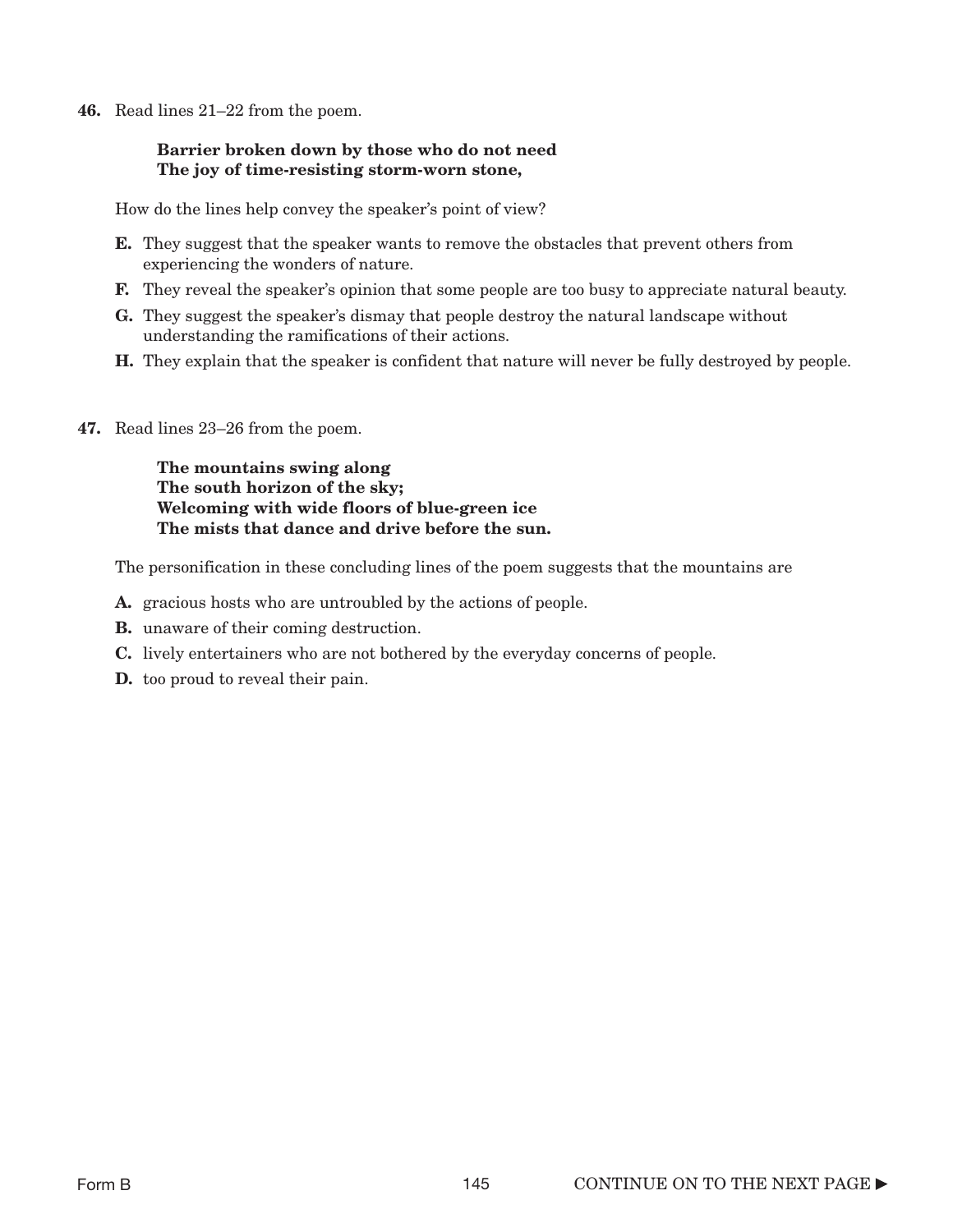**46.** Read lines 21–22 from the poem.

> **Barrier broken down by those who do not need**
> **The joy of time-resisting storm-worn stone,**

How do the lines help convey the speaker's point of view?

- **E.** They suggest that the speaker wants to remove the obstacles that prevent others from experiencing the wonders of nature.
- **F.** They reveal the speaker's opinion that some people are too busy to appreciate natural beauty.
- **G.** They suggest the speaker's dismay that people destroy the natural landscape without understanding the ramifications of their actions.
- **H.** They explain that the speaker is confident that nature will never be fully destroyed by people.

**47.** Read lines 23–26 from the poem.

> **The mountains swing along**
> **The south horizon of the sky;**
> **Welcoming with wide floors of blue-green ice**
> **The mists that dance and drive before the sun.**

The personification in these concluding lines of the poem suggests that the mountains are

- **A.** gracious hosts who are untroubled by the actions of people.
- **B.** unaware of their coming destruction.
- **C.** lively entertainers who are not bothered by the everyday concerns of people.
- **D.** too proud to reveal their pain.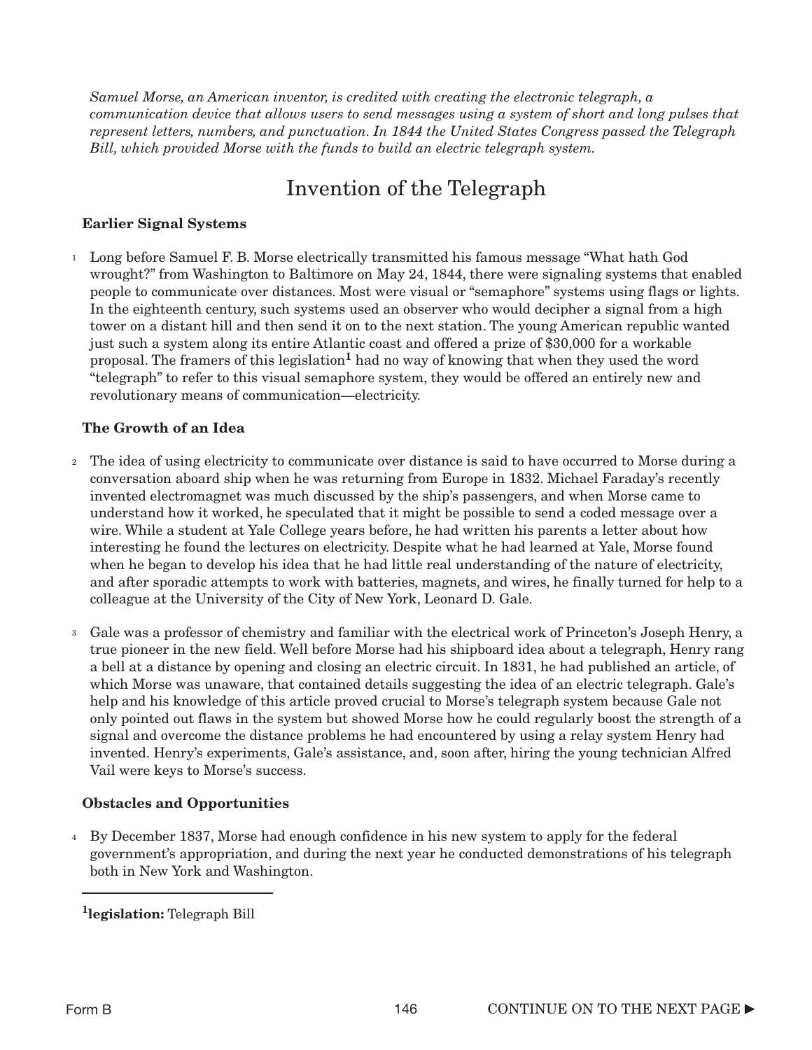*Samuel Morse, an American inventor, is credited with creating the electronic telegraph, a communication device that allows users to send messages using a system of short and long pulses that represent letters, numbers, and punctuation. In 1844 the United States Congress passed the Telegraph Bill, which provided Morse with the funds to build an electric telegraph system.*

# Invention of the Telegraph

**Earlier Signal Systems**

1 Long before Samuel F. B. Morse electrically transmitted his famous message "What hath God wrought?" from Washington to Baltimore on May 24, 1844, there were signaling systems that enabled people to communicate over distances. Most were visual or "semaphore" systems using flags or lights. In the eighteenth century, such systems used an observer who would decipher a signal from a high tower on a distant hill and then send it on to the next station. The young American republic wanted just such a system along its entire Atlantic coast and offered a prize of $30,000 for a workable proposal. The framers of this legislation[1] had no way of knowing that when they used the word "telegraph" to refer to this visual semaphore system, they would be offered an entirely new and revolutionary means of communication—electricity.

**The Growth of an Idea**

2 The idea of using electricity to communicate over distance is said to have occurred to Morse during a conversation aboard ship when he was returning from Europe in 1832. Michael Faraday's recently invented electromagnet was much discussed by the ship's passengers, and when Morse came to understand how it worked, he speculated that it might be possible to send a coded message over a wire. While a student at Yale College years before, he had written his parents a letter about how interesting he found the lectures on electricity. Despite what he had learned at Yale, Morse found when he began to develop his idea that he had little real understanding of the nature of electricity, and after sporadic attempts to work with batteries, magnets, and wires, he finally turned for help to a colleague at the University of the City of New York, Leonard D. Gale.

3 Gale was a professor of chemistry and familiar with the electrical work of Princeton's Joseph Henry, a true pioneer in the new field. Well before Morse had his shipboard idea about a telegraph, Henry rang a bell at a distance by opening and closing an electric circuit. In 1831, he had published an article, of which Morse was unaware, that contained details suggesting the idea of an electric telegraph. Gale's help and his knowledge of this article proved crucial to Morse's telegraph system because Gale not only pointed out flaws in the system but showed Morse how he could regularly boost the strength of a signal and overcome the distance problems he had encountered by using a relay system Henry had invented. Henry's experiments, Gale's assistance, and, soon after, hiring the young technician Alfred Vail were keys to Morse's success.

**Obstacles and Opportunities**

4 By December 1837, Morse had enough confidence in his new system to apply for the federal government's appropriation, and during the next year he conducted demonstrations of his telegraph both in New York and Washington.

---

[1]**legislation:** Telegraph Bill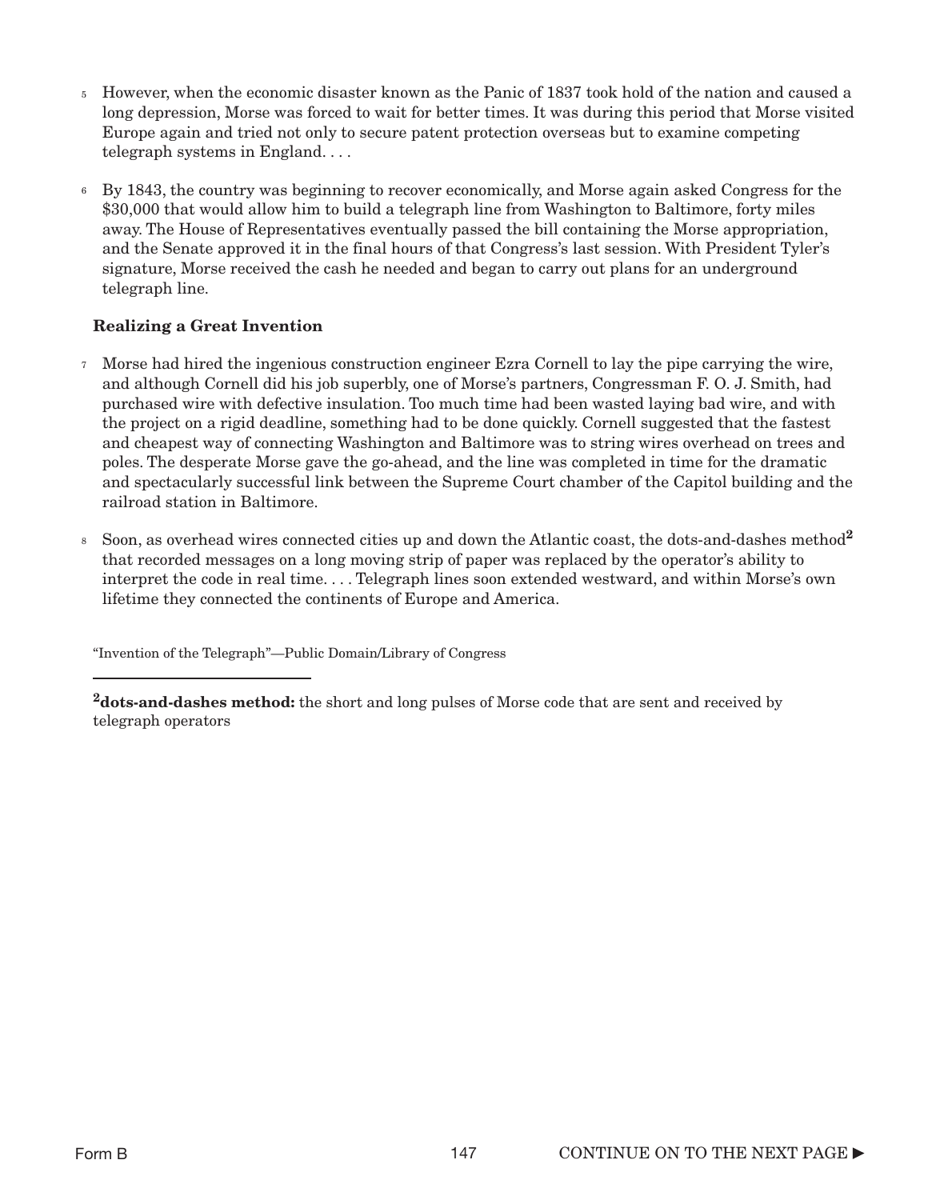5 However, when the economic disaster known as the Panic of 1837 took hold of the nation and caused a long depression, Morse was forced to wait for better times. It was during this period that Morse visited Europe again and tried not only to secure patent protection overseas but to examine competing telegraph systems in England. . . .

6 By 1843, the country was beginning to recover economically, and Morse again asked Congress for the $30,000 that would allow him to build a telegraph line from Washington to Baltimore, forty miles away. The House of Representatives eventually passed the bill containing the Morse appropriation, and the Senate approved it in the final hours of that Congress's last session. With President Tyler's signature, Morse received the cash he needed and began to carry out plans for an underground telegraph line.

**Realizing a Great Invention**

7 Morse had hired the ingenious construction engineer Ezra Cornell to lay the pipe carrying the wire, and although Cornell did his job superbly, one of Morse's partners, Congressman F. O. J. Smith, had purchased wire with defective insulation. Too much time had been wasted laying bad wire, and with the project on a rigid deadline, something had to be done quickly. Cornell suggested that the fastest and cheapest way of connecting Washington and Baltimore was to string wires overhead on trees and poles. The desperate Morse gave the go-ahead, and the line was completed in time for the dramatic and spectacularly successful link between the Supreme Court chamber of the Capitol building and the railroad station in Baltimore.

8 Soon, as overhead wires connected cities up and down the Atlantic coast, the dots-and-dashes method[2] that recorded messages on a long moving strip of paper was replaced by the operator's ability to interpret the code in real time. . . . Telegraph lines soon extended westward, and within Morse's own lifetime they connected the continents of Europe and America.

"Invention of the Telegraph"—Public Domain/Library of Congress

---

[2]**dots-and-dashes method:** the short and long pulses of Morse code that are sent and received by telegraph operators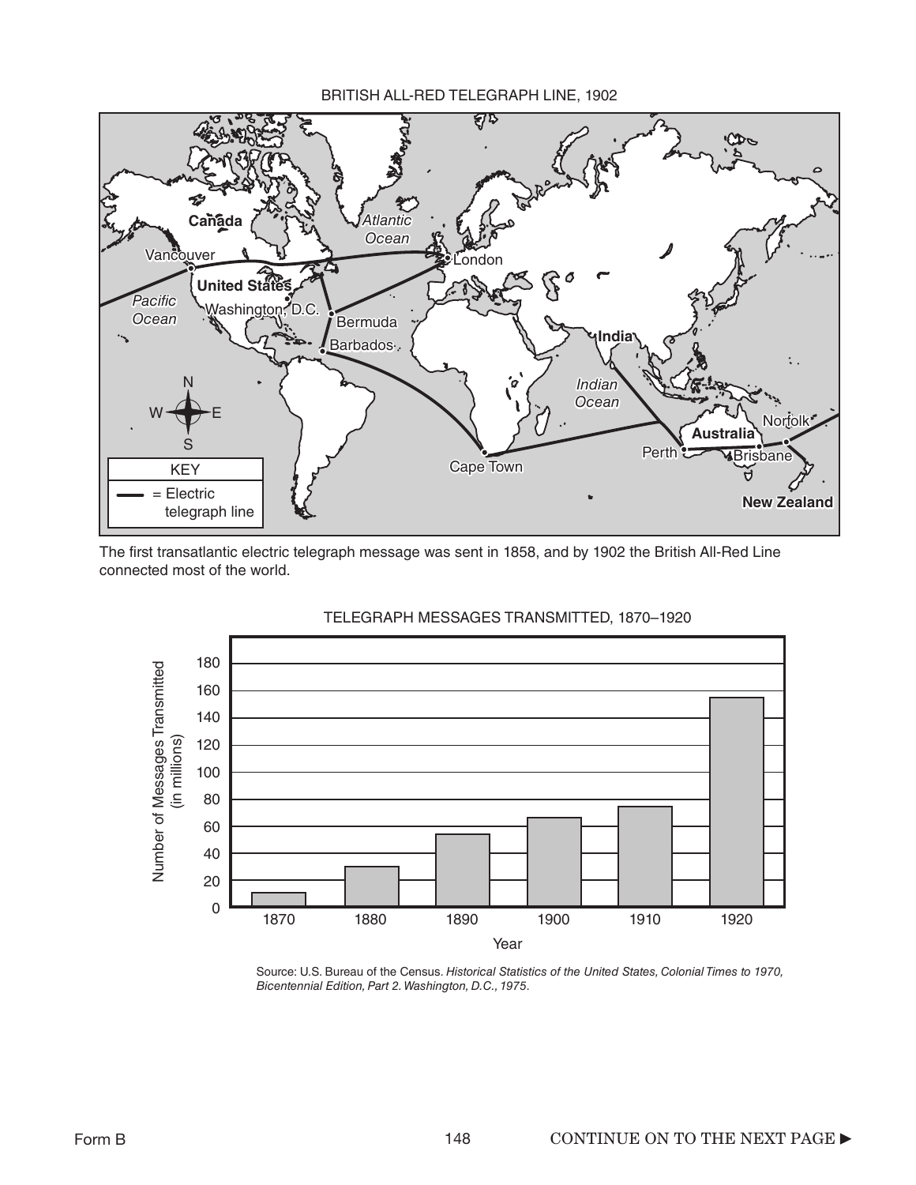BRITISH ALL-RED TELEGRAPH LINE, 1902

KEY
= Electric telegraph line

The first transatlantic electric telegraph message was sent in 1858, and by 1902 the British All-Red Line connected most of the world.

TELEGRAPH MESSAGES TRANSMITTED, 1870–1920

Source: U.S. Bureau of the Census. *Historical Statistics of the United States, Colonial Times to 1970, Bicentennial Edition, Part 2. Washington, D.C., 1975*.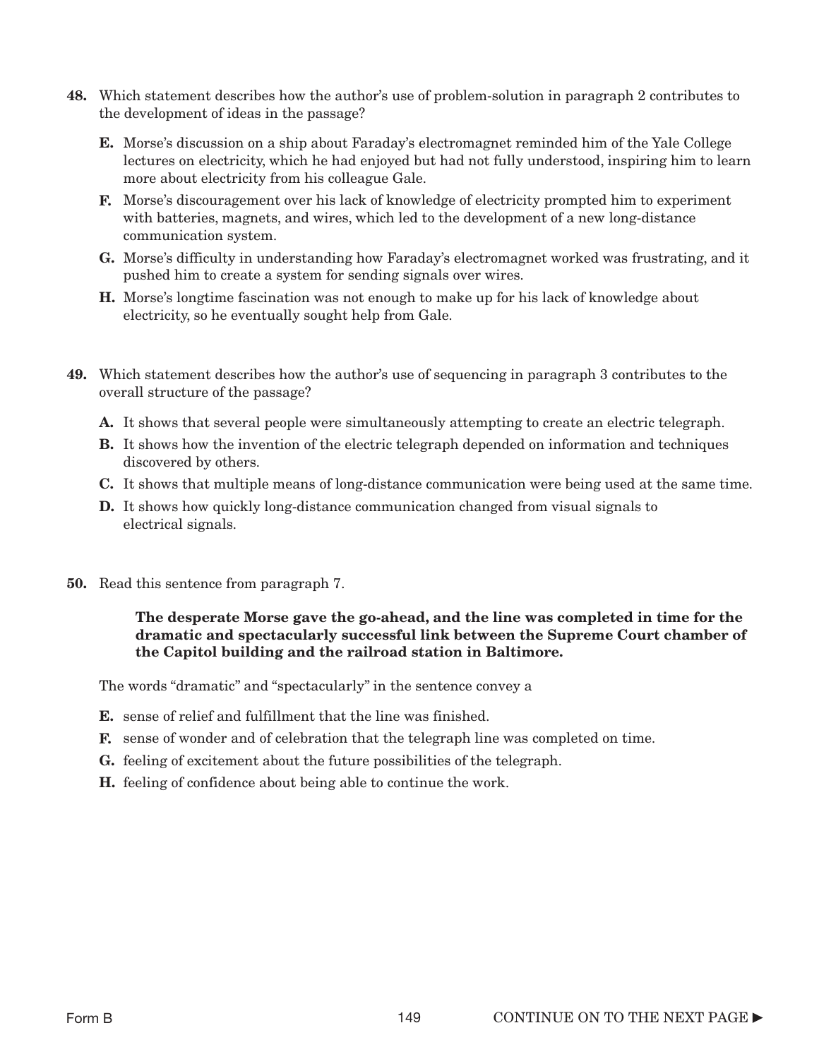**48.** Which statement describes how the author's use of problem-solution in paragraph 2 contributes to the development of ideas in the passage?

- **E.** Morse's discussion on a ship about Faraday's electromagnet reminded him of the Yale College lectures on electricity, which he had enjoyed but had not fully understood, inspiring him to learn more about electricity from his colleague Gale.
- **F.** Morse's discouragement over his lack of knowledge of electricity prompted him to experiment with batteries, magnets, and wires, which led to the development of a new long-distance communication system.
- **G.** Morse's difficulty in understanding how Faraday's electromagnet worked was frustrating, and it pushed him to create a system for sending signals over wires.
- **H.** Morse's longtime fascination was not enough to make up for his lack of knowledge about electricity, so he eventually sought help from Gale.

**49.** Which statement describes how the author's use of sequencing in paragraph 3 contributes to the overall structure of the passage?

- **A.** It shows that several people were simultaneously attempting to create an electric telegraph.
- **B.** It shows how the invention of the electric telegraph depended on information and techniques discovered by others.
- **C.** It shows that multiple means of long-distance communication were being used at the same time.
- **D.** It shows how quickly long-distance communication changed from visual signals to electrical signals.

**50.** Read this sentence from paragraph 7.

> **The desperate Morse gave the go-ahead, and the line was completed in time for the dramatic and spectacularly successful link between the Supreme Court chamber of the Capitol building and the railroad station in Baltimore.**

The words "dramatic" and "spectacularly" in the sentence convey a

- **E.** sense of relief and fulfillment that the line was finished.
- **F.** sense of wonder and of celebration that the telegraph line was completed on time.
- **G.** feeling of excitement about the future possibilities of the telegraph.
- **H.** feeling of confidence about being able to continue the work.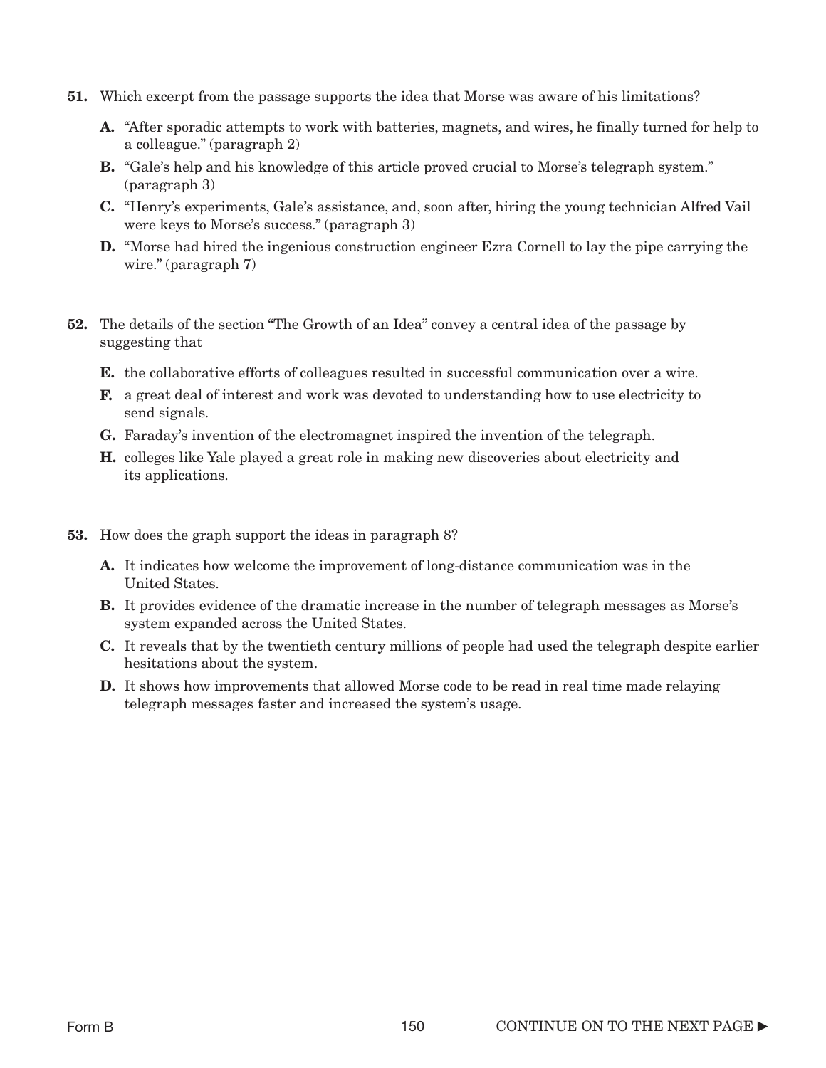**51.** Which excerpt from the passage supports the idea that Morse was aware of his limitations?

- **A.** "After sporadic attempts to work with batteries, magnets, and wires, he finally turned for help to a colleague." (paragraph 2)
- **B.** "Gale's help and his knowledge of this article proved crucial to Morse's telegraph system." (paragraph 3)
- **C.** "Henry's experiments, Gale's assistance, and, soon after, hiring the young technician Alfred Vail were keys to Morse's success." (paragraph 3)
- **D.** "Morse had hired the ingenious construction engineer Ezra Cornell to lay the pipe carrying the wire." (paragraph 7)

**52.** The details of the section "The Growth of an Idea" convey a central idea of the passage by suggesting that

- **E.** the collaborative efforts of colleagues resulted in successful communication over a wire.
- **F.** a great deal of interest and work was devoted to understanding how to use electricity to send signals.
- **G.** Faraday's invention of the electromagnet inspired the invention of the telegraph.
- **H.** colleges like Yale played a great role in making new discoveries about electricity and its applications.

**53.** How does the graph support the ideas in paragraph 8?

- **A.** It indicates how welcome the improvement of long-distance communication was in the United States.
- **B.** It provides evidence of the dramatic increase in the number of telegraph messages as Morse's system expanded across the United States.
- **C.** It reveals that by the twentieth century millions of people had used the telegraph despite earlier hesitations about the system.
- **D.** It shows how improvements that allowed Morse code to be read in real time made relaying telegraph messages faster and increased the system's usage.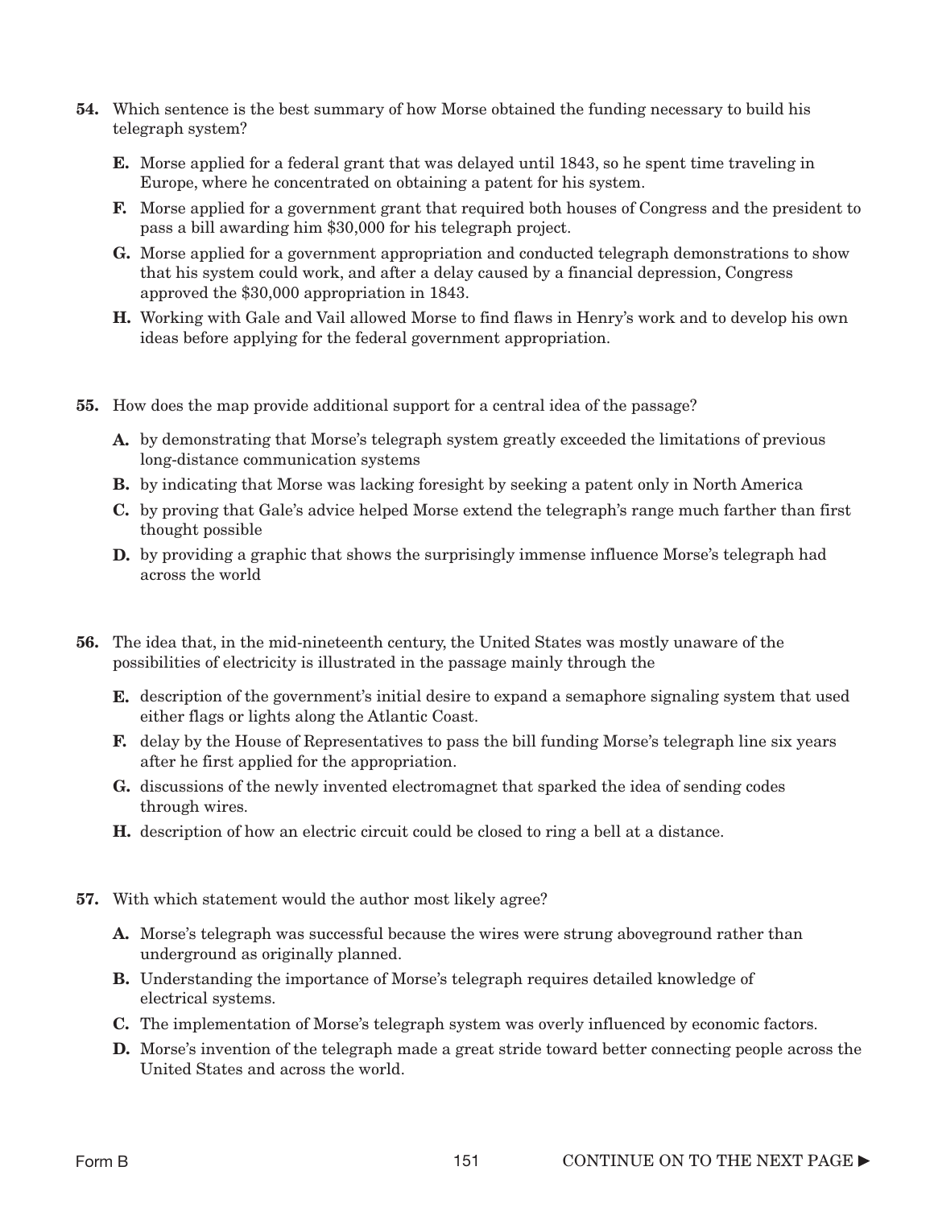**54.** Which sentence is the best summary of how Morse obtained the funding necessary to build his telegraph system?

- **E.** Morse applied for a federal grant that was delayed until 1843, so he spent time traveling in Europe, where he concentrated on obtaining a patent for his system.
- **F.** Morse applied for a government grant that required both houses of Congress and the president to pass a bill awarding him $30,000 for his telegraph project.
- **G.** Morse applied for a government appropriation and conducted telegraph demonstrations to show that his system could work, and after a delay caused by a financial depression, Congress approved the $30,000 appropriation in 1843.
- **H.** Working with Gale and Vail allowed Morse to find flaws in Henry's work and to develop his own ideas before applying for the federal government appropriation.

**55.** How does the map provide additional support for a central idea of the passage?

- **A.** by demonstrating that Morse's telegraph system greatly exceeded the limitations of previous long-distance communication systems
- **B.** by indicating that Morse was lacking foresight by seeking a patent only in North America
- **C.** by proving that Gale's advice helped Morse extend the telegraph's range much farther than first thought possible
- **D.** by providing a graphic that shows the surprisingly immense influence Morse's telegraph had across the world

**56.** The idea that, in the mid-nineteenth century, the United States was mostly unaware of the possibilities of electricity is illustrated in the passage mainly through the

- **E.** description of the government's initial desire to expand a semaphore signaling system that used either flags or lights along the Atlantic Coast.
- **F.** delay by the House of Representatives to pass the bill funding Morse's telegraph line six years after he first applied for the appropriation.
- **G.** discussions of the newly invented electromagnet that sparked the idea of sending codes through wires.
- **H.** description of how an electric circuit could be closed to ring a bell at a distance.

**57.** With which statement would the author most likely agree?

- **A.** Morse's telegraph was successful because the wires were strung aboveground rather than underground as originally planned.
- **B.** Understanding the importance of Morse's telegraph requires detailed knowledge of electrical systems.
- **C.** The implementation of Morse's telegraph system was overly influenced by economic factors.
- **D.** Morse's invention of the telegraph made a great stride toward better connecting people across the United States and across the world.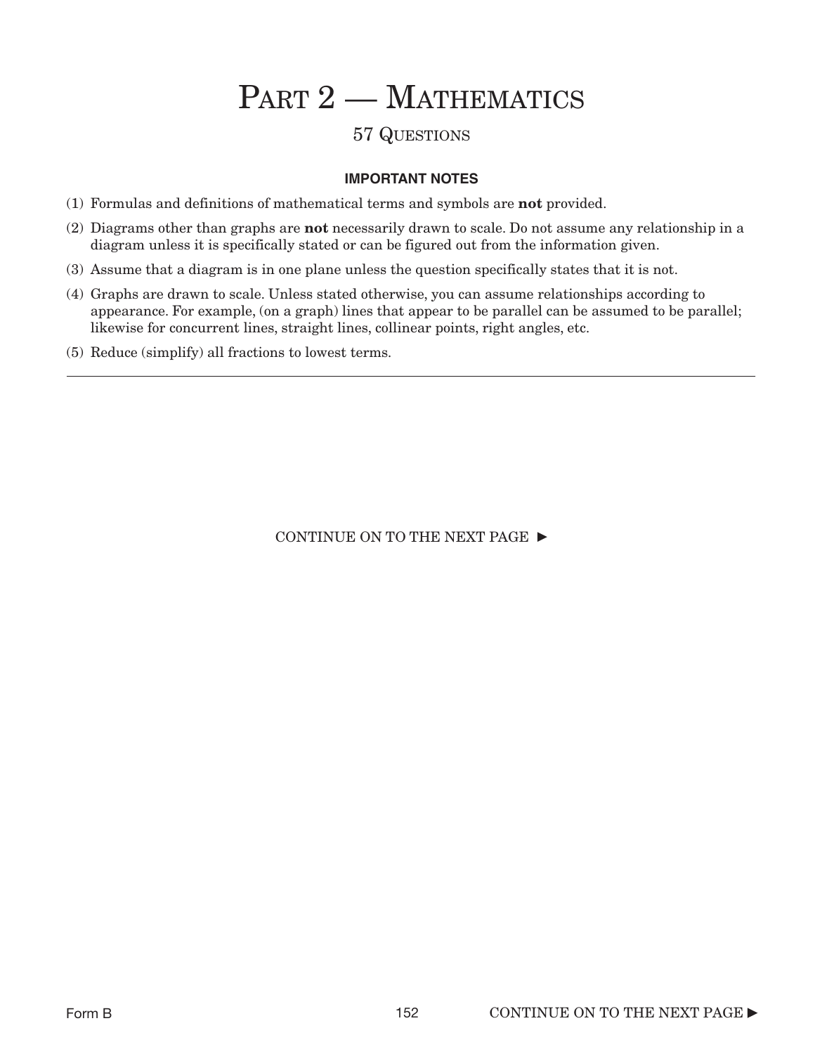# PART 2 — MATHEMATICS

## 57 QUESTIONS

**IMPORTANT NOTES**

(1) Formulas and definitions of mathematical terms and symbols are **not** provided.

(2) Diagrams other than graphs are **not** necessarily drawn to scale. Do not assume any relationship in a diagram unless it is specifically stated or can be figured out from the information given.

(3) Assume that a diagram is in one plane unless the question specifically states that it is not.

(4) Graphs are drawn to scale. Unless stated otherwise, you can assume relationships according to appearance. For example, (on a graph) lines that appear to be parallel can be assumed to be parallel; likewise for concurrent lines, straight lines, collinear points, right angles, etc.

(5) Reduce (simplify) all fractions to lowest terms.

---

CONTINUE ON TO THE NEXT PAGE ►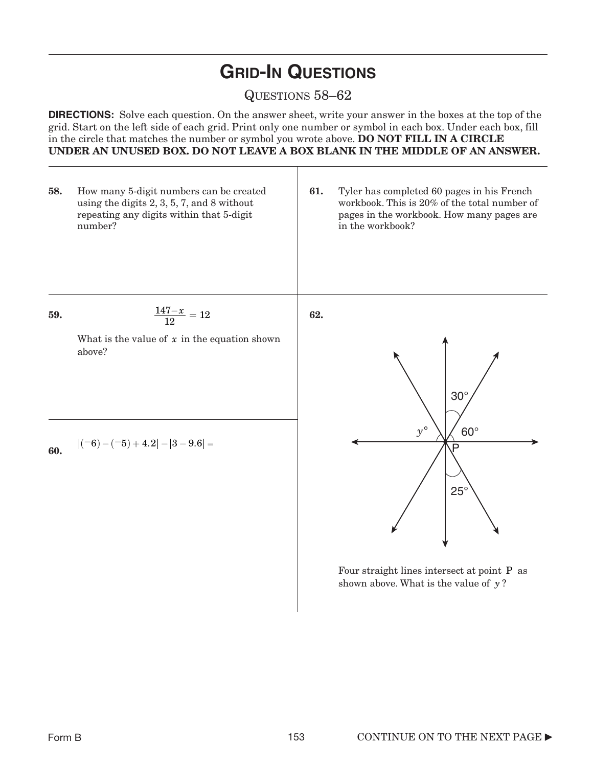# GRID-IN QUESTIONS

QUESTIONS 58–62

**DIRECTIONS:** Solve each question. On the answer sheet, write your answer in the boxes at the top of the grid. Start on the left side of each grid. Print only one number or symbol in each box. Under each box, fill in the circle that matches the number or symbol you wrote above. **DO NOT FILL IN A CIRCLE UNDER AN UNUSED BOX. DO NOT LEAVE A BOX BLANK IN THE MIDDLE OF AN ANSWER.**

**58.** How many 5-digit numbers can be created using the digits 2, 3, 5, 7, and 8 without repeating any digits within that 5-digit number?

**59.**

$$\frac{147-x}{12}=12$$

What is the value of $x$ in the equation shown above?

**60.** $|(-6)-(-5)+4.2|-|3-9.6|=$

**61.** Tyler has completed 60 pages in his French workbook. This is 20% of the total number of pages in the workbook. How many pages are in the workbook?

**62.**

Four straight lines intersect at point P as shown above. What is the value of $y$?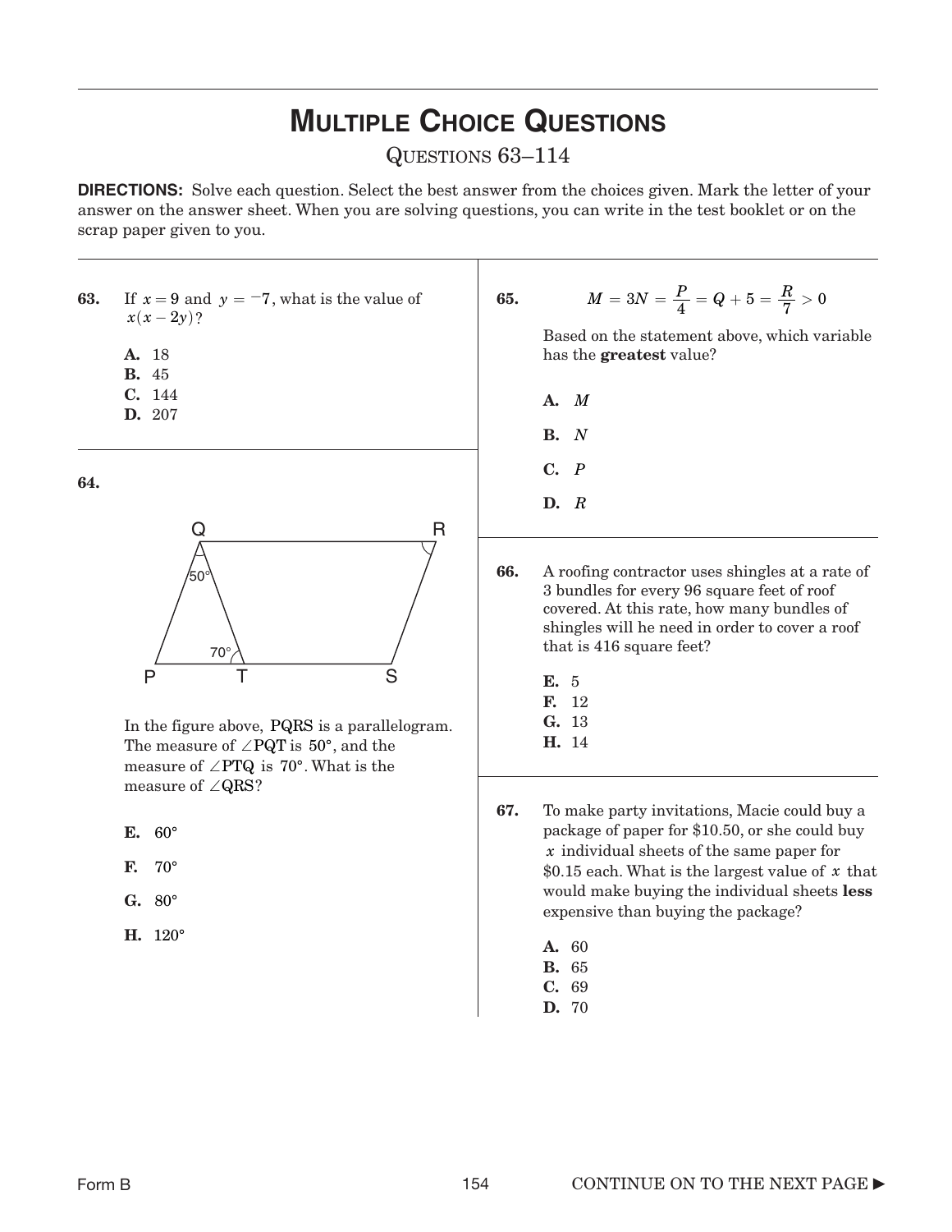# Multiple Choice Questions

Questions 63–114

**DIRECTIONS:** Solve each question. Select the best answer from the choices given. Mark the letter of your answer on the answer sheet. When you are solving questions, you can write in the test booklet or on the scrap paper given to you.

**63.** If $x = 9$ and $y = -7$, what is the value of $x(x - 2y)$?

**A.** 18
**B.** 45
**C.** 144
**D.** 207

**64.**

In the figure above, PQRS is a parallelogram. The measure of $\angle PQT$ is $50°$, and the measure of $\angle PTQ$ is $70°$. What is the measure of $\angle QRS$?

**E.** 60°

**F.** 70°

**G.** 80°

**H.** 120°

**65.**

$$M = 3N = \frac{P}{4} = Q + 5 = \frac{R}{7} > 0$$

Based on the statement above, which variable has the **greatest** value?

**A.** $M$

**B.** $N$

**C.** $P$

**D.** $R$

**66.** A roofing contractor uses shingles at a rate of 3 bundles for every 96 square feet of roof covered. At this rate, how many bundles of shingles will he need in order to cover a roof that is 416 square feet?

**E.** 5
**F.** 12
**G.** 13
**H.** 14

**67.** To make party invitations, Macie could buy a package of paper for \$10.50, or she could buy $x$ individual sheets of the same paper for \$0.15 each. What is the largest value of $x$ that would make buying the individual sheets **less** expensive than buying the package?

**A.** 60
**B.** 65
**C.** 69
**D.** 70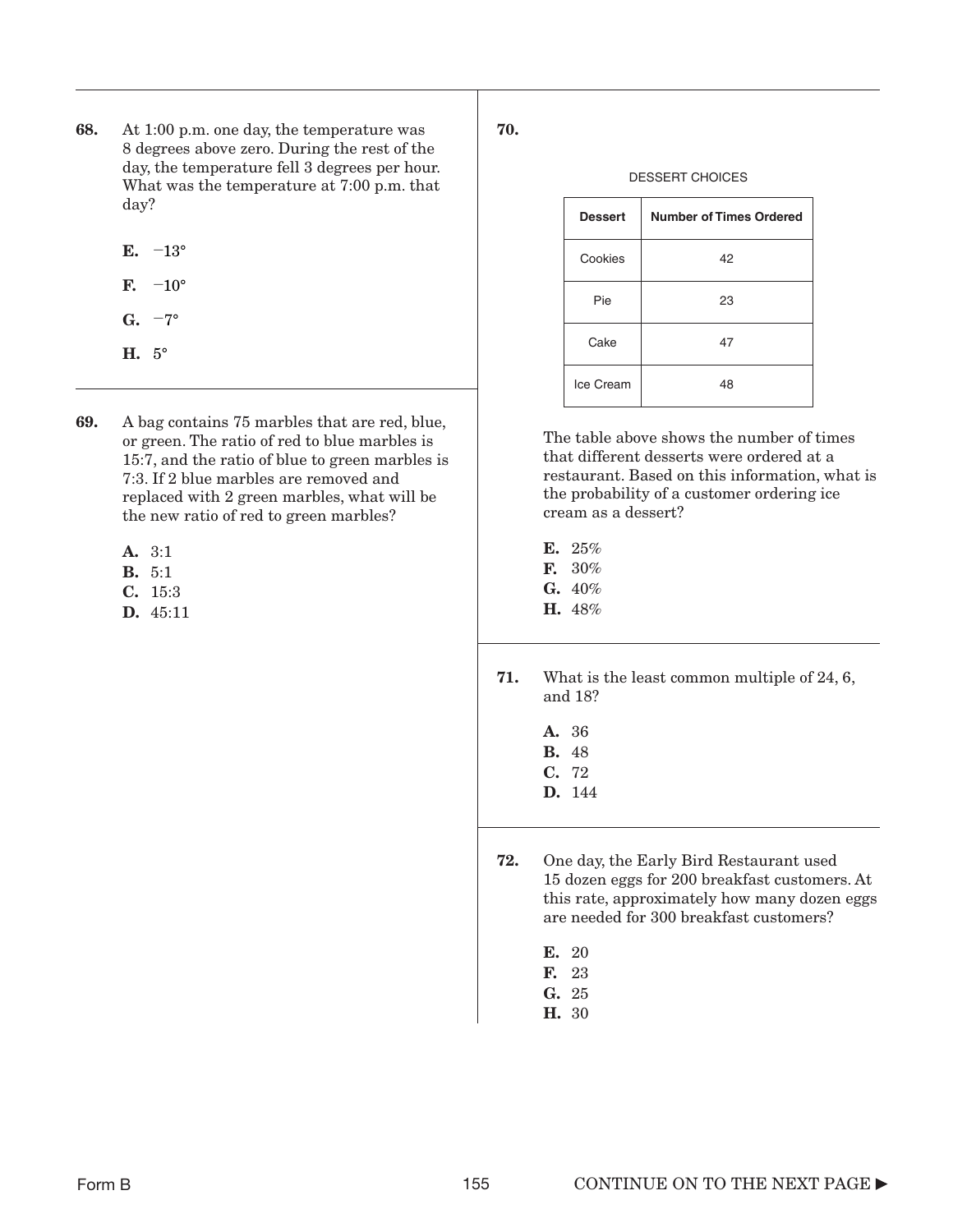**68.** At 1:00 p.m. one day, the temperature was 8 degrees above zero. During the rest of the day, the temperature fell 3 degrees per hour. What was the temperature at 7:00 p.m. that day?

- **E.** $-13°$
- **F.** $-10°$
- **G.** $-7°$
- **H.** $5°$

**69.** A bag contains 75 marbles that are red, blue, or green. The ratio of red to blue marbles is 15:7, and the ratio of blue to green marbles is 7:3. If 2 blue marbles are removed and replaced with 2 green marbles, what will be the new ratio of red to green marbles?

- **A.** 3:1
- **B.** 5:1
- **C.** 15:3
- **D.** 45:11

**70.**

DESSERT CHOICES

| Dessert | Number of Times Ordered |
|---|---|
| Cookies | 42 |
| Pie | 23 |
| Cake | 47 |
| Ice Cream | 48 |

The table above shows the number of times that different desserts were ordered at a restaurant. Based on this information, what is the probability of a customer ordering ice cream as a dessert?

- **E.** 25%
- **F.** 30%
- **G.** 40%
- **H.** 48%

**71.** What is the least common multiple of 24, 6, and 18?

- **A.** 36
- **B.** 48
- **C.** 72
- **D.** 144

**72.** One day, the Early Bird Restaurant used 15 dozen eggs for 200 breakfast customers. At this rate, approximately how many dozen eggs are needed for 300 breakfast customers?

- **E.** 20
- **F.** 23
- **G.** 25
- **H.** 30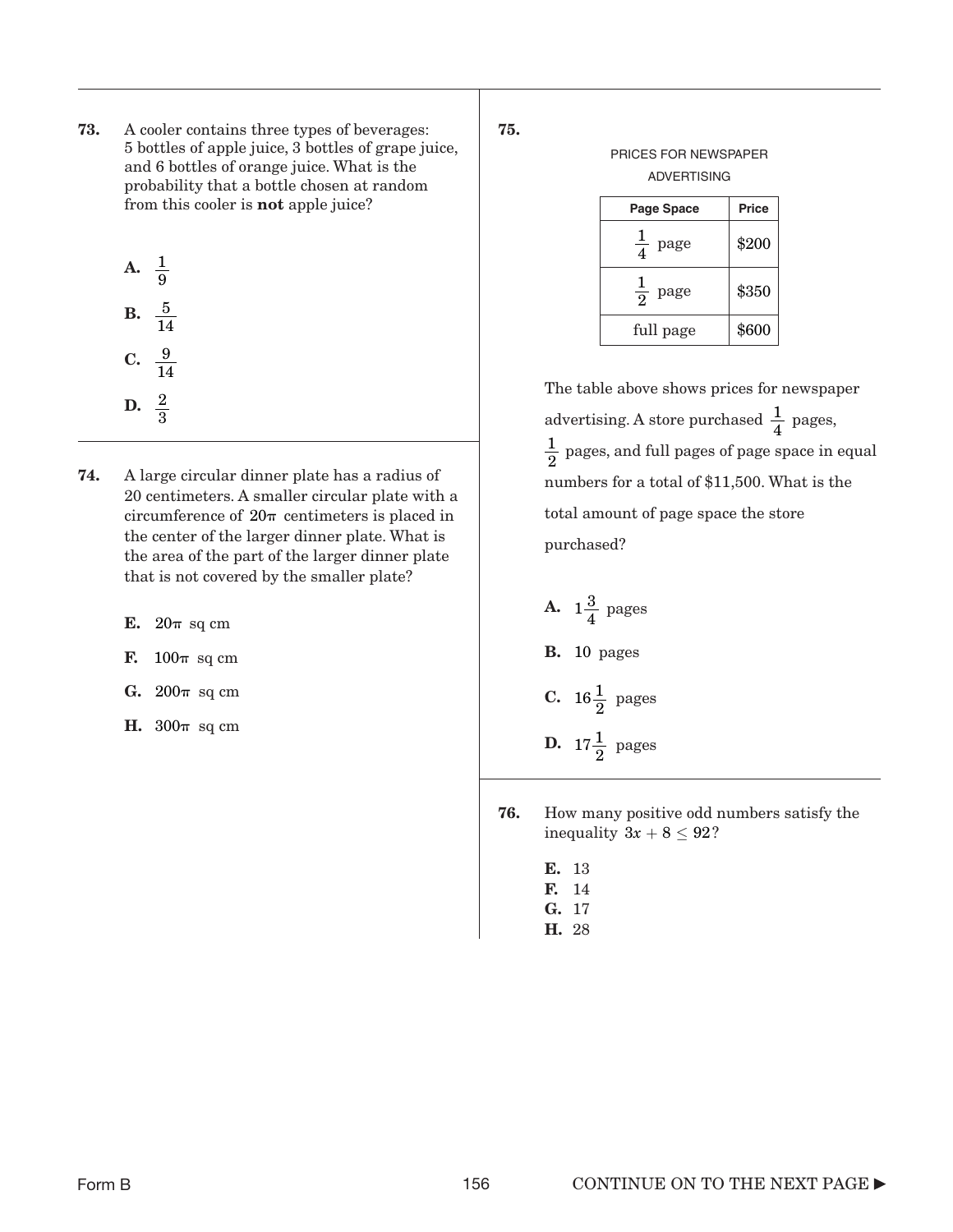**73.** A cooler contains three types of beverages: 5 bottles of apple juice, 3 bottles of grape juice, and 6 bottles of orange juice. What is the probability that a bottle chosen at random from this cooler is **not** apple juice?

**A.** $\frac{1}{9}$

**B.** $\frac{5}{14}$

**C.** $\frac{9}{14}$

**D.** $\frac{2}{3}$

**74.** A large circular dinner plate has a radius of 20 centimeters. A smaller circular plate with a circumference of $20\pi$ centimeters is placed in the center of the larger dinner plate. What is the area of the part of the larger dinner plate that is not covered by the smaller plate?

**E.** $20\pi$ sq cm

**F.** $100\pi$ sq cm

**G.** $200\pi$ sq cm

**H.** $300\pi$ sq cm

**75.**

PRICES FOR NEWSPAPER ADVERTISING

| Page Space | Price |
|---|---|
| $\frac{1}{4}$ page | \$200 |
| $\frac{1}{2}$ page | \$350 |
| full page | \$600 |

The table above shows prices for newspaper advertising. A store purchased $\frac{1}{4}$ pages, $\frac{1}{2}$ pages, and full pages of page space in equal numbers for a total of \$11,500. What is the total amount of page space the store purchased?

**A.** $1\frac{3}{4}$ pages

**B.** 10 pages

**C.** $16\frac{1}{2}$ pages

**D.** $17\frac{1}{2}$ pages

**76.** How many positive odd numbers satisfy the inequality $3x + 8 \leq 92$?

**E.** 13
**F.** 14
**G.** 17
**H.** 28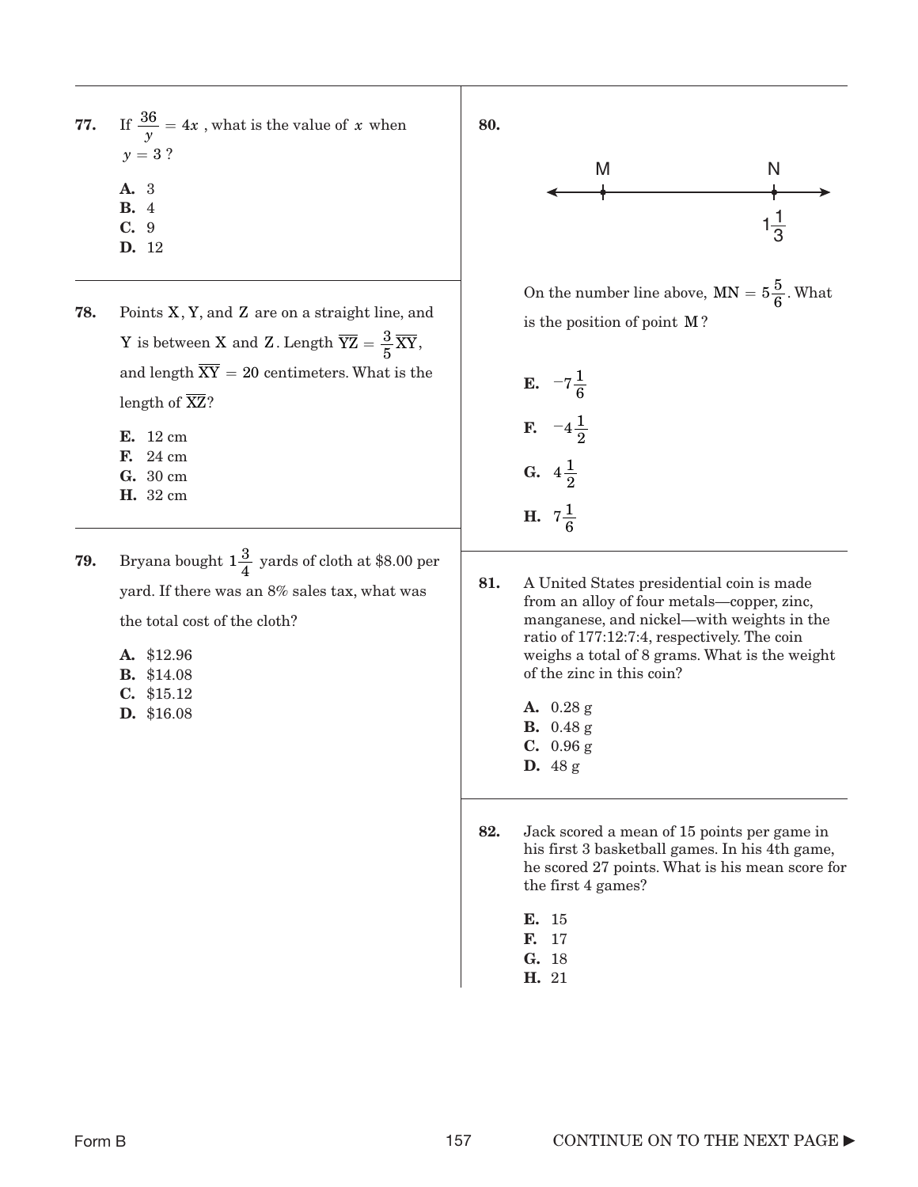**77.** If $\frac{36}{y} = 4x$, what is the value of $x$ when $y = 3$?

- **A.** 3
- **B.** 4
- **C.** 9
- **D.** 12

**78.** Points X, Y, and Z are on a straight line, and Y is between X and Z. Length $\overline{YZ} = \frac{3}{5}\overline{XY}$, and length $\overline{XY} = 20$ centimeters. What is the length of $\overline{XZ}$?

- **E.** 12 cm
- **F.** 24 cm
- **G.** 30 cm
- **H.** 32 cm

**79.** Bryana bought $1\frac{3}{4}$ yards of cloth at \$8.00 per yard. If there was an 8% sales tax, what was the total cost of the cloth?

- **A.** \$12.96
- **B.** \$14.08
- **C.** \$15.12
- **D.** \$16.08

**80.**

M ——— N

$1\frac{1}{3}$

On the number line above, $MN = 5\frac{5}{6}$. What is the position of point M?

- **E.** $-7\frac{1}{6}$
- **F.** $-4\frac{1}{2}$
- **G.** $4\frac{1}{2}$
- **H.** $7\frac{1}{6}$

**81.** A United States presidential coin is made from an alloy of four metals—copper, zinc, manganese, and nickel—with weights in the ratio of 177:12:7:4, respectively. The coin weighs a total of 8 grams. What is the weight of the zinc in this coin?

- **A.** 0.28 g
- **B.** 0.48 g
- **C.** 0.96 g
- **D.** 48 g

**82.** Jack scored a mean of 15 points per game in his first 3 basketball games. In his 4th game, he scored 27 points. What is his mean score for the first 4 games?

- **E.** 15
- **F.** 17
- **G.** 18
- **H.** 21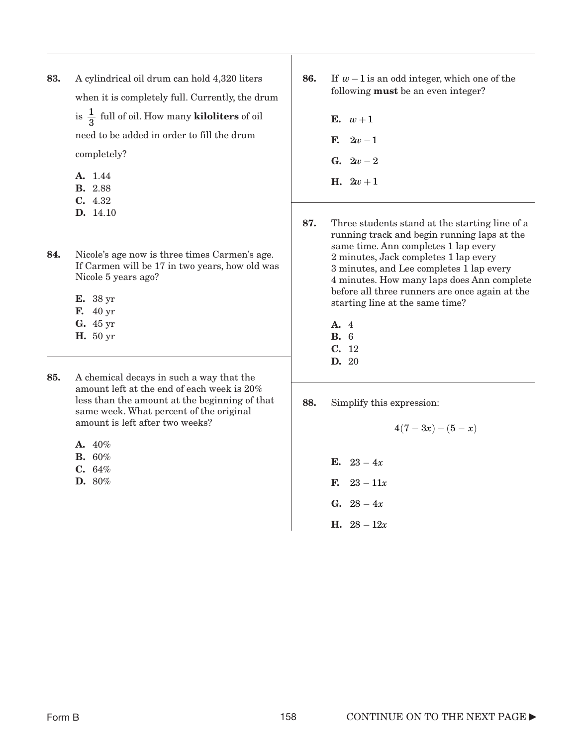**83.** A cylindrical oil drum can hold 4,320 liters when it is completely full. Currently, the drum is $\frac{1}{3}$ full of oil. How many **kiloliters** of oil need to be added in order to fill the drum completely?

**A.** 1.44
**B.** 2.88
**C.** 4.32
**D.** 14.10

**84.** Nicole's age now is three times Carmen's age. If Carmen will be 17 in two years, how old was Nicole 5 years ago?

**E.** 38 yr
**F.** 40 yr
**G.** 45 yr
**H.** 50 yr

**85.** A chemical decays in such a way that the amount left at the end of each week is 20% less than the amount at the beginning of that same week. What percent of the original amount is left after two weeks?

**A.** 40%
**B.** 60%
**C.** 64%
**D.** 80%

**86.** If $w - 1$ is an odd integer, which one of the following **must** be an even integer?

**E.** $w + 1$

**F.** $2w - 1$

**G.** $2w - 2$

**H.** $2w + 1$

**87.** Three students stand at the starting line of a running track and begin running laps at the same time. Ann completes 1 lap every 2 minutes, Jack completes 1 lap every 3 minutes, and Lee completes 1 lap every 4 minutes. How many laps does Ann complete before all three runners are once again at the starting line at the same time?

**A.** 4
**B.** 6
**C.** 12
**D.** 20

**88.** Simplify this expression:

$$4(7 - 3x) - (5 - x)$$

**E.** $23 - 4x$

**F.** $23 - 11x$

**G.** $28 - 4x$

**H.** $28 - 12x$

Form B

CONTINUE ON TO THE NEXT PAGE ►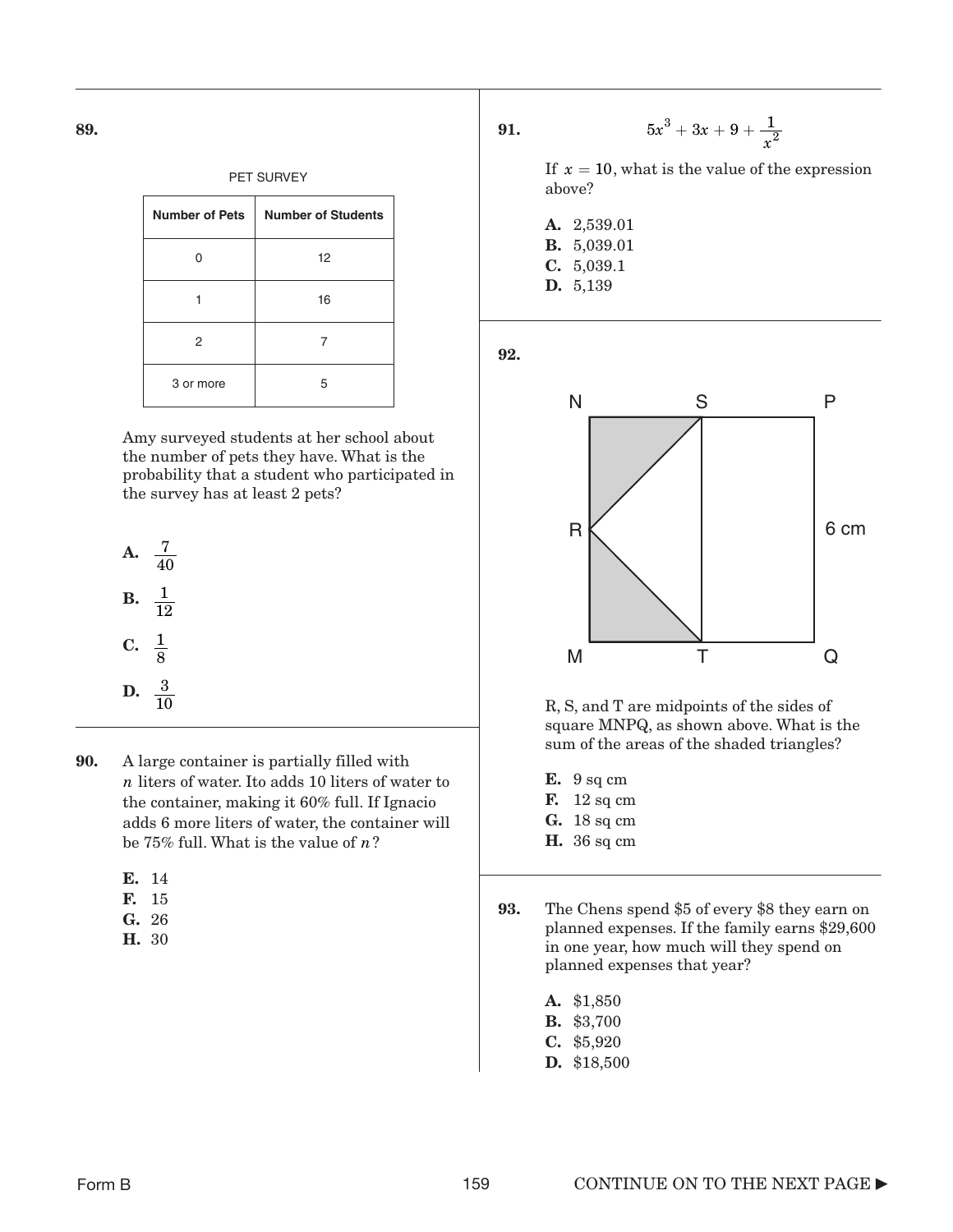**89.**

PET SURVEY

| Number of Pets | Number of Students |
|---|---|
| 0 | 12 |
| 1 | 16 |
| 2 | 7 |
| 3 or more | 5 |

Amy surveyed students at her school about the number of pets they have. What is the probability that a student who participated in the survey has at least 2 pets?

**A.** $\frac{7}{40}$

**B.** $\frac{1}{12}$

**C.** $\frac{1}{8}$

**D.** $\frac{3}{10}$

---

**90.** A large container is partially filled with $n$ liters of water. Ito adds 10 liters of water to the container, making it 60% full. If Ignacio adds 6 more liters of water, the container will be 75% full. What is the value of $n$?

**E.** 14
**F.** 15
**G.** 26
**H.** 30

---

**91.**

$$5x^3 + 3x + 9 + \frac{1}{x^2}$$

If $x = 10$, what is the value of the expression above?

**A.** 2,539.01
**B.** 5,039.01
**C.** 5,039.1
**D.** 5,139

---

**92.**

R, S, and T are midpoints of the sides of square MNPQ, as shown above. What is the sum of the areas of the shaded triangles?

**E.** 9 sq cm
**F.** 12 sq cm
**G.** 18 sq cm
**H.** 36 sq cm

---

**93.** The Chens spend \$5 of every \$8 they earn on planned expenses. If the family earns \$29,600 in one year, how much will they spend on planned expenses that year?

**A.** \$1,850
**B.** \$3,700
**C.** \$5,920
**D.** \$18,500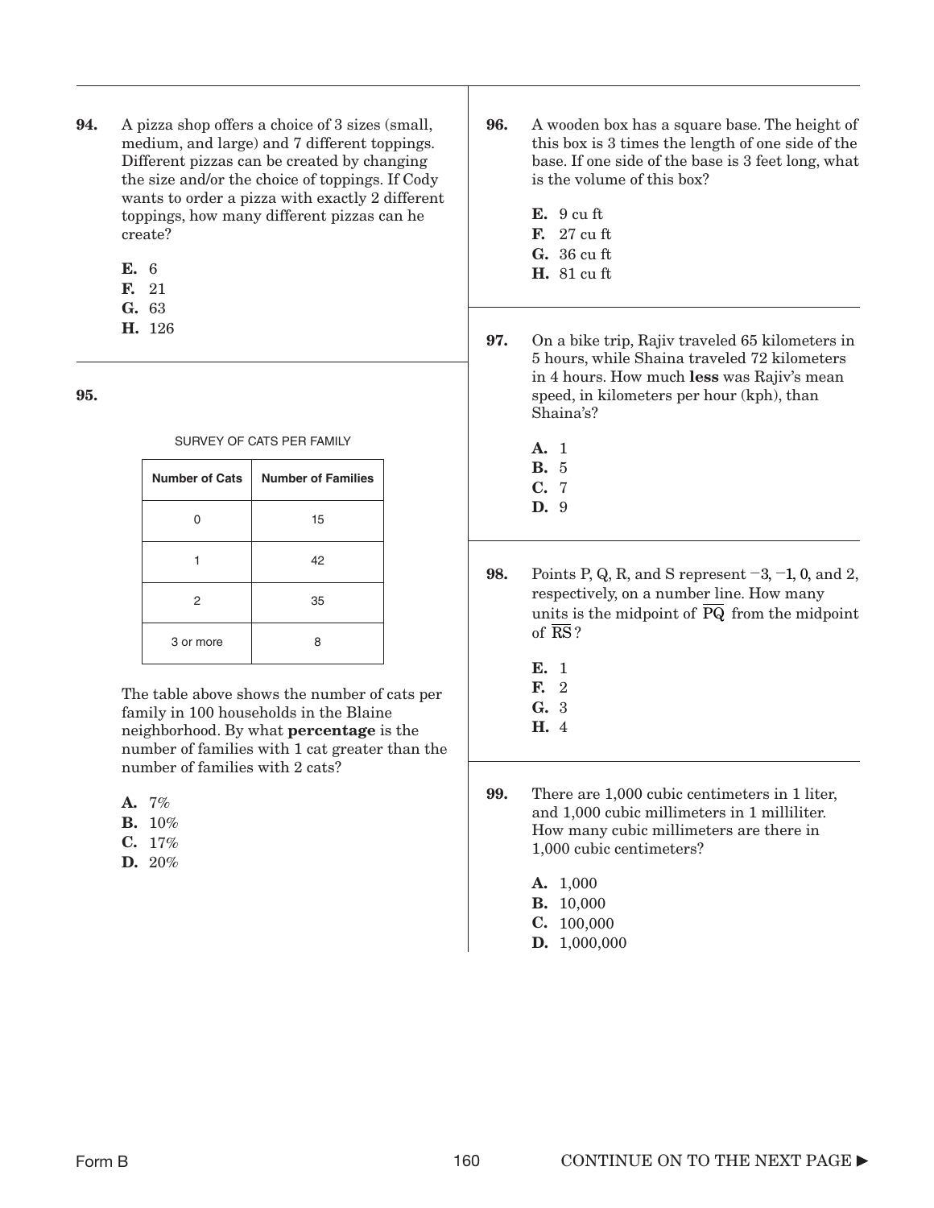**94.** A pizza shop offers a choice of 3 sizes (small, medium, and large) and 7 different toppings. Different pizzas can be created by changing the size and/or the choice of toppings. If Cody wants to order a pizza with exactly 2 different toppings, how many different pizzas can he create?

**E.** 6
**F.** 21
**G.** 63
**H.** 126

**95.**

SURVEY OF CATS PER FAMILY

| Number of Cats | Number of Families |
|---|---|
| 0 | 15 |
| 1 | 42 |
| 2 | 35 |
| 3 or more | 8 |

The table above shows the number of cats per family in 100 households in the Blaine neighborhood. By what **percentage** is the number of families with 1 cat greater than the number of families with 2 cats?

**A.** 7%
**B.** 10%
**C.** 17%
**D.** 20%

**96.** A wooden box has a square base. The height of this box is 3 times the length of one side of the base. If one side of the base is 3 feet long, what is the volume of this box?

**E.** 9 cu ft
**F.** 27 cu ft
**G.** 36 cu ft
**H.** 81 cu ft

**97.** On a bike trip, Rajiv traveled 65 kilometers in 5 hours, while Shaina traveled 72 kilometers in 4 hours. How much **less** was Rajiv's mean speed, in kilometers per hour (kph), than Shaina's?

**A.** 1
**B.** 5
**C.** 7
**D.** 9

**98.** Points P, Q, R, and S represent $-3$, $-1$, $0$, and $2$, respectively, on a number line. How many units is the midpoint of $\overline{PQ}$ from the midpoint of $\overline{RS}$?

**E.** 1
**F.** 2
**G.** 3
**H.** 4

**99.** There are 1,000 cubic centimeters in 1 liter, and 1,000 cubic millimeters in 1 milliliter. How many cubic millimeters are there in 1,000 cubic centimeters?

**A.** 1,000
**B.** 10,000
**C.** 100,000
**D.** 1,000,000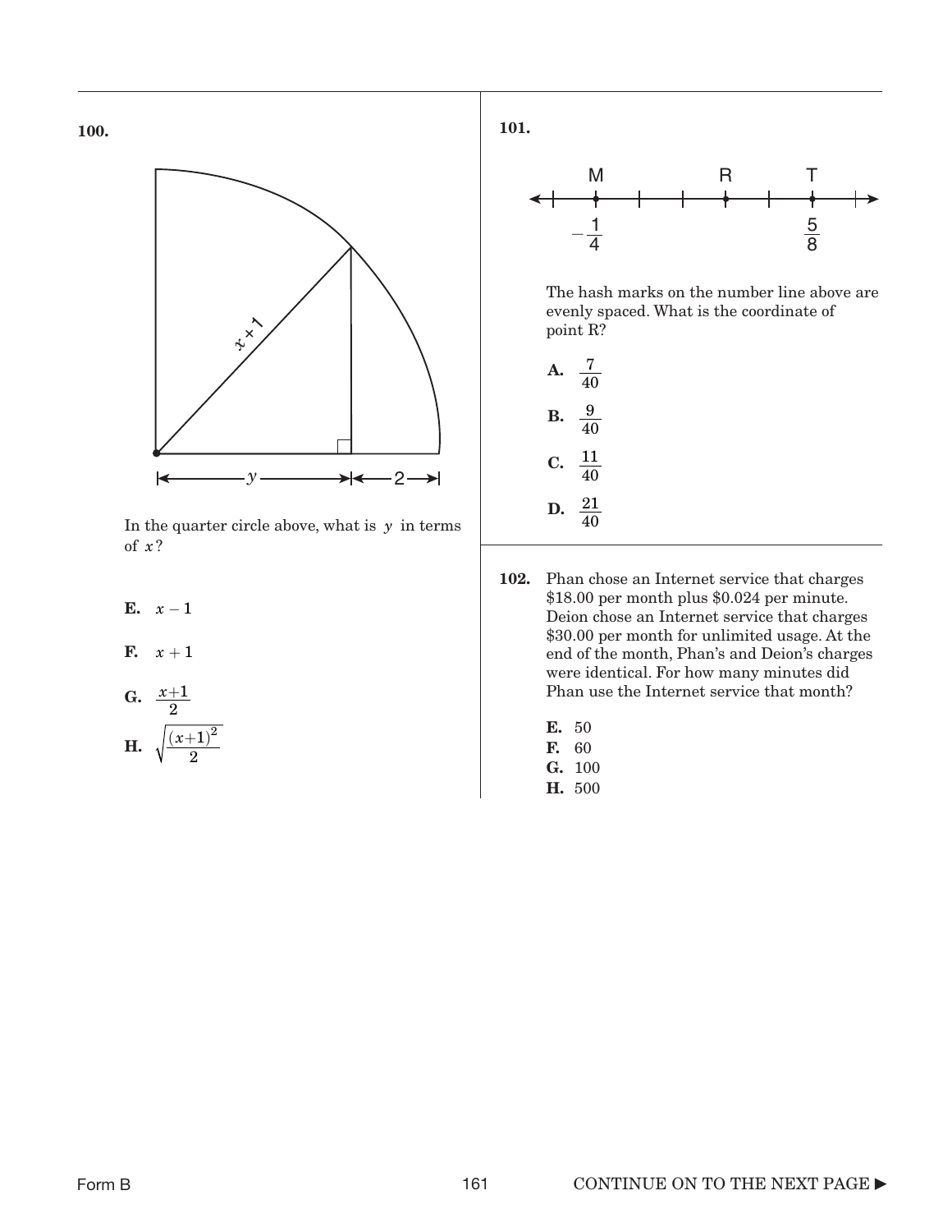**100.**

In the quarter circle above, what is $y$ in terms of $x$?

**E.** $x - 1$

**F.** $x + 1$

**G.** $\frac{x+1}{2}$

**H.** $\sqrt{\frac{(x+1)^2}{2}}$

**101.**

The hash marks on the number line above are evenly spaced. What is the coordinate of point R?

**A.** $\frac{7}{40}$

**B.** $\frac{9}{40}$

**C.** $\frac{11}{40}$

**D.** $\frac{21}{40}$

**102.** Phan chose an Internet service that charges \$18.00 per month plus \$0.024 per minute. Deion chose an Internet service that charges \$30.00 per month for unlimited usage. At the end of the month, Phan's and Deion's charges were identical. For how many minutes did Phan use the Internet service that month?

**E.** 50
**F.** 60
**G.** 100
**H.** 500

CONTINUE ON TO THE NEXT PAGE ►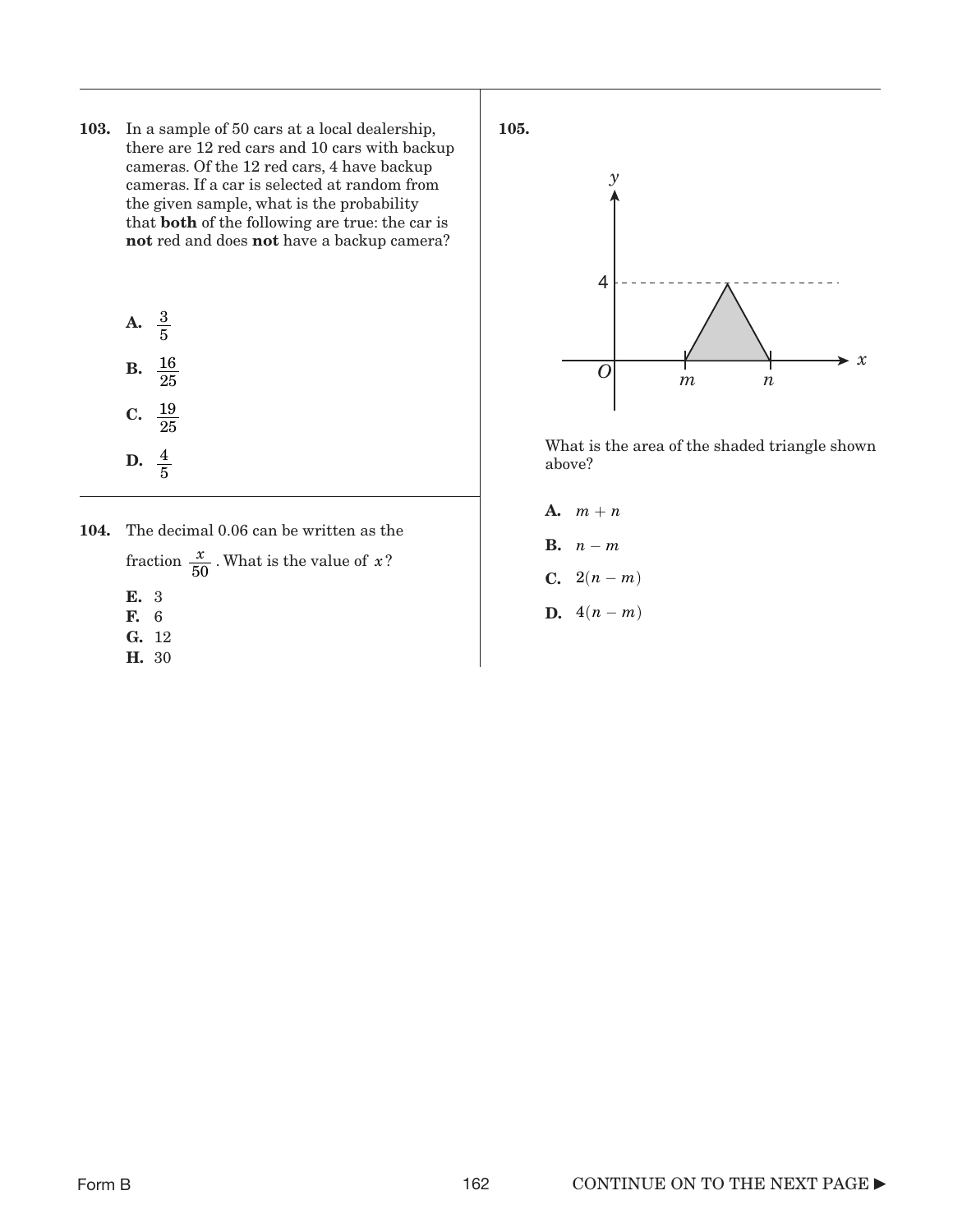**103.** In a sample of 50 cars at a local dealership, there are 12 red cars and 10 cars with backup cameras. Of the 12 red cars, 4 have backup cameras. If a car is selected at random from the given sample, what is the probability that **both** of the following are true: the car is **not** red and does **not** have a backup camera?

**A.** $\frac{3}{5}$

**B.** $\frac{16}{25}$

**C.** $\frac{19}{25}$

**D.** $\frac{4}{5}$

**104.** The decimal 0.06 can be written as the fraction $\frac{x}{50}$. What is the value of $x$?

**E.** 3
**F.** 6
**G.** 12
**H.** 30

**105.**

What is the area of the shaded triangle shown above?

**A.** $m + n$

**B.** $n - m$

**C.** $2(n - m)$

**D.** $4(n - m)$

Form B

CONTINUE ON TO THE NEXT PAGE ►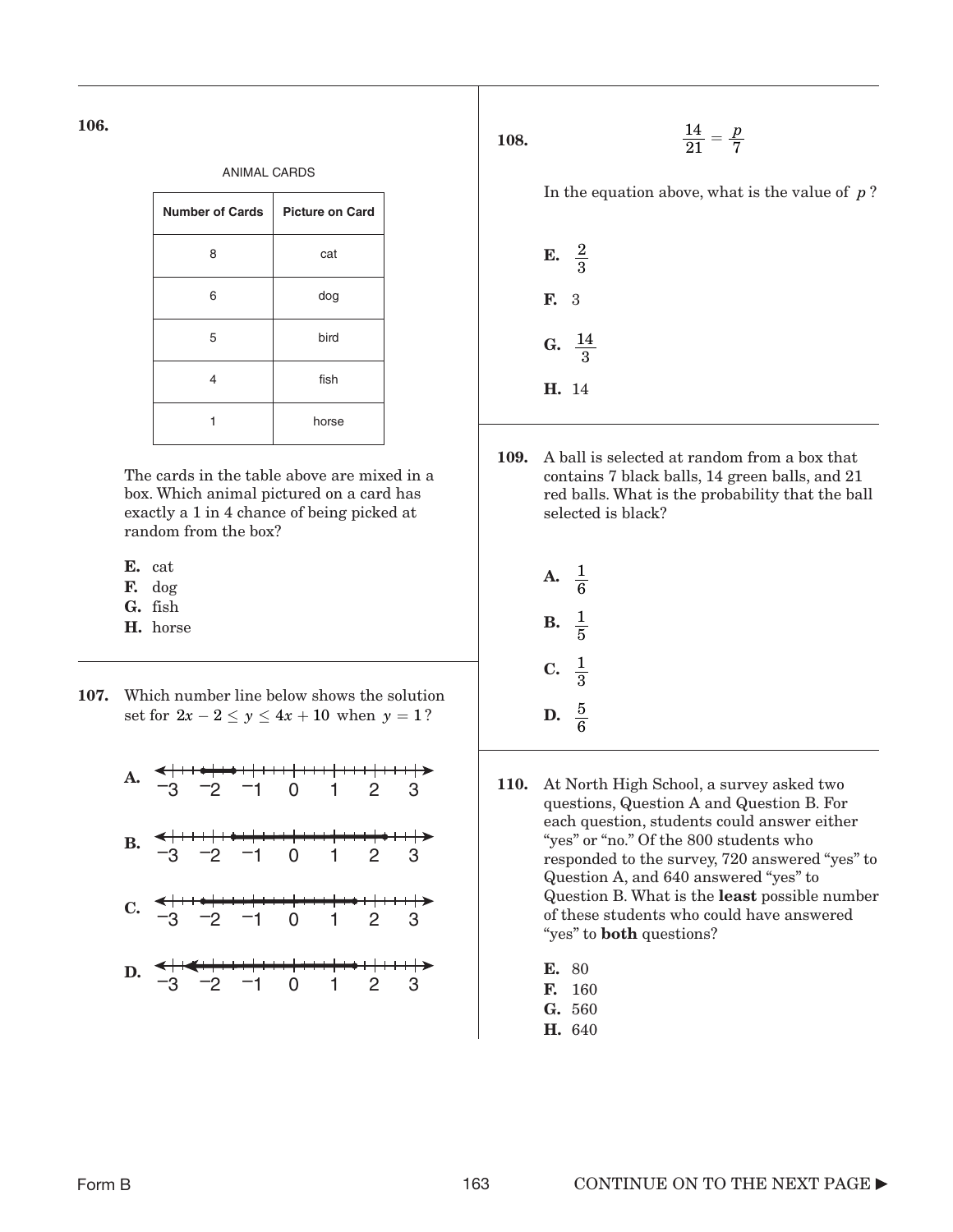**106.**

ANIMAL CARDS

| Number of Cards | Picture on Card |
|---|---|
| 8 | cat |
| 6 | dog |
| 5 | bird |
| 4 | fish |
| 1 | horse |

The cards in the table above are mixed in a box. Which animal pictured on a card has exactly a 1 in 4 chance of being picked at random from the box?

**E.** cat
**F.** dog
**G.** fish
**H.** horse

**107.** Which number line below shows the solution set for $2x - 2 \leq y \leq 4x + 10$ when $y = 1$?

**A.** −3 −2 −1 0 1 2 3

**B.** −3 −2 −1 0 1 2 3

**C.** −3 −2 −1 0 1 2 3

**D.** −3 −2 −1 0 1 2 3

**108.** $$\frac{14}{21} = \frac{p}{7}$$

In the equation above, what is the value of $p$?

**E.** $\frac{2}{3}$

**F.** 3

**G.** $\frac{14}{3}$

**H.** 14

**109.** A ball is selected at random from a box that contains 7 black balls, 14 green balls, and 21 red balls. What is the probability that the ball selected is black?

**A.** $\frac{1}{6}$

**B.** $\frac{1}{5}$

**C.** $\frac{1}{3}$

**D.** $\frac{5}{6}$

**110.** At North High School, a survey asked two questions, Question A and Question B. For each question, students could answer either "yes" or "no." Of the 800 students who responded to the survey, 720 answered "yes" to Question A, and 640 answered "yes" to Question B. What is the **least** possible number of these students who could have answered "yes" to **both** questions?

**E.** 80
**F.** 160
**G.** 560
**H.** 640

CONTINUE ON TO THE NEXT PAGE ►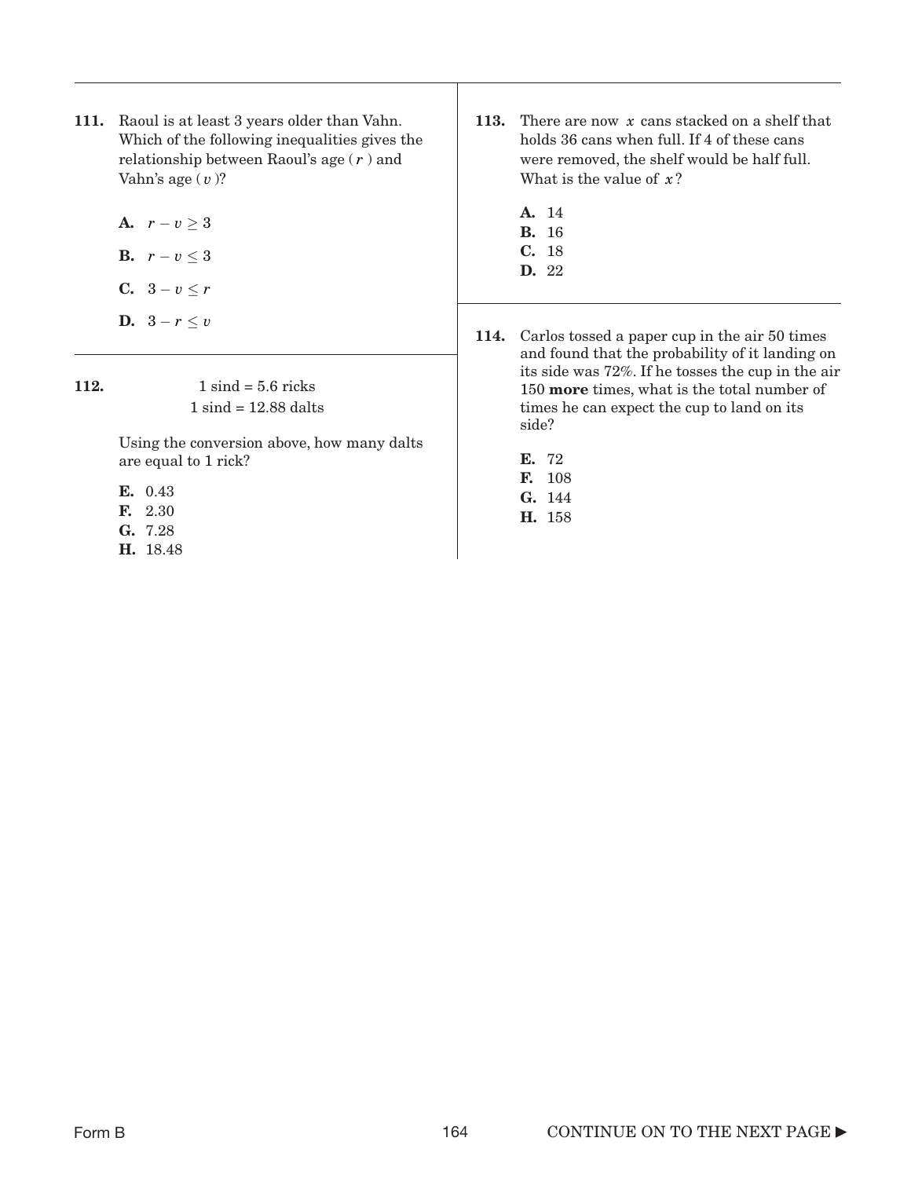**111.** Raoul is at least 3 years older than Vahn. Which of the following inequalities gives the relationship between Raoul's age ($r$) and Vahn's age ($v$)?

**A.** $r - v \geq 3$

**B.** $r - v \leq 3$

**C.** $3 - v \leq r$

**D.** $3 - r \leq v$

**112.**

1 sind = 5.6 ricks
1 sind = 12.88 dalts

Using the conversion above, how many dalts are equal to 1 rick?

**E.** 0.43
**F.** 2.30
**G.** 7.28
**H.** 18.48

**113.** There are now $x$ cans stacked on a shelf that holds 36 cans when full. If 4 of these cans were removed, the shelf would be half full. What is the value of $x$?

**A.** 14
**B.** 16
**C.** 18
**D.** 22

**114.** Carlos tossed a paper cup in the air 50 times and found that the probability of it landing on its side was 72%. If he tosses the cup in the air 150 **more** times, what is the total number of times he can expect the cup to land on its side?

**E.** 72
**F.** 108
**G.** 144
**H.** 158

Form B

CONTINUE ON TO THE NEXT PAGE ►